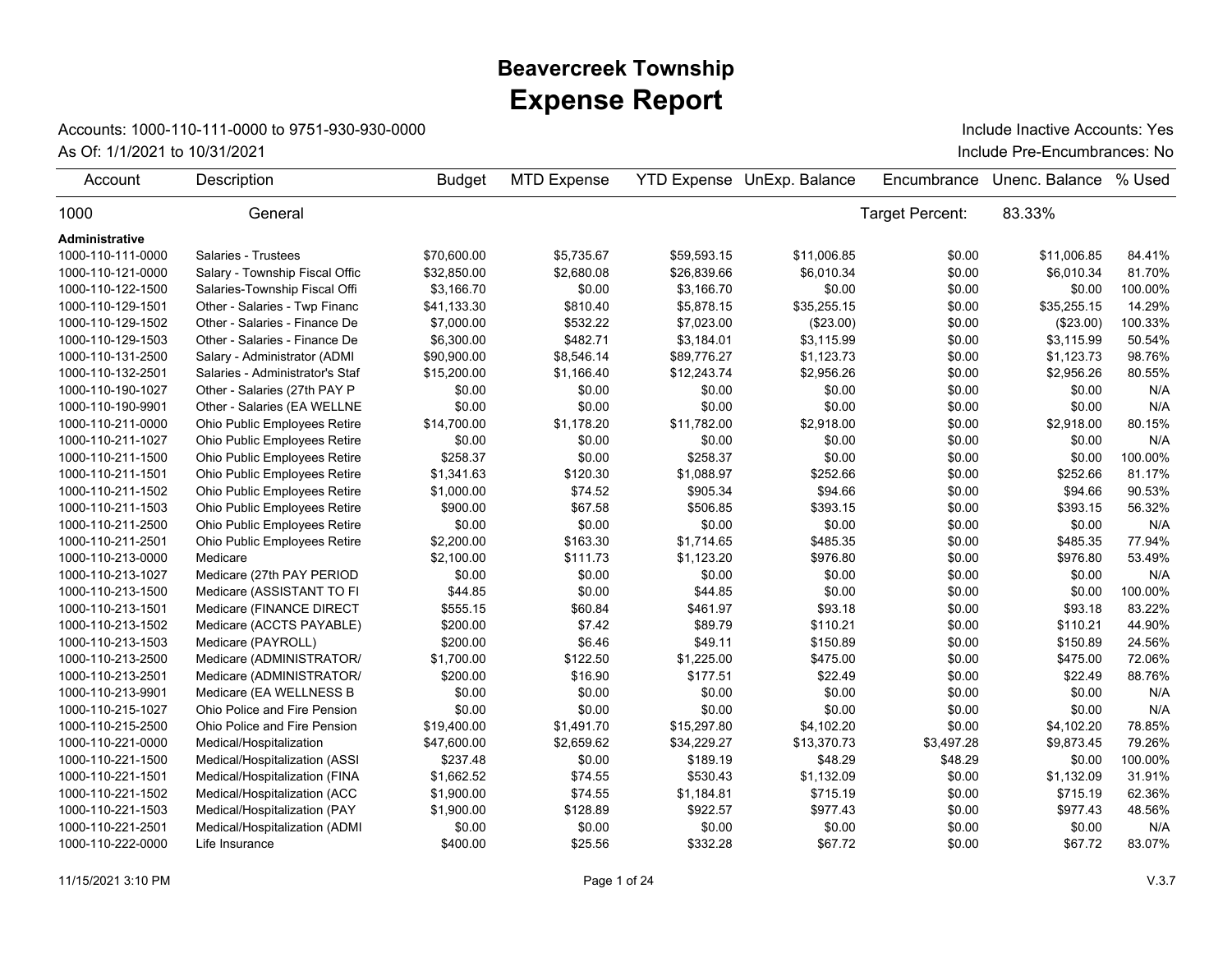# Beavercreek Township
# Expense Report

Accounts: 1000-110-111-0000 to 9751-930-930-0000 | Include Inactive Accounts: Yes

As Of: 1/1/2021 to 10/31/2021 | Include Pre-Encumbrances: No

| Account | Description | Budget | MTD Expense | YTD Expense | UnExp. Balance | Encumbrance | Unenc. Balance | % Used |
|---|---|---|---|---|---|---|---|---|
| 1000 | General | | | | | Target Percent: | 83.33% | |
| **Administrative** | | | | | | | | |
| 1000-110-111-0000 | Salaries - Trustees | $70,600.00 | $5,735.67 | $59,593.15 | $11,006.85 | $0.00 | $11,006.85 | 84.41% |
| 1000-110-121-0000 | Salary - Township Fiscal Offic | $32,850.00 | $2,680.08 | $26,839.66 | $6,010.34 | $0.00 | $6,010.34 | 81.70% |
| 1000-110-122-1500 | Salaries-Township Fiscal Offi | $3,166.70 | $0.00 | $3,166.70 | $0.00 | $0.00 | $0.00 | 100.00% |
| 1000-110-129-1501 | Other - Salaries - Twp Financ | $41,133.30 | $810.40 | $5,878.15 | $35,255.15 | $0.00 | $35,255.15 | 14.29% |
| 1000-110-129-1502 | Other - Salaries - Finance De | $7,000.00 | $532.22 | $7,023.00 | ($23.00) | $0.00 | ($23.00) | 100.33% |
| 1000-110-129-1503 | Other - Salaries - Finance De | $6,300.00 | $482.71 | $3,184.01 | $3,115.99 | $0.00 | $3,115.99 | 50.54% |
| 1000-110-131-2500 | Salary - Administrator (ADMI | $90,900.00 | $8,546.14 | $89,776.27 | $1,123.73 | $0.00 | $1,123.73 | 98.76% |
| 1000-110-132-2501 | Salaries - Administrator's Staf | $15,200.00 | $1,166.40 | $12,243.74 | $2,956.26 | $0.00 | $2,956.26 | 80.55% |
| 1000-110-190-1027 | Other - Salaries (27th PAY P | $0.00 | $0.00 | $0.00 | $0.00 | $0.00 | $0.00 | N/A |
| 1000-110-190-9901 | Other - Salaries (EA WELLNE | $0.00 | $0.00 | $0.00 | $0.00 | $0.00 | $0.00 | N/A |
| 1000-110-211-0000 | Ohio Public Employees Retire | $14,700.00 | $1,178.20 | $11,782.00 | $2,918.00 | $0.00 | $2,918.00 | 80.15% |
| 1000-110-211-1027 | Ohio Public Employees Retire | $0.00 | $0.00 | $0.00 | $0.00 | $0.00 | $0.00 | N/A |
| 1000-110-211-1500 | Ohio Public Employees Retire | $258.37 | $0.00 | $258.37 | $0.00 | $0.00 | $0.00 | 100.00% |
| 1000-110-211-1501 | Ohio Public Employees Retire | $1,341.63 | $120.30 | $1,088.97 | $252.66 | $0.00 | $252.66 | 81.17% |
| 1000-110-211-1502 | Ohio Public Employees Retire | $1,000.00 | $74.52 | $905.34 | $94.66 | $0.00 | $94.66 | 90.53% |
| 1000-110-211-1503 | Ohio Public Employees Retire | $900.00 | $67.58 | $506.85 | $393.15 | $0.00 | $393.15 | 56.32% |
| 1000-110-211-2500 | Ohio Public Employees Retire | $0.00 | $0.00 | $0.00 | $0.00 | $0.00 | $0.00 | N/A |
| 1000-110-211-2501 | Ohio Public Employees Retire | $2,200.00 | $163.30 | $1,714.65 | $485.35 | $0.00 | $485.35 | 77.94% |
| 1000-110-213-0000 | Medicare | $2,100.00 | $111.73 | $1,123.20 | $976.80 | $0.00 | $976.80 | 53.49% |
| 1000-110-213-1027 | Medicare (27th PAY PERIOD | $0.00 | $0.00 | $0.00 | $0.00 | $0.00 | $0.00 | N/A |
| 1000-110-213-1500 | Medicare (ASSISTANT TO FI | $44.85 | $0.00 | $44.85 | $0.00 | $0.00 | $0.00 | 100.00% |
| 1000-110-213-1501 | Medicare (FINANCE DIRECT | $555.15 | $60.84 | $461.97 | $93.18 | $0.00 | $93.18 | 83.22% |
| 1000-110-213-1502 | Medicare (ACCTS PAYABLE) | $200.00 | $7.42 | $89.79 | $110.21 | $0.00 | $110.21 | 44.90% |
| 1000-110-213-1503 | Medicare (PAYROLL) | $200.00 | $6.46 | $49.11 | $150.89 | $0.00 | $150.89 | 24.56% |
| 1000-110-213-2500 | Medicare (ADMINISTRATOR/ | $1,700.00 | $122.50 | $1,225.00 | $475.00 | $0.00 | $475.00 | 72.06% |
| 1000-110-213-2501 | Medicare (ADMINISTRATOR/ | $200.00 | $16.90 | $177.51 | $22.49 | $0.00 | $22.49 | 88.76% |
| 1000-110-213-9901 | Medicare (EA WELLNESS B | $0.00 | $0.00 | $0.00 | $0.00 | $0.00 | $0.00 | N/A |
| 1000-110-215-1027 | Ohio Police and Fire Pension | $0.00 | $0.00 | $0.00 | $0.00 | $0.00 | $0.00 | N/A |
| 1000-110-215-2500 | Ohio Police and Fire Pension | $19,400.00 | $1,491.70 | $15,297.80 | $4,102.20 | $0.00 | $4,102.20 | 78.85% |
| 1000-110-221-0000 | Medical/Hospitalization | $47,600.00 | $2,659.62 | $34,229.27 | $13,370.73 | $3,497.28 | $9,873.45 | 79.26% |
| 1000-110-221-1500 | Medical/Hospitalization (ASSI | $237.48 | $0.00 | $189.19 | $48.29 | $48.29 | $0.00 | 100.00% |
| 1000-110-221-1501 | Medical/Hospitalization (FINA | $1,662.52 | $74.55 | $530.43 | $1,132.09 | $0.00 | $1,132.09 | 31.91% |
| 1000-110-221-1502 | Medical/Hospitalization (ACC | $1,900.00 | $74.55 | $1,184.81 | $715.19 | $0.00 | $715.19 | 62.36% |
| 1000-110-221-1503 | Medical/Hospitalization (PAY | $1,900.00 | $128.89 | $922.57 | $977.43 | $0.00 | $977.43 | 48.56% |
| 1000-110-221-2501 | Medical/Hospitalization (ADMI | $0.00 | $0.00 | $0.00 | $0.00 | $0.00 | $0.00 | N/A |
| 1000-110-222-0000 | Life Insurance | $400.00 | $25.56 | $332.28 | $67.72 | $0.00 | $67.72 | 83.07% |

11/15/2021 3:10 PM | V.3.7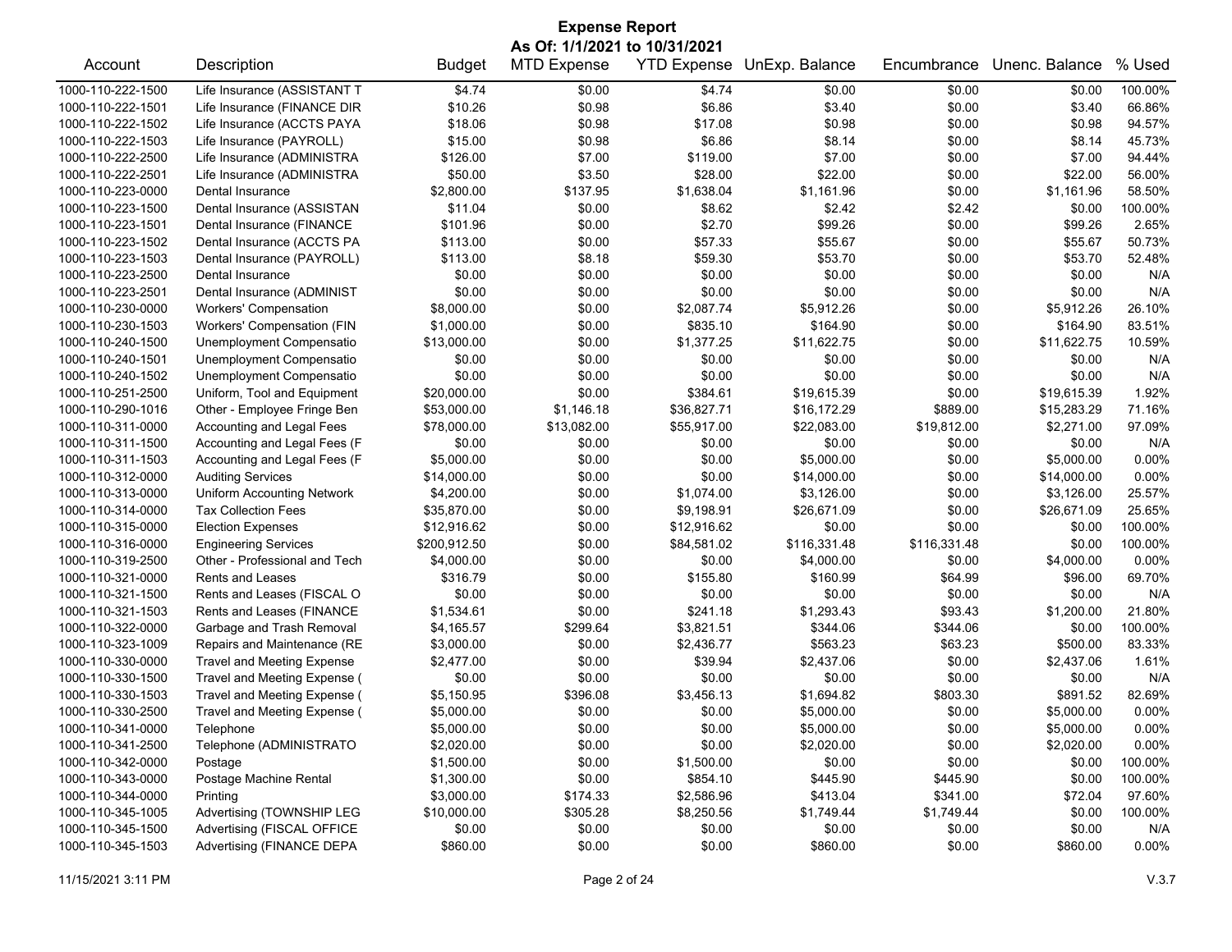# Expense Report

## As Of: 1/1/2021 to 10/31/2021

| Account | Description | Budget | MTD Expense | YTD Expense | UnExp. Balance | Encumbrance | Unenc. Balance | % Used |
|---|---|---|---|---|---|---|---|---|
| 1000-110-222-1500 | Life Insurance (ASSISTANT T | $4.74 | $0.00 | $4.74 | $0.00 | $0.00 | $0.00 | 100.00% |
| 1000-110-222-1501 | Life Insurance (FINANCE DIR | $10.26 | $0.98 | $6.86 | $3.40 | $0.00 | $3.40 | 66.86% |
| 1000-110-222-1502 | Life Insurance (ACCTS PAYA | $18.06 | $0.98 | $17.08 | $0.98 | $0.00 | $0.98 | 94.57% |
| 1000-110-222-1503 | Life Insurance (PAYROLL) | $15.00 | $0.98 | $6.86 | $8.14 | $0.00 | $8.14 | 45.73% |
| 1000-110-222-2500 | Life Insurance (ADMINISTRA | $126.00 | $7.00 | $119.00 | $7.00 | $0.00 | $7.00 | 94.44% |
| 1000-110-222-2501 | Life Insurance (ADMINISTRA | $50.00 | $3.50 | $28.00 | $22.00 | $0.00 | $22.00 | 56.00% |
| 1000-110-223-0000 | Dental Insurance | $2,800.00 | $137.95 | $1,638.04 | $1,161.96 | $0.00 | $1,161.96 | 58.50% |
| 1000-110-223-1500 | Dental Insurance (ASSISTAN | $11.04 | $0.00 | $8.62 | $2.42 | $2.42 | $0.00 | 100.00% |
| 1000-110-223-1501 | Dental Insurance (FINANCE | $101.96 | $0.00 | $2.70 | $99.26 | $0.00 | $99.26 | 2.65% |
| 1000-110-223-1502 | Dental Insurance (ACCTS PA | $113.00 | $0.00 | $57.33 | $55.67 | $0.00 | $55.67 | 50.73% |
| 1000-110-223-1503 | Dental Insurance (PAYROLL) | $113.00 | $8.18 | $59.30 | $53.70 | $0.00 | $53.70 | 52.48% |
| 1000-110-223-2500 | Dental Insurance | $0.00 | $0.00 | $0.00 | $0.00 | $0.00 | $0.00 | N/A |
| 1000-110-223-2501 | Dental Insurance (ADMINIST | $0.00 | $0.00 | $0.00 | $0.00 | $0.00 | $0.00 | N/A |
| 1000-110-230-0000 | Workers' Compensation | $8,000.00 | $0.00 | $2,087.74 | $5,912.26 | $0.00 | $5,912.26 | 26.10% |
| 1000-110-230-1503 | Workers' Compensation (FIN | $1,000.00 | $0.00 | $835.10 | $164.90 | $0.00 | $164.90 | 83.51% |
| 1000-110-240-1500 | Unemployment Compensatio | $13,000.00 | $0.00 | $1,377.25 | $11,622.75 | $0.00 | $11,622.75 | 10.59% |
| 1000-110-240-1501 | Unemployment Compensatio | $0.00 | $0.00 | $0.00 | $0.00 | $0.00 | $0.00 | N/A |
| 1000-110-240-1502 | Unemployment Compensatio | $0.00 | $0.00 | $0.00 | $0.00 | $0.00 | $0.00 | N/A |
| 1000-110-251-2500 | Uniform, Tool and Equipment | $20,000.00 | $0.00 | $384.61 | $19,615.39 | $0.00 | $19,615.39 | 1.92% |
| 1000-110-290-1016 | Other - Employee Fringe Ben | $53,000.00 | $1,146.18 | $36,827.71 | $16,172.29 | $889.00 | $15,283.29 | 71.16% |
| 1000-110-311-0000 | Accounting and Legal Fees | $78,000.00 | $13,082.00 | $55,917.00 | $22,083.00 | $19,812.00 | $2,271.00 | 97.09% |
| 1000-110-311-1500 | Accounting and Legal Fees (F | $0.00 | $0.00 | $0.00 | $0.00 | $0.00 | $0.00 | N/A |
| 1000-110-311-1503 | Accounting and Legal Fees (F | $5,000.00 | $0.00 | $0.00 | $5,000.00 | $0.00 | $5,000.00 | 0.00% |
| 1000-110-312-0000 | Auditing Services | $14,000.00 | $0.00 | $0.00 | $14,000.00 | $0.00 | $14,000.00 | 0.00% |
| 1000-110-313-0000 | Uniform Accounting Network | $4,200.00 | $0.00 | $1,074.00 | $3,126.00 | $0.00 | $3,126.00 | 25.57% |
| 1000-110-314-0000 | Tax Collection Fees | $35,870.00 | $0.00 | $9,198.91 | $26,671.09 | $0.00 | $26,671.09 | 25.65% |
| 1000-110-315-0000 | Election Expenses | $12,916.62 | $0.00 | $12,916.62 | $0.00 | $0.00 | $0.00 | 100.00% |
| 1000-110-316-0000 | Engineering Services | $200,912.50 | $0.00 | $84,581.02 | $116,331.48 | $116,331.48 | $0.00 | 100.00% |
| 1000-110-319-2500 | Other - Professional and Tech | $4,000.00 | $0.00 | $0.00 | $4,000.00 | $0.00 | $4,000.00 | 0.00% |
| 1000-110-321-0000 | Rents and Leases | $316.79 | $0.00 | $155.80 | $160.99 | $64.99 | $96.00 | 69.70% |
| 1000-110-321-1500 | Rents and Leases (FISCAL O | $0.00 | $0.00 | $0.00 | $0.00 | $0.00 | $0.00 | N/A |
| 1000-110-321-1503 | Rents and Leases (FINANCE | $1,534.61 | $0.00 | $241.18 | $1,293.43 | $93.43 | $1,200.00 | 21.80% |
| 1000-110-322-0000 | Garbage and Trash Removal | $4,165.57 | $299.64 | $3,821.51 | $344.06 | $344.06 | $0.00 | 100.00% |
| 1000-110-323-1009 | Repairs and Maintenance (RE | $3,000.00 | $0.00 | $2,436.77 | $563.23 | $63.23 | $500.00 | 83.33% |
| 1000-110-330-0000 | Travel and Meeting Expense | $2,477.00 | $0.00 | $39.94 | $2,437.06 | $0.00 | $2,437.06 | 1.61% |
| 1000-110-330-1500 | Travel and Meeting Expense ( | $0.00 | $0.00 | $0.00 | $0.00 | $0.00 | $0.00 | N/A |
| 1000-110-330-1503 | Travel and Meeting Expense ( | $5,150.95 | $396.08 | $3,456.13 | $1,694.82 | $803.30 | $891.52 | 82.69% |
| 1000-110-330-2500 | Travel and Meeting Expense ( | $5,000.00 | $0.00 | $0.00 | $5,000.00 | $0.00 | $5,000.00 | 0.00% |
| 1000-110-341-0000 | Telephone | $5,000.00 | $0.00 | $0.00 | $5,000.00 | $0.00 | $5,000.00 | 0.00% |
| 1000-110-341-2500 | Telephone (ADMINISTRATO | $2,020.00 | $0.00 | $0.00 | $2,020.00 | $0.00 | $2,020.00 | 0.00% |
| 1000-110-342-0000 | Postage | $1,500.00 | $0.00 | $1,500.00 | $0.00 | $0.00 | $0.00 | 100.00% |
| 1000-110-343-0000 | Postage Machine Rental | $1,300.00 | $0.00 | $854.10 | $445.90 | $445.90 | $0.00 | 100.00% |
| 1000-110-344-0000 | Printing | $3,000.00 | $174.33 | $2,586.96 | $413.04 | $341.00 | $72.04 | 97.60% |
| 1000-110-345-1005 | Advertising (TOWNSHIP LEG | $10,000.00 | $305.28 | $8,250.56 | $1,749.44 | $1,749.44 | $0.00 | 100.00% |
| 1000-110-345-1500 | Advertising (FISCAL OFFICE | $0.00 | $0.00 | $0.00 | $0.00 | $0.00 | $0.00 | N/A |
| 1000-110-345-1503 | Advertising (FINANCE DEPA | $860.00 | $0.00 | $0.00 | $860.00 | $0.00 | $860.00 | 0.00% |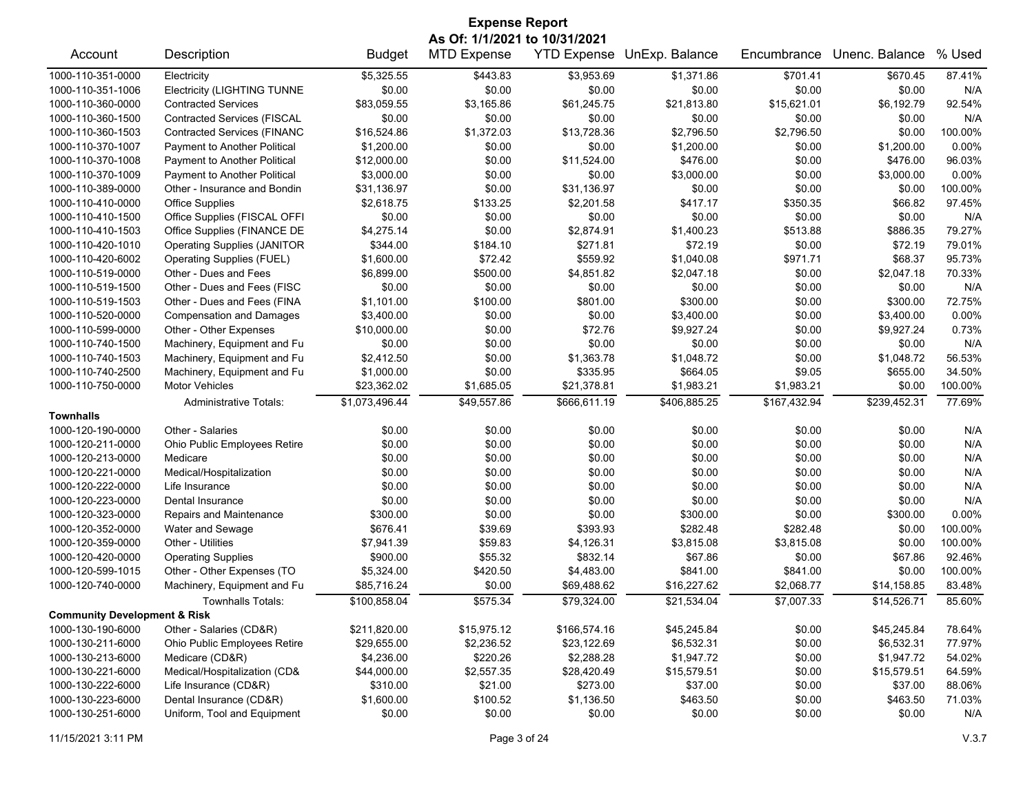# Expense Report

**As Of: 1/1/2021 to 10/31/2021**

| Account | Description | Budget | MTD Expense | YTD Expense | UnExp. Balance | Encumbrance | Unenc. Balance | % Used |
|---|---|---|---|---|---|---|---|---|
| 1000-110-351-0000 | Electricity | $5,325.55 | $443.83 | $3,953.69 | $1,371.86 | $701.41 | $670.45 | 87.41% |
| 1000-110-351-1006 | Electricity (LIGHTING TUNNE | $0.00 | $0.00 | $0.00 | $0.00 | $0.00 | $0.00 | N/A |
| 1000-110-360-0000 | Contracted Services | $83,059.55 | $3,165.86 | $61,245.75 | $21,813.80 | $15,621.01 | $6,192.79 | 92.54% |
| 1000-110-360-1500 | Contracted Services (FISCAL | $0.00 | $0.00 | $0.00 | $0.00 | $0.00 | $0.00 | N/A |
| 1000-110-360-1503 | Contracted Services (FINANC | $16,524.86 | $1,372.03 | $13,728.36 | $2,796.50 | $2,796.50 | $0.00 | 100.00% |
| 1000-110-370-1007 | Payment to Another Political | $1,200.00 | $0.00 | $0.00 | $1,200.00 | $0.00 | $1,200.00 | 0.00% |
| 1000-110-370-1008 | Payment to Another Political | $12,000.00 | $0.00 | $11,524.00 | $476.00 | $0.00 | $476.00 | 96.03% |
| 1000-110-370-1009 | Payment to Another Political | $3,000.00 | $0.00 | $0.00 | $3,000.00 | $0.00 | $3,000.00 | 0.00% |
| 1000-110-389-0000 | Other - Insurance and Bondin | $31,136.97 | $0.00 | $31,136.97 | $0.00 | $0.00 | $0.00 | 100.00% |
| 1000-110-410-0000 | Office Supplies | $2,618.75 | $133.25 | $2,201.58 | $417.17 | $350.35 | $66.82 | 97.45% |
| 1000-110-410-1500 | Office Supplies (FISCAL OFFI | $0.00 | $0.00 | $0.00 | $0.00 | $0.00 | $0.00 | N/A |
| 1000-110-410-1503 | Office Supplies (FINANCE DE | $4,275.14 | $0.00 | $2,874.91 | $1,400.23 | $513.88 | $886.35 | 79.27% |
| 1000-110-420-1010 | Operating Supplies (JANITOR | $344.00 | $184.10 | $271.81 | $72.19 | $0.00 | $72.19 | 79.01% |
| 1000-110-420-6002 | Operating Supplies (FUEL) | $1,600.00 | $72.42 | $559.92 | $1,040.08 | $971.71 | $68.37 | 95.73% |
| 1000-110-519-0000 | Other - Dues and Fees | $6,899.00 | $500.00 | $4,851.82 | $2,047.18 | $0.00 | $2,047.18 | 70.33% |
| 1000-110-519-1500 | Other - Dues and Fees (FISC | $0.00 | $0.00 | $0.00 | $0.00 | $0.00 | $0.00 | N/A |
| 1000-110-519-1503 | Other - Dues and Fees (FINA | $1,101.00 | $100.00 | $801.00 | $300.00 | $0.00 | $300.00 | 72.75% |
| 1000-110-520-0000 | Compensation and Damages | $3,400.00 | $0.00 | $0.00 | $3,400.00 | $0.00 | $3,400.00 | 0.00% |
| 1000-110-599-0000 | Other - Other Expenses | $10,000.00 | $0.00 | $72.76 | $9,927.24 | $0.00 | $9,927.24 | 0.73% |
| 1000-110-740-1500 | Machinery, Equipment and Fu | $0.00 | $0.00 | $0.00 | $0.00 | $0.00 | $0.00 | N/A |
| 1000-110-740-1503 | Machinery, Equipment and Fu | $2,412.50 | $0.00 | $1,363.78 | $1,048.72 | $0.00 | $1,048.72 | 56.53% |
| 1000-110-740-2500 | Machinery, Equipment and Fu | $1,000.00 | $0.00 | $335.95 | $664.05 | $9.05 | $655.00 | 34.50% |
| 1000-110-750-0000 | Motor Vehicles | $23,362.02 | $1,685.05 | $21,378.81 | $1,983.21 | $1,983.21 | $0.00 | 100.00% |
| | Administrative Totals: | $1,073,496.44 | $49,557.86 | $666,611.19 | $406,885.25 | $167,432.94 | $239,452.31 | 77.69% |
| **Townhalls** | | | | | | | | |
| 1000-120-190-0000 | Other - Salaries | $0.00 | $0.00 | $0.00 | $0.00 | $0.00 | $0.00 | N/A |
| 1000-120-211-0000 | Ohio Public Employees Retire | $0.00 | $0.00 | $0.00 | $0.00 | $0.00 | $0.00 | N/A |
| 1000-120-213-0000 | Medicare | $0.00 | $0.00 | $0.00 | $0.00 | $0.00 | $0.00 | N/A |
| 1000-120-221-0000 | Medical/Hospitalization | $0.00 | $0.00 | $0.00 | $0.00 | $0.00 | $0.00 | N/A |
| 1000-120-222-0000 | Life Insurance | $0.00 | $0.00 | $0.00 | $0.00 | $0.00 | $0.00 | N/A |
| 1000-120-223-0000 | Dental Insurance | $0.00 | $0.00 | $0.00 | $0.00 | $0.00 | $0.00 | N/A |
| 1000-120-323-0000 | Repairs and Maintenance | $300.00 | $0.00 | $0.00 | $300.00 | $0.00 | $300.00 | 0.00% |
| 1000-120-352-0000 | Water and Sewage | $676.41 | $39.69 | $393.93 | $282.48 | $282.48 | $0.00 | 100.00% |
| 1000-120-359-0000 | Other - Utilities | $7,941.39 | $59.83 | $4,126.31 | $3,815.08 | $3,815.08 | $0.00 | 100.00% |
| 1000-120-420-0000 | Operating Supplies | $900.00 | $55.32 | $832.14 | $67.86 | $0.00 | $67.86 | 92.46% |
| 1000-120-599-1015 | Other - Other Expenses (TO | $5,324.00 | $420.50 | $4,483.00 | $841.00 | $841.00 | $0.00 | 100.00% |
| 1000-120-740-0000 | Machinery, Equipment and Fu | $85,716.24 | $0.00 | $69,488.62 | $16,227.62 | $2,068.77 | $14,158.85 | 83.48% |
| | Townhalls Totals: | $100,858.04 | $575.34 | $79,324.00 | $21,534.04 | $7,007.33 | $14,526.71 | 85.60% |
| **Community Development & Risk** | | | | | | | | |
| 1000-130-190-6000 | Other - Salaries (CD&R) | $211,820.00 | $15,975.12 | $166,574.16 | $45,245.84 | $0.00 | $45,245.84 | 78.64% |
| 1000-130-211-6000 | Ohio Public Employees Retire | $29,655.00 | $2,236.52 | $23,122.69 | $6,532.31 | $0.00 | $6,532.31 | 77.97% |
| 1000-130-213-6000 | Medicare (CD&R) | $4,236.00 | $220.26 | $2,288.28 | $1,947.72 | $0.00 | $1,947.72 | 54.02% |
| 1000-130-221-6000 | Medical/Hospitalization (CD& | $44,000.00 | $2,557.35 | $28,420.49 | $15,579.51 | $0.00 | $15,579.51 | 64.59% |
| 1000-130-222-6000 | Life Insurance (CD&R) | $310.00 | $21.00 | $273.00 | $37.00 | $0.00 | $37.00 | 88.06% |
| 1000-130-223-6000 | Dental Insurance (CD&R) | $1,600.00 | $100.52 | $1,136.50 | $463.50 | $0.00 | $463.50 | 71.03% |
| 1000-130-251-6000 | Uniform, Tool and Equipment | $0.00 | $0.00 | $0.00 | $0.00 | $0.00 | $0.00 | N/A |

11/15/2021 3:11 PM V.3.7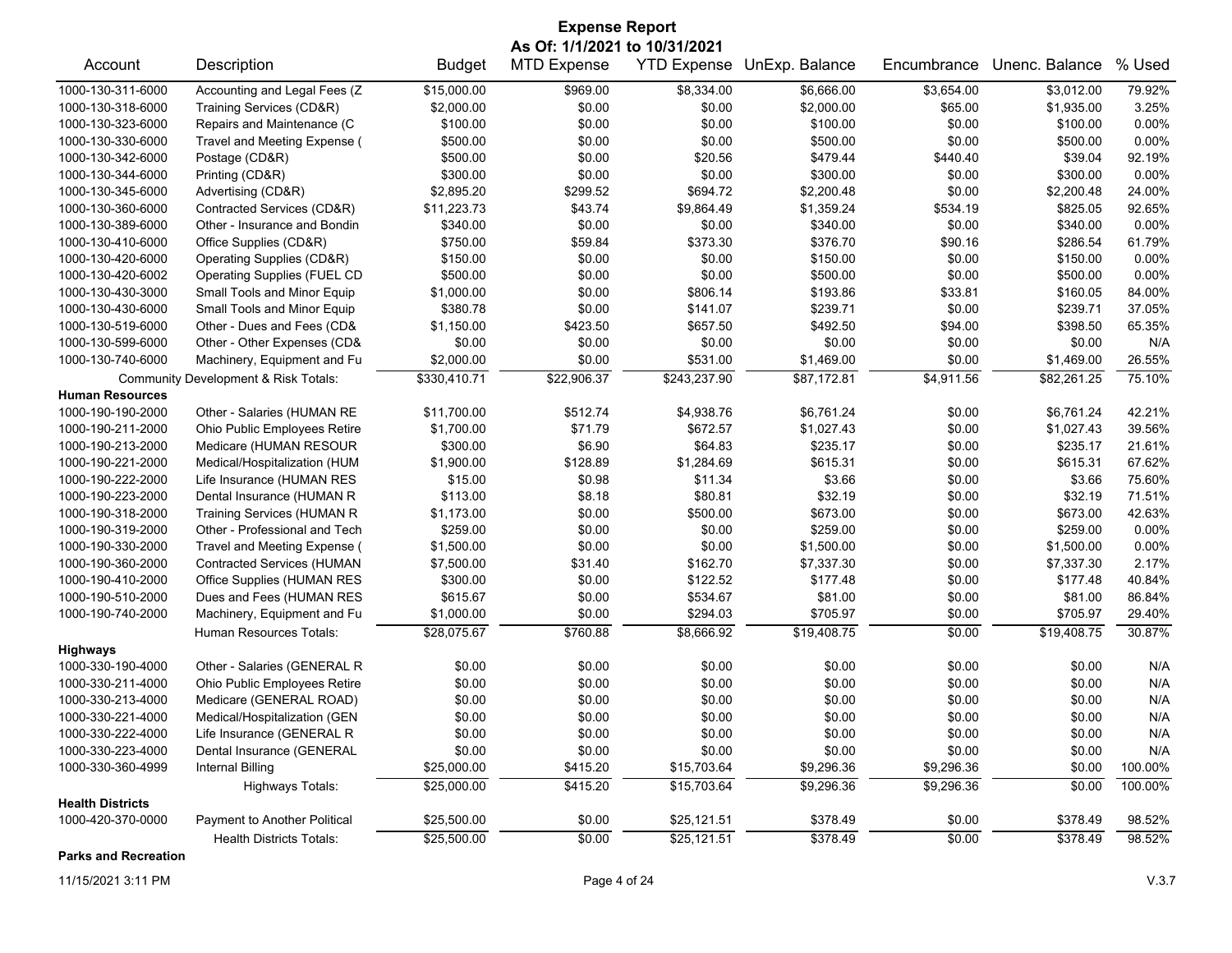# Expense Report

**As Of: 1/1/2021 to 10/31/2021**

| Account | Description | Budget | MTD Expense | YTD Expense | UnExp. Balance | Encumbrance | Unenc. Balance | % Used |
|---|---|---|---|---|---|---|---|---|
| 1000-130-311-6000 | Accounting and Legal Fees (Z | $15,000.00 | $969.00 | $8,334.00 | $6,666.00 | $3,654.00 | $3,012.00 | 79.92% |
| 1000-130-318-6000 | Training Services (CD&R) | $2,000.00 | $0.00 | $0.00 | $2,000.00 | $65.00 | $1,935.00 | 3.25% |
| 1000-130-323-6000 | Repairs and Maintenance (C | $100.00 | $0.00 | $0.00 | $100.00 | $0.00 | $100.00 | 0.00% |
| 1000-130-330-6000 | Travel and Meeting Expense ( | $500.00 | $0.00 | $0.00 | $500.00 | $0.00 | $500.00 | 0.00% |
| 1000-130-342-6000 | Postage (CD&R) | $500.00 | $0.00 | $20.56 | $479.44 | $440.40 | $39.04 | 92.19% |
| 1000-130-344-6000 | Printing (CD&R) | $300.00 | $0.00 | $0.00 | $300.00 | $0.00 | $300.00 | 0.00% |
| 1000-130-345-6000 | Advertising (CD&R) | $2,895.20 | $299.52 | $694.72 | $2,200.48 | $0.00 | $2,200.48 | 24.00% |
| 1000-130-360-6000 | Contracted Services (CD&R) | $11,223.73 | $43.74 | $9,864.49 | $1,359.24 | $534.19 | $825.05 | 92.65% |
| 1000-130-389-6000 | Other - Insurance and Bondin | $340.00 | $0.00 | $0.00 | $340.00 | $0.00 | $340.00 | 0.00% |
| 1000-130-410-6000 | Office Supplies (CD&R) | $750.00 | $59.84 | $373.30 | $376.70 | $90.16 | $286.54 | 61.79% |
| 1000-130-420-6000 | Operating Supplies (CD&R) | $150.00 | $0.00 | $0.00 | $150.00 | $0.00 | $150.00 | 0.00% |
| 1000-130-420-6002 | Operating Supplies (FUEL CD | $500.00 | $0.00 | $0.00 | $500.00 | $0.00 | $500.00 | 0.00% |
| 1000-130-430-3000 | Small Tools and Minor Equip | $1,000.00 | $0.00 | $806.14 | $193.86 | $33.81 | $160.05 | 84.00% |
| 1000-130-430-6000 | Small Tools and Minor Equip | $380.78 | $0.00 | $141.07 | $239.71 | $0.00 | $239.71 | 37.05% |
| 1000-130-519-6000 | Other - Dues and Fees (CD& | $1,150.00 | $423.50 | $657.50 | $492.50 | $94.00 | $398.50 | 65.35% |
| 1000-130-599-6000 | Other - Other Expenses (CD& | $0.00 | $0.00 | $0.00 | $0.00 | $0.00 | $0.00 | N/A |
| 1000-130-740-6000 | Machinery, Equipment and Fu | $2,000.00 | $0.00 | $531.00 | $1,469.00 | $0.00 | $1,469.00 | 26.55% |
| | Community Development & Risk Totals: | $330,410.71 | $22,906.37 | $243,237.90 | $87,172.81 | $4,911.56 | $82,261.25 | 75.10% |
| **Human Resources** | | | | | | | | |
| 1000-190-190-2000 | Other - Salaries (HUMAN RE | $11,700.00 | $512.74 | $4,938.76 | $6,761.24 | $0.00 | $6,761.24 | 42.21% |
| 1000-190-211-2000 | Ohio Public Employees Retire | $1,700.00 | $71.79 | $672.57 | $1,027.43 | $0.00 | $1,027.43 | 39.56% |
| 1000-190-213-2000 | Medicare (HUMAN RESOUR | $300.00 | $6.90 | $64.83 | $235.17 | $0.00 | $235.17 | 21.61% |
| 1000-190-221-2000 | Medical/Hospitalization (HUM | $1,900.00 | $128.89 | $1,284.69 | $615.31 | $0.00 | $615.31 | 67.62% |
| 1000-190-222-2000 | Life Insurance (HUMAN RES | $15.00 | $0.98 | $11.34 | $3.66 | $0.00 | $3.66 | 75.60% |
| 1000-190-223-2000 | Dental Insurance (HUMAN R | $113.00 | $8.18 | $80.81 | $32.19 | $0.00 | $32.19 | 71.51% |
| 1000-190-318-2000 | Training Services (HUMAN R | $1,173.00 | $0.00 | $500.00 | $673.00 | $0.00 | $673.00 | 42.63% |
| 1000-190-319-2000 | Other - Professional and Tech | $259.00 | $0.00 | $0.00 | $259.00 | $0.00 | $259.00 | 0.00% |
| 1000-190-330-2000 | Travel and Meeting Expense ( | $1,500.00 | $0.00 | $0.00 | $1,500.00 | $0.00 | $1,500.00 | 0.00% |
| 1000-190-360-2000 | Contracted Services (HUMAN | $7,500.00 | $31.40 | $162.70 | $7,337.30 | $0.00 | $7,337.30 | 2.17% |
| 1000-190-410-2000 | Office Supplies (HUMAN RES | $300.00 | $0.00 | $122.52 | $177.48 | $0.00 | $177.48 | 40.84% |
| 1000-190-510-2000 | Dues and Fees (HUMAN RES | $615.67 | $0.00 | $534.67 | $81.00 | $0.00 | $81.00 | 86.84% |
| 1000-190-740-2000 | Machinery, Equipment and Fu | $1,000.00 | $0.00 | $294.03 | $705.97 | $0.00 | $705.97 | 29.40% |
| | Human Resources Totals: | $28,075.67 | $760.88 | $8,666.92 | $19,408.75 | $0.00 | $19,408.75 | 30.87% |
| **Highways** | | | | | | | | |
| 1000-330-190-4000 | Other - Salaries (GENERAL R | $0.00 | $0.00 | $0.00 | $0.00 | $0.00 | $0.00 | N/A |
| 1000-330-211-4000 | Ohio Public Employees Retire | $0.00 | $0.00 | $0.00 | $0.00 | $0.00 | $0.00 | N/A |
| 1000-330-213-4000 | Medicare (GENERAL ROAD) | $0.00 | $0.00 | $0.00 | $0.00 | $0.00 | $0.00 | N/A |
| 1000-330-221-4000 | Medical/Hospitalization (GEN | $0.00 | $0.00 | $0.00 | $0.00 | $0.00 | $0.00 | N/A |
| 1000-330-222-4000 | Life Insurance (GENERAL R | $0.00 | $0.00 | $0.00 | $0.00 | $0.00 | $0.00 | N/A |
| 1000-330-223-4000 | Dental Insurance (GENERAL | $0.00 | $0.00 | $0.00 | $0.00 | $0.00 | $0.00 | N/A |
| 1000-330-360-4999 | Internal Billing | $25,000.00 | $415.20 | $15,703.64 | $9,296.36 | $9,296.36 | $0.00 | 100.00% |
| | Highways Totals: | $25,000.00 | $415.20 | $15,703.64 | $9,296.36 | $9,296.36 | $0.00 | 100.00% |
| **Health Districts** | | | | | | | | |
| 1000-420-370-0000 | Payment to Another Political | $25,500.00 | $0.00 | $25,121.51 | $378.49 | $0.00 | $378.49 | 98.52% |
| | Health Districts Totals: | $25,500.00 | $0.00 | $25,121.51 | $378.49 | $0.00 | $378.49 | 98.52% |
| **Parks and Recreation** | | | | | | | | |

11/15/2021 3:11 PM

V.3.7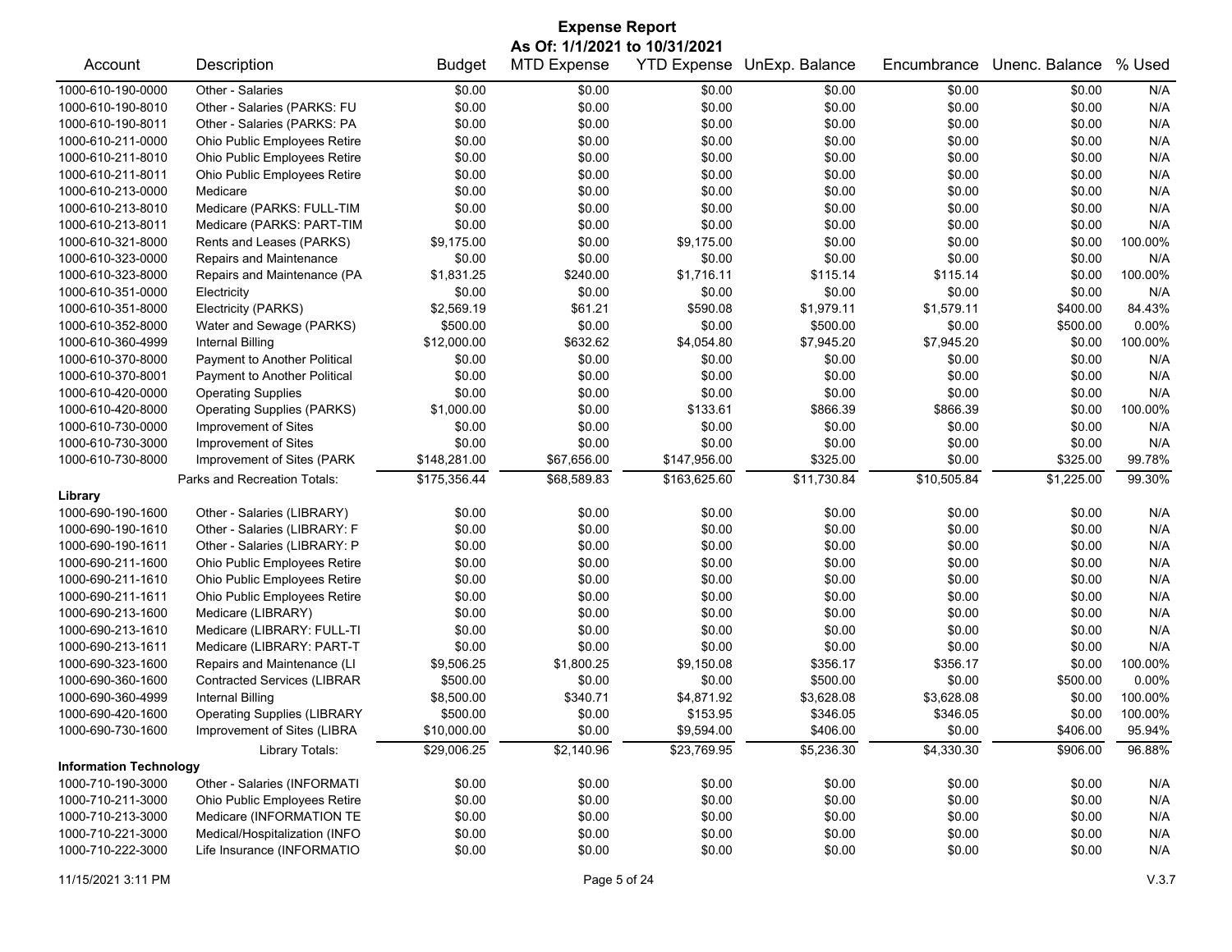# Expense Report

**As Of: 1/1/2021 to 10/31/2021**

| Account | Description | Budget | MTD Expense | YTD Expense | UnExp. Balance | Encumbrance | Unenc. Balance | % Used |
|---|---|---|---|---|---|---|---|---|
| 1000-610-190-0000 | Other - Salaries | $0.00 | $0.00 | $0.00 | $0.00 | $0.00 | $0.00 | N/A |
| 1000-610-190-8010 | Other - Salaries (PARKS: FU | $0.00 | $0.00 | $0.00 | $0.00 | $0.00 | $0.00 | N/A |
| 1000-610-190-8011 | Other - Salaries (PARKS: PA | $0.00 | $0.00 | $0.00 | $0.00 | $0.00 | $0.00 | N/A |
| 1000-610-211-0000 | Ohio Public Employees Retire | $0.00 | $0.00 | $0.00 | $0.00 | $0.00 | $0.00 | N/A |
| 1000-610-211-8010 | Ohio Public Employees Retire | $0.00 | $0.00 | $0.00 | $0.00 | $0.00 | $0.00 | N/A |
| 1000-610-211-8011 | Ohio Public Employees Retire | $0.00 | $0.00 | $0.00 | $0.00 | $0.00 | $0.00 | N/A |
| 1000-610-213-0000 | Medicare | $0.00 | $0.00 | $0.00 | $0.00 | $0.00 | $0.00 | N/A |
| 1000-610-213-8010 | Medicare (PARKS: FULL-TIM | $0.00 | $0.00 | $0.00 | $0.00 | $0.00 | $0.00 | N/A |
| 1000-610-213-8011 | Medicare (PARKS: PART-TIM | $0.00 | $0.00 | $0.00 | $0.00 | $0.00 | $0.00 | N/A |
| 1000-610-321-8000 | Rents and Leases (PARKS) | $9,175.00 | $0.00 | $9,175.00 | $0.00 | $0.00 | $0.00 | 100.00% |
| 1000-610-323-0000 | Repairs and Maintenance | $0.00 | $0.00 | $0.00 | $0.00 | $0.00 | $0.00 | N/A |
| 1000-610-323-8000 | Repairs and Maintenance (PA | $1,831.25 | $240.00 | $1,716.11 | $115.14 | $115.14 | $0.00 | 100.00% |
| 1000-610-351-0000 | Electricity | $0.00 | $0.00 | $0.00 | $0.00 | $0.00 | $0.00 | N/A |
| 1000-610-351-8000 | Electricity (PARKS) | $2,569.19 | $61.21 | $590.08 | $1,979.11 | $1,579.11 | $400.00 | 84.43% |
| 1000-610-352-8000 | Water and Sewage (PARKS) | $500.00 | $0.00 | $0.00 | $500.00 | $0.00 | $500.00 | 0.00% |
| 1000-610-360-4999 | Internal Billing | $12,000.00 | $632.62 | $4,054.80 | $7,945.20 | $7,945.20 | $0.00 | 100.00% |
| 1000-610-370-8000 | Payment to Another Political | $0.00 | $0.00 | $0.00 | $0.00 | $0.00 | $0.00 | N/A |
| 1000-610-370-8001 | Payment to Another Political | $0.00 | $0.00 | $0.00 | $0.00 | $0.00 | $0.00 | N/A |
| 1000-610-420-0000 | Operating Supplies | $0.00 | $0.00 | $0.00 | $0.00 | $0.00 | $0.00 | N/A |
| 1000-610-420-8000 | Operating Supplies (PARKS) | $1,000.00 | $0.00 | $133.61 | $866.39 | $866.39 | $0.00 | 100.00% |
| 1000-610-730-0000 | Improvement of Sites | $0.00 | $0.00 | $0.00 | $0.00 | $0.00 | $0.00 | N/A |
| 1000-610-730-3000 | Improvement of Sites | $0.00 | $0.00 | $0.00 | $0.00 | $0.00 | $0.00 | N/A |
| 1000-610-730-8000 | Improvement of Sites (PARK | $148,281.00 | $67,656.00 | $147,956.00 | $325.00 | $0.00 | $325.00 | 99.78% |
| | Parks and Recreation Totals: | $175,356.44 | $68,589.83 | $163,625.60 | $11,730.84 | $10,505.84 | $1,225.00 | 99.30% |
| **Library** | | | | | | | | |
| 1000-690-190-1600 | Other - Salaries (LIBRARY) | $0.00 | $0.00 | $0.00 | $0.00 | $0.00 | $0.00 | N/A |
| 1000-690-190-1610 | Other - Salaries (LIBRARY: F | $0.00 | $0.00 | $0.00 | $0.00 | $0.00 | $0.00 | N/A |
| 1000-690-190-1611 | Other - Salaries (LIBRARY: P | $0.00 | $0.00 | $0.00 | $0.00 | $0.00 | $0.00 | N/A |
| 1000-690-211-1600 | Ohio Public Employees Retire | $0.00 | $0.00 | $0.00 | $0.00 | $0.00 | $0.00 | N/A |
| 1000-690-211-1610 | Ohio Public Employees Retire | $0.00 | $0.00 | $0.00 | $0.00 | $0.00 | $0.00 | N/A |
| 1000-690-211-1611 | Ohio Public Employees Retire | $0.00 | $0.00 | $0.00 | $0.00 | $0.00 | $0.00 | N/A |
| 1000-690-213-1600 | Medicare (LIBRARY) | $0.00 | $0.00 | $0.00 | $0.00 | $0.00 | $0.00 | N/A |
| 1000-690-213-1610 | Medicare (LIBRARY: FULL-TI | $0.00 | $0.00 | $0.00 | $0.00 | $0.00 | $0.00 | N/A |
| 1000-690-213-1611 | Medicare (LIBRARY: PART-T | $0.00 | $0.00 | $0.00 | $0.00 | $0.00 | $0.00 | N/A |
| 1000-690-323-1600 | Repairs and Maintenance (LI | $9,506.25 | $1,800.25 | $9,150.08 | $356.17 | $356.17 | $0.00 | 100.00% |
| 1000-690-360-1600 | Contracted Services (LIBRAR | $500.00 | $0.00 | $0.00 | $500.00 | $0.00 | $500.00 | 0.00% |
| 1000-690-360-4999 | Internal Billing | $8,500.00 | $340.71 | $4,871.92 | $3,628.08 | $3,628.08 | $0.00 | 100.00% |
| 1000-690-420-1600 | Operating Supplies (LIBRARY | $500.00 | $0.00 | $153.95 | $346.05 | $346.05 | $0.00 | 100.00% |
| 1000-690-730-1600 | Improvement of Sites (LIBRA | $10,000.00 | $0.00 | $9,594.00 | $406.00 | $0.00 | $406.00 | 95.94% |
| | Library Totals: | $29,006.25 | $2,140.96 | $23,769.95 | $5,236.30 | $4,330.30 | $906.00 | 96.88% |
| **Information Technology** | | | | | | | | |
| 1000-710-190-3000 | Other - Salaries (INFORMATI | $0.00 | $0.00 | $0.00 | $0.00 | $0.00 | $0.00 | N/A |
| 1000-710-211-3000 | Ohio Public Employees Retire | $0.00 | $0.00 | $0.00 | $0.00 | $0.00 | $0.00 | N/A |
| 1000-710-213-3000 | Medicare (INFORMATION TE | $0.00 | $0.00 | $0.00 | $0.00 | $0.00 | $0.00 | N/A |
| 1000-710-221-3000 | Medical/Hospitalization (INFO | $0.00 | $0.00 | $0.00 | $0.00 | $0.00 | $0.00 | N/A |
| 1000-710-222-3000 | Life Insurance (INFORMATIO | $0.00 | $0.00 | $0.00 | $0.00 | $0.00 | $0.00 | N/A |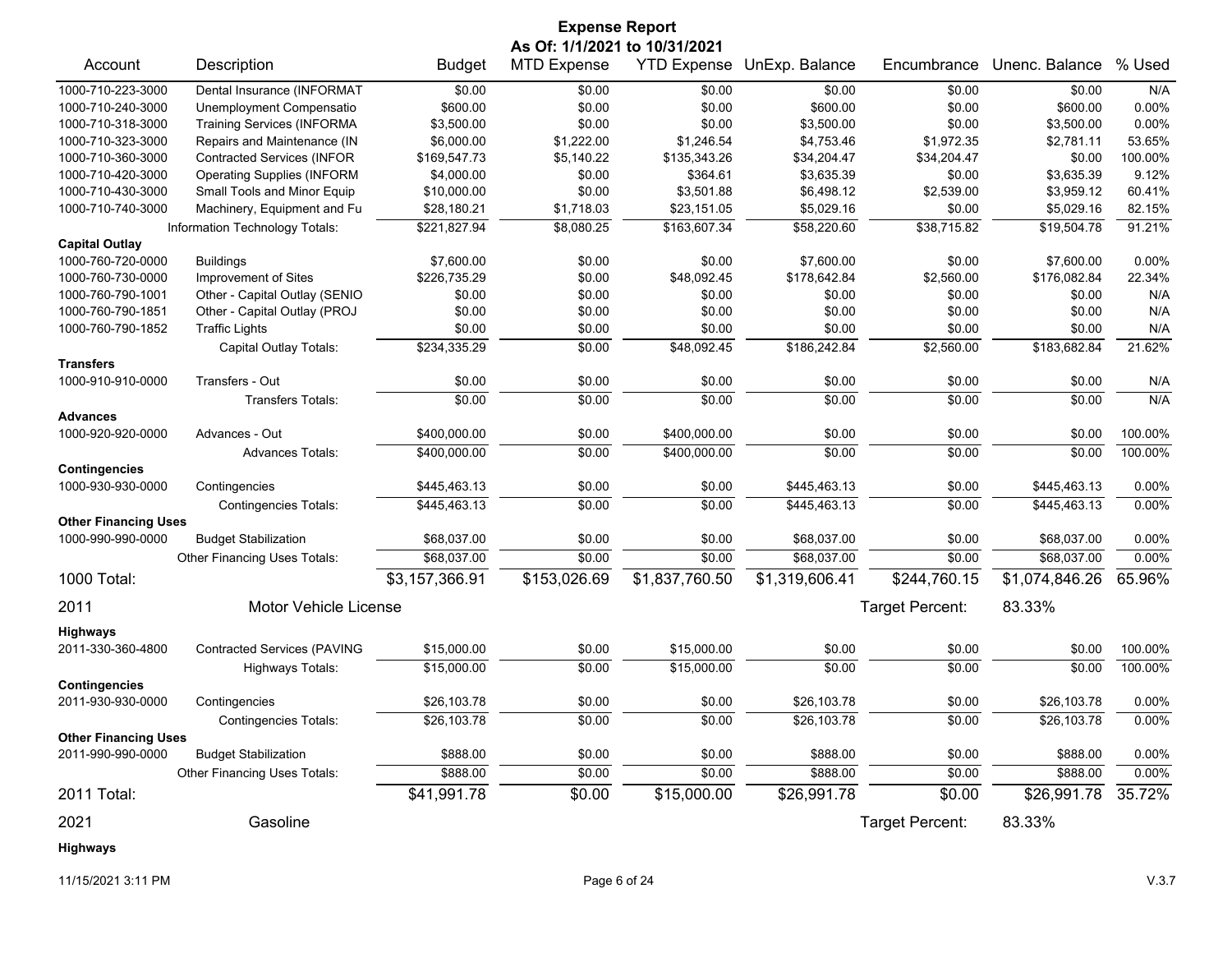# Expense Report

**As Of: 1/1/2021 to 10/31/2021**

| Account | Description | Budget | MTD Expense | YTD Expense | UnExp. Balance | Encumbrance | Unenc. Balance | % Used |
|---|---|---|---|---|---|---|---|---|
| 1000-710-223-3000 | Dental Insurance (INFORMAT | $0.00 | $0.00 | $0.00 | $0.00 | $0.00 | $0.00 | N/A |
| 1000-710-240-3000 | Unemployment Compensatio | $600.00 | $0.00 | $0.00 | $600.00 | $0.00 | $600.00 | 0.00% |
| 1000-710-318-3000 | Training Services (INFORMA | $3,500.00 | $0.00 | $0.00 | $3,500.00 | $0.00 | $3,500.00 | 0.00% |
| 1000-710-323-3000 | Repairs and Maintenance (IN | $6,000.00 | $1,222.00 | $1,246.54 | $4,753.46 | $1,972.35 | $2,781.11 | 53.65% |
| 1000-710-360-3000 | Contracted Services (INFOR | $169,547.73 | $5,140.22 | $135,343.26 | $34,204.47 | $34,204.47 | $0.00 | 100.00% |
| 1000-710-420-3000 | Operating Supplies (INFORM | $4,000.00 | $0.00 | $364.61 | $3,635.39 | $0.00 | $3,635.39 | 9.12% |
| 1000-710-430-3000 | Small Tools and Minor Equip | $10,000.00 | $0.00 | $3,501.88 | $6,498.12 | $2,539.00 | $3,959.12 | 60.41% |
| 1000-710-740-3000 | Machinery, Equipment and Fu | $28,180.21 | $1,718.03 | $23,151.05 | $5,029.16 | $0.00 | $5,029.16 | 82.15% |
| | Information Technology Totals: | $221,827.94 | $8,080.25 | $163,607.34 | $58,220.60 | $38,715.82 | $19,504.78 | 91.21% |
| **Capital Outlay** | | | | | | | | |
| 1000-760-720-0000 | Buildings | $7,600.00 | $0.00 | $0.00 | $7,600.00 | $0.00 | $7,600.00 | 0.00% |
| 1000-760-730-0000 | Improvement of Sites | $226,735.29 | $0.00 | $48,092.45 | $178,642.84 | $2,560.00 | $176,082.84 | 22.34% |
| 1000-760-790-1001 | Other - Capital Outlay (SENIO | $0.00 | $0.00 | $0.00 | $0.00 | $0.00 | $0.00 | N/A |
| 1000-760-790-1851 | Other - Capital Outlay (PROJ | $0.00 | $0.00 | $0.00 | $0.00 | $0.00 | $0.00 | N/A |
| 1000-760-790-1852 | Traffic Lights | $0.00 | $0.00 | $0.00 | $0.00 | $0.00 | $0.00 | N/A |
| | Capital Outlay Totals: | $234,335.29 | $0.00 | $48,092.45 | $186,242.84 | $2,560.00 | $183,682.84 | 21.62% |
| **Transfers** | | | | | | | | |
| 1000-910-910-0000 | Transfers - Out | $0.00 | $0.00 | $0.00 | $0.00 | $0.00 | $0.00 | N/A |
| | Transfers Totals: | $0.00 | $0.00 | $0.00 | $0.00 | $0.00 | $0.00 | N/A |
| **Advances** | | | | | | | | |
| 1000-920-920-0000 | Advances - Out | $400,000.00 | $0.00 | $400,000.00 | $0.00 | $0.00 | $0.00 | 100.00% |
| | Advances Totals: | $400,000.00 | $0.00 | $400,000.00 | $0.00 | $0.00 | $0.00 | 100.00% |
| **Contingencies** | | | | | | | | |
| 1000-930-930-0000 | Contingencies | $445,463.13 | $0.00 | $0.00 | $445,463.13 | $0.00 | $445,463.13 | 0.00% |
| | Contingencies Totals: | $445,463.13 | $0.00 | $0.00 | $445,463.13 | $0.00 | $445,463.13 | 0.00% |
| **Other Financing Uses** | | | | | | | | |
| 1000-990-990-0000 | Budget Stabilization | $68,037.00 | $0.00 | $0.00 | $68,037.00 | $0.00 | $68,037.00 | 0.00% |
| | Other Financing Uses Totals: | $68,037.00 | $0.00 | $0.00 | $68,037.00 | $0.00 | $68,037.00 | 0.00% |
| **1000 Total:** | | $3,157,366.91 | $153,026.69 | $1,837,760.50 | $1,319,606.41 | $244,760.15 | $1,074,846.26 | 65.96% |
| **2011** | **Motor Vehicle License** | | | | | Target Percent: | 83.33% | |
| **Highways** | | | | | | | | |
| 2011-330-360-4800 | Contracted Services (PAVING | $15,000.00 | $0.00 | $15,000.00 | $0.00 | $0.00 | $0.00 | 100.00% |
| | Highways Totals: | $15,000.00 | $0.00 | $15,000.00 | $0.00 | $0.00 | $0.00 | 100.00% |
| **Contingencies** | | | | | | | | |
| 2011-930-930-0000 | Contingencies | $26,103.78 | $0.00 | $0.00 | $26,103.78 | $0.00 | $26,103.78 | 0.00% |
| | Contingencies Totals: | $26,103.78 | $0.00 | $0.00 | $26,103.78 | $0.00 | $26,103.78 | 0.00% |
| **Other Financing Uses** | | | | | | | | |
| 2011-990-990-0000 | Budget Stabilization | $888.00 | $0.00 | $0.00 | $888.00 | $0.00 | $888.00 | 0.00% |
| | Other Financing Uses Totals: | $888.00 | $0.00 | $0.00 | $888.00 | $0.00 | $888.00 | 0.00% |
| **2011 Total:** | | $41,991.78 | $0.00 | $15,000.00 | $26,991.78 | $0.00 | $26,991.78 | 35.72% |
| **2021** | **Gasoline** | | | | | Target Percent: | 83.33% | |
| **Highways** | | | | | | | | |

11/15/2021 3:11 PM

V.3.7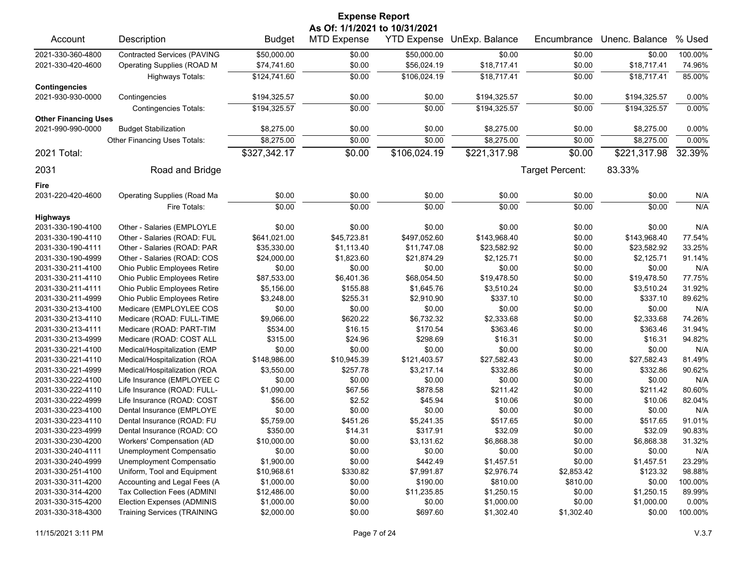# Expense Report

**As Of: 1/1/2021 to 10/31/2021**

| Account | Description | Budget | MTD Expense | YTD Expense | UnExp. Balance | Encumbrance | Unenc. Balance | % Used |
|---|---|---|---|---|---|---|---|---|
| 2021-330-360-4800 | Contracted Services (PAVING | $50,000.00 | $0.00 | $50,000.00 | $0.00 | $0.00 | $0.00 | 100.00% |
| 2021-330-420-4600 | Operating Supplies (ROAD M | $74,741.60 | $0.00 | $56,024.19 | $18,717.41 | $0.00 | $18,717.41 | 74.96% |
| | Highways Totals: | $124,741.60 | $0.00 | $106,024.19 | $18,717.41 | $0.00 | $18,717.41 | 85.00% |
| **Contingencies** | | | | | | | | |
| 2021-930-930-0000 | Contingencies | $194,325.57 | $0.00 | $0.00 | $194,325.57 | $0.00 | $194,325.57 | 0.00% |
| | Contingencies Totals: | $194,325.57 | $0.00 | $0.00 | $194,325.57 | $0.00 | $194,325.57 | 0.00% |
| **Other Financing Uses** | | | | | | | | |
| 2021-990-990-0000 | Budget Stabilization | $8,275.00 | $0.00 | $0.00 | $8,275.00 | $0.00 | $8,275.00 | 0.00% |
| | Other Financing Uses Totals: | $8,275.00 | $0.00 | $0.00 | $8,275.00 | $0.00 | $8,275.00 | 0.00% |
| 2021 Total: | | $327,342.17 | $0.00 | $106,024.19 | $221,317.98 | $0.00 | $221,317.98 | 32.39% |

## 2031 Road and Bridge

Target Percent: 83.33%

| Account | Description | Budget | MTD Expense | YTD Expense | UnExp. Balance | Encumbrance | Unenc. Balance | % Used |
|---|---|---|---|---|---|---|---|---|
| **Fire** | | | | | | | | |
| 2031-220-420-4600 | Operating Supplies (Road Ma | $0.00 | $0.00 | $0.00 | $0.00 | $0.00 | $0.00 | N/A |
| | Fire Totals: | $0.00 | $0.00 | $0.00 | $0.00 | $0.00 | $0.00 | N/A |
| **Highways** | | | | | | | | |
| 2031-330-190-4100 | Other - Salaries (EMPLOYLE | $0.00 | $0.00 | $0.00 | $0.00 | $0.00 | $0.00 | N/A |
| 2031-330-190-4110 | Other - Salaries (ROAD: FUL | $641,021.00 | $45,723.81 | $497,052.60 | $143,968.40 | $0.00 | $143,968.40 | 77.54% |
| 2031-330-190-4111 | Other - Salaries (ROAD: PAR | $35,330.00 | $1,113.40 | $11,747.08 | $23,582.92 | $0.00 | $23,582.92 | 33.25% |
| 2031-330-190-4999 | Other - Salaries (ROAD: COS | $24,000.00 | $1,823.60 | $21,874.29 | $2,125.71 | $0.00 | $2,125.71 | 91.14% |
| 2031-330-211-4100 | Ohio Public Employees Retire | $0.00 | $0.00 | $0.00 | $0.00 | $0.00 | $0.00 | N/A |
| 2031-330-211-4110 | Ohio Public Employees Retire | $87,533.00 | $6,401.36 | $68,054.50 | $19,478.50 | $0.00 | $19,478.50 | 77.75% |
| 2031-330-211-4111 | Ohio Public Employees Retire | $5,156.00 | $155.88 | $1,645.76 | $3,510.24 | $0.00 | $3,510.24 | 31.92% |
| 2031-330-211-4999 | Ohio Public Employees Retire | $3,248.00 | $255.31 | $2,910.90 | $337.10 | $0.00 | $337.10 | 89.62% |
| 2031-330-213-4100 | Medicare (EMPLOYLEE COS | $0.00 | $0.00 | $0.00 | $0.00 | $0.00 | $0.00 | N/A |
| 2031-330-213-4110 | Medicare (ROAD: FULL-TIME | $9,066.00 | $620.22 | $6,732.32 | $2,333.68 | $0.00 | $2,333.68 | 74.26% |
| 2031-330-213-4111 | Medicare (ROAD: PART-TIM | $534.00 | $16.15 | $170.54 | $363.46 | $0.00 | $363.46 | 31.94% |
| 2031-330-213-4999 | Medicare (ROAD: COST ALL | $315.00 | $24.96 | $298.69 | $16.31 | $0.00 | $16.31 | 94.82% |
| 2031-330-221-4100 | Medical/Hospitalization (EMP | $0.00 | $0.00 | $0.00 | $0.00 | $0.00 | $0.00 | N/A |
| 2031-330-221-4110 | Medical/Hospitalization (ROA | $148,986.00 | $10,945.39 | $121,403.57 | $27,582.43 | $0.00 | $27,582.43 | 81.49% |
| 2031-330-221-4999 | Medical/Hospitalization (ROA | $3,550.00 | $257.78 | $3,217.14 | $332.86 | $0.00 | $332.86 | 90.62% |
| 2031-330-222-4100 | Life Insurance (EMPLOYEE C | $0.00 | $0.00 | $0.00 | $0.00 | $0.00 | $0.00 | N/A |
| 2031-330-222-4110 | Life Insurance (ROAD: FULL- | $1,090.00 | $67.56 | $878.58 | $211.42 | $0.00 | $211.42 | 80.60% |
| 2031-330-222-4999 | Life Insurance (ROAD: COST | $56.00 | $2.52 | $45.94 | $10.06 | $0.00 | $10.06 | 82.04% |
| 2031-330-223-4100 | Dental Insurance (EMPLOYE | $0.00 | $0.00 | $0.00 | $0.00 | $0.00 | $0.00 | N/A |
| 2031-330-223-4110 | Dental Insurance (ROAD: FU | $5,759.00 | $451.26 | $5,241.35 | $517.65 | $0.00 | $517.65 | 91.01% |
| 2031-330-223-4999 | Dental Insurance (ROAD: CO | $350.00 | $14.31 | $317.91 | $32.09 | $0.00 | $32.09 | 90.83% |
| 2031-330-230-4200 | Workers' Compensation (AD | $10,000.00 | $0.00 | $3,131.62 | $6,868.38 | $0.00 | $6,868.38 | 31.32% |
| 2031-330-240-4111 | Unemployment Compensatio | $0.00 | $0.00 | $0.00 | $0.00 | $0.00 | $0.00 | N/A |
| 2031-330-240-4999 | Unemployment Compensatio | $1,900.00 | $0.00 | $442.49 | $1,457.51 | $0.00 | $1,457.51 | 23.29% |
| 2031-330-251-4100 | Uniform, Tool and Equipment | $10,968.61 | $330.82 | $7,991.87 | $2,976.74 | $2,853.42 | $123.32 | 98.88% |
| 2031-330-311-4200 | Accounting and Legal Fees (A | $1,000.00 | $0.00 | $190.00 | $810.00 | $810.00 | $0.00 | 100.00% |
| 2031-330-314-4200 | Tax Collection Fees (ADMINI | $12,486.00 | $0.00 | $11,235.85 | $1,250.15 | $0.00 | $1,250.15 | 89.99% |
| 2031-330-315-4200 | Election Expenses (ADMINIS | $1,000.00 | $0.00 | $0.00 | $1,000.00 | $0.00 | $1,000.00 | 0.00% |
| 2031-330-318-4300 | Training Services (TRAINING | $2,000.00 | $0.00 | $697.60 | $1,302.40 | $1,302.40 | $0.00 | 100.00% |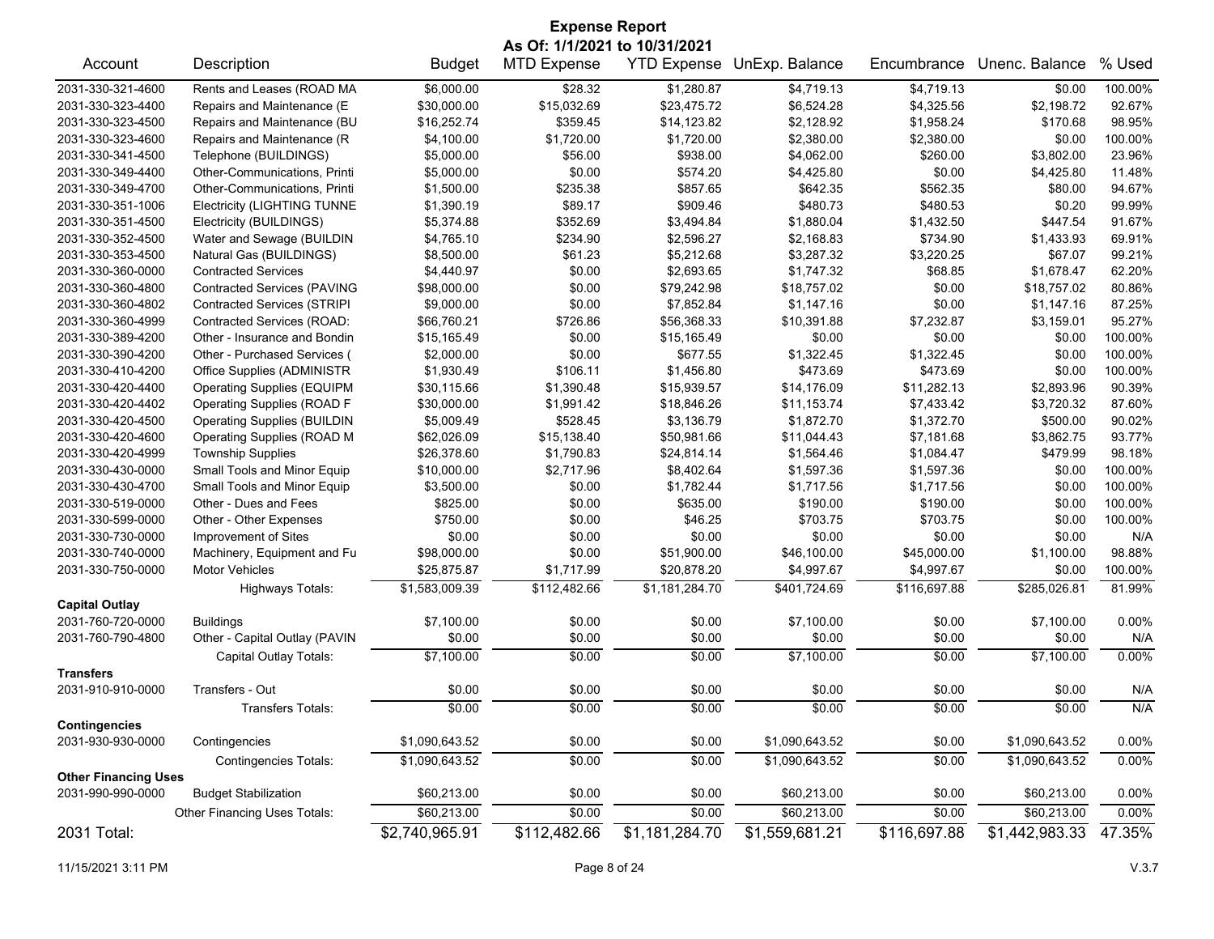# Expense Report

**As Of: 1/1/2021 to 10/31/2021**

| Account | Description | Budget | MTD Expense | YTD Expense | UnExp. Balance | Encumbrance | Unenc. Balance | % Used |
|---|---|---|---|---|---|---|---|---|
| 2031-330-321-4600 | Rents and Leases (ROAD MA | $6,000.00 | $28.32 | $1,280.87 | $4,719.13 | $4,719.13 | $0.00 | 100.00% |
| 2031-330-323-4400 | Repairs and Maintenance (E | $30,000.00 | $15,032.69 | $23,475.72 | $6,524.28 | $4,325.56 | $2,198.72 | 92.67% |
| 2031-330-323-4500 | Repairs and Maintenance (BU | $16,252.74 | $359.45 | $14,123.82 | $2,128.92 | $1,958.24 | $170.68 | 98.95% |
| 2031-330-323-4600 | Repairs and Maintenance (R | $4,100.00 | $1,720.00 | $1,720.00 | $2,380.00 | $2,380.00 | $0.00 | 100.00% |
| 2031-330-341-4500 | Telephone (BUILDINGS) | $5,000.00 | $56.00 | $938.00 | $4,062.00 | $260.00 | $3,802.00 | 23.96% |
| 2031-330-349-4400 | Other-Communications, Printi | $5,000.00 | $0.00 | $574.20 | $4,425.80 | $0.00 | $4,425.80 | 11.48% |
| 2031-330-349-4700 | Other-Communications, Printi | $1,500.00 | $235.38 | $857.65 | $642.35 | $562.35 | $80.00 | 94.67% |
| 2031-330-351-1006 | Electricity (LIGHTING TUNNE | $1,390.19 | $89.17 | $909.46 | $480.73 | $480.53 | $0.20 | 99.99% |
| 2031-330-351-4500 | Electricity (BUILDINGS) | $5,374.88 | $352.69 | $3,494.84 | $1,880.04 | $1,432.50 | $447.54 | 91.67% |
| 2031-330-352-4500 | Water and Sewage (BUILDIN | $4,765.10 | $234.90 | $2,596.27 | $2,168.83 | $734.90 | $1,433.93 | 69.91% |
| 2031-330-353-4500 | Natural Gas (BUILDINGS) | $8,500.00 | $61.23 | $5,212.68 | $3,287.32 | $3,220.25 | $67.07 | 99.21% |
| 2031-330-360-0000 | Contracted Services | $4,440.97 | $0.00 | $2,693.65 | $1,747.32 | $68.85 | $1,678.47 | 62.20% |
| 2031-330-360-4800 | Contracted Services (PAVING | $98,000.00 | $0.00 | $79,242.98 | $18,757.02 | $0.00 | $18,757.02 | 80.86% |
| 2031-330-360-4802 | Contracted Services (STRIPI | $9,000.00 | $0.00 | $7,852.84 | $1,147.16 | $0.00 | $1,147.16 | 87.25% |
| 2031-330-360-4999 | Contracted Services (ROAD: | $66,760.21 | $726.86 | $56,368.33 | $10,391.88 | $7,232.87 | $3,159.01 | 95.27% |
| 2031-330-389-4200 | Other - Insurance and Bondin | $15,165.49 | $0.00 | $15,165.49 | $0.00 | $0.00 | $0.00 | 100.00% |
| 2031-330-390-4200 | Other - Purchased Services ( | $2,000.00 | $0.00 | $677.55 | $1,322.45 | $1,322.45 | $0.00 | 100.00% |
| 2031-330-410-4200 | Office Supplies (ADMINISTR | $1,930.49 | $106.11 | $1,456.80 | $473.69 | $473.69 | $0.00 | 100.00% |
| 2031-330-420-4400 | Operating Supplies (EQUIPM | $30,115.66 | $1,390.48 | $15,939.57 | $14,176.09 | $11,282.13 | $2,893.96 | 90.39% |
| 2031-330-420-4402 | Operating Supplies (ROAD F | $30,000.00 | $1,991.42 | $18,846.26 | $11,153.74 | $7,433.42 | $3,720.32 | 87.60% |
| 2031-330-420-4500 | Operating Supplies (BUILDIN | $5,009.49 | $528.45 | $3,136.79 | $1,872.70 | $1,372.70 | $500.00 | 90.02% |
| 2031-330-420-4600 | Operating Supplies (ROAD M | $62,026.09 | $15,138.40 | $50,981.66 | $11,044.43 | $7,181.68 | $3,862.75 | 93.77% |
| 2031-330-420-4999 | Township Supplies | $26,378.60 | $1,790.83 | $24,814.14 | $1,564.46 | $1,084.47 | $479.99 | 98.18% |
| 2031-330-430-0000 | Small Tools and Minor Equip | $10,000.00 | $2,717.96 | $8,402.64 | $1,597.36 | $1,597.36 | $0.00 | 100.00% |
| 2031-330-430-4700 | Small Tools and Minor Equip | $3,500.00 | $0.00 | $1,782.44 | $1,717.56 | $1,717.56 | $0.00 | 100.00% |
| 2031-330-519-0000 | Other - Dues and Fees | $825.00 | $0.00 | $635.00 | $190.00 | $190.00 | $0.00 | 100.00% |
| 2031-330-599-0000 | Other - Other Expenses | $750.00 | $0.00 | $46.25 | $703.75 | $703.75 | $0.00 | 100.00% |
| 2031-330-730-0000 | Improvement of Sites | $0.00 | $0.00 | $0.00 | $0.00 | $0.00 | $0.00 | N/A |
| 2031-330-740-0000 | Machinery, Equipment and Fu | $98,000.00 | $0.00 | $51,900.00 | $46,100.00 | $45,000.00 | $1,100.00 | 98.88% |
| 2031-330-750-0000 | Motor Vehicles | $25,875.87 | $1,717.99 | $20,878.20 | $4,997.67 | $4,997.67 | $0.00 | 100.00% |
| | Highways Totals: | $1,583,009.39 | $112,482.66 | $1,181,284.70 | $401,724.69 | $116,697.88 | $285,026.81 | 81.99% |
| **Capital Outlay** | | | | | | | | |
| 2031-760-720-0000 | Buildings | $7,100.00 | $0.00 | $0.00 | $7,100.00 | $0.00 | $7,100.00 | 0.00% |
| 2031-760-790-4800 | Other - Capital Outlay (PAVIN | $0.00 | $0.00 | $0.00 | $0.00 | $0.00 | $0.00 | N/A |
| | Capital Outlay Totals: | $7,100.00 | $0.00 | $0.00 | $7,100.00 | $0.00 | $7,100.00 | 0.00% |
| **Transfers** | | | | | | | | |
| 2031-910-910-0000 | Transfers - Out | $0.00 | $0.00 | $0.00 | $0.00 | $0.00 | $0.00 | N/A |
| | Transfers Totals: | $0.00 | $0.00 | $0.00 | $0.00 | $0.00 | $0.00 | N/A |
| **Contingencies** | | | | | | | | |
| 2031-930-930-0000 | Contingencies | $1,090,643.52 | $0.00 | $0.00 | $1,090,643.52 | $0.00 | $1,090,643.52 | 0.00% |
| | Contingencies Totals: | $1,090,643.52 | $0.00 | $0.00 | $1,090,643.52 | $0.00 | $1,090,643.52 | 0.00% |
| **Other Financing Uses** | | | | | | | | |
| 2031-990-990-0000 | Budget Stabilization | $60,213.00 | $0.00 | $0.00 | $60,213.00 | $0.00 | $60,213.00 | 0.00% |
| | Other Financing Uses Totals: | $60,213.00 | $0.00 | $0.00 | $60,213.00 | $0.00 | $60,213.00 | 0.00% |
| 2031 Total: | | $2,740,965.91 | $112,482.66 | $1,181,284.70 | $1,559,681.21 | $116,697.88 | $1,442,983.33 | 47.35% |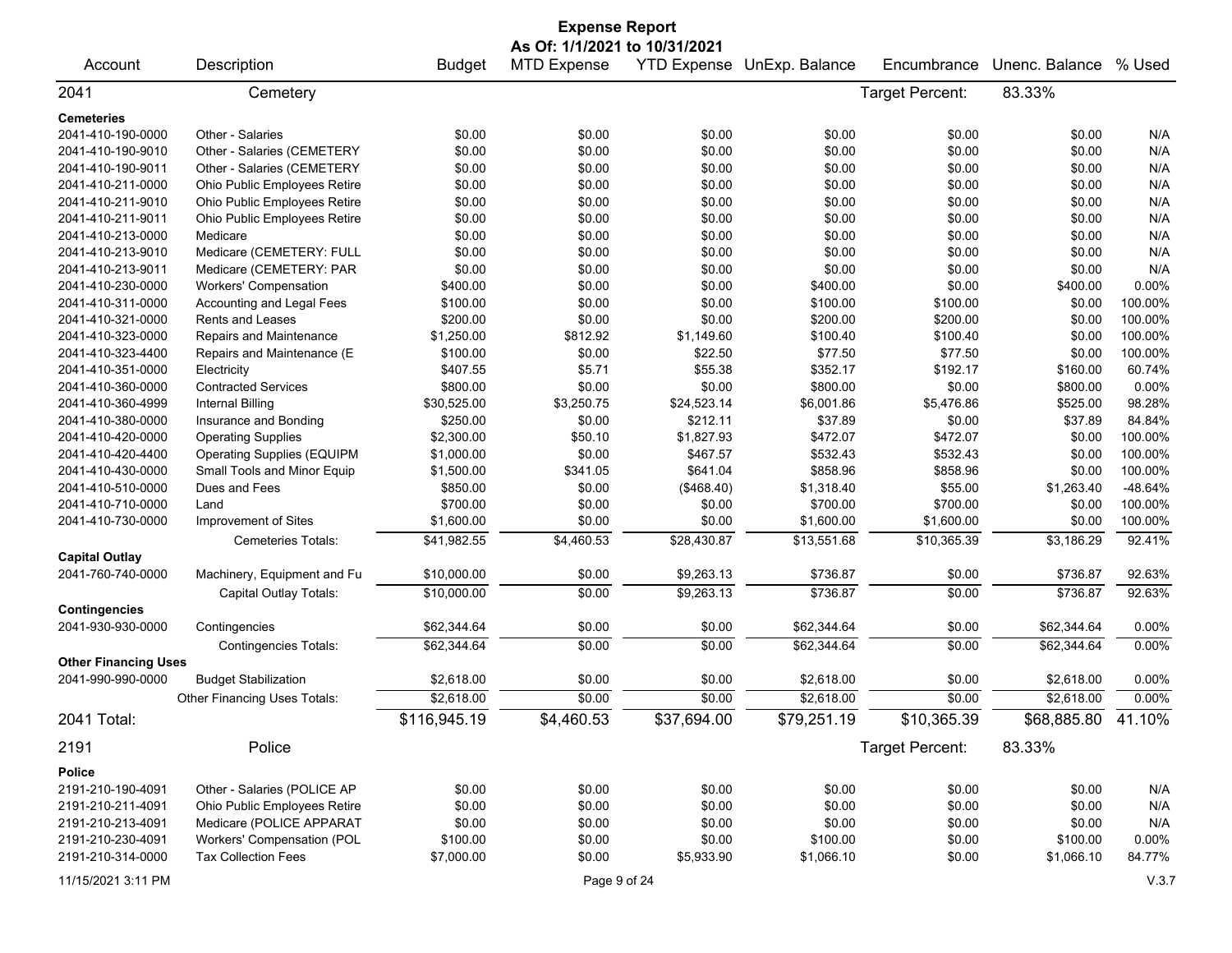# Expense Report

**As Of: 1/1/2021 to 10/31/2021**

| Account | Description | Budget | MTD Expense | YTD Expense | UnExp. Balance | Encumbrance | Unenc. Balance | % Used |
|---|---|---|---|---|---|---|---|---|
| **2041** | **Cemetery** | | | | | Target Percent: | 83.33% | |
| **Cemeteries** | | | | | | | | |
| 2041-410-190-0000 | Other - Salaries | $0.00 | $0.00 | $0.00 | $0.00 | $0.00 | $0.00 | N/A |
| 2041-410-190-9010 | Other - Salaries (CEMETERY | $0.00 | $0.00 | $0.00 | $0.00 | $0.00 | $0.00 | N/A |
| 2041-410-190-9011 | Other - Salaries (CEMETERY | $0.00 | $0.00 | $0.00 | $0.00 | $0.00 | $0.00 | N/A |
| 2041-410-211-0000 | Ohio Public Employees Retire | $0.00 | $0.00 | $0.00 | $0.00 | $0.00 | $0.00 | N/A |
| 2041-410-211-9010 | Ohio Public Employees Retire | $0.00 | $0.00 | $0.00 | $0.00 | $0.00 | $0.00 | N/A |
| 2041-410-211-9011 | Ohio Public Employees Retire | $0.00 | $0.00 | $0.00 | $0.00 | $0.00 | $0.00 | N/A |
| 2041-410-213-0000 | Medicare | $0.00 | $0.00 | $0.00 | $0.00 | $0.00 | $0.00 | N/A |
| 2041-410-213-9010 | Medicare (CEMETERY: FULL | $0.00 | $0.00 | $0.00 | $0.00 | $0.00 | $0.00 | N/A |
| 2041-410-213-9011 | Medicare (CEMETERY: PAR | $0.00 | $0.00 | $0.00 | $0.00 | $0.00 | $0.00 | N/A |
| 2041-410-230-0000 | Workers' Compensation | $400.00 | $0.00 | $0.00 | $400.00 | $0.00 | $400.00 | 0.00% |
| 2041-410-311-0000 | Accounting and Legal Fees | $100.00 | $0.00 | $0.00 | $100.00 | $100.00 | $0.00 | 100.00% |
| 2041-410-321-0000 | Rents and Leases | $200.00 | $0.00 | $0.00 | $200.00 | $200.00 | $0.00 | 100.00% |
| 2041-410-323-0000 | Repairs and Maintenance | $1,250.00 | $812.92 | $1,149.60 | $100.40 | $100.40 | $0.00 | 100.00% |
| 2041-410-323-4400 | Repairs and Maintenance (E | $100.00 | $0.00 | $22.50 | $77.50 | $77.50 | $0.00 | 100.00% |
| 2041-410-351-0000 | Electricity | $407.55 | $5.71 | $55.38 | $352.17 | $192.17 | $160.00 | 60.74% |
| 2041-410-360-0000 | Contracted Services | $800.00 | $0.00 | $0.00 | $800.00 | $0.00 | $800.00 | 0.00% |
| 2041-410-360-4999 | Internal Billing | $30,525.00 | $3,250.75 | $24,523.14 | $6,001.86 | $5,476.86 | $525.00 | 98.28% |
| 2041-410-380-0000 | Insurance and Bonding | $250.00 | $0.00 | $212.11 | $37.89 | $0.00 | $37.89 | 84.84% |
| 2041-410-420-0000 | Operating Supplies | $2,300.00 | $50.10 | $1,827.93 | $472.07 | $472.07 | $0.00 | 100.00% |
| 2041-410-420-4400 | Operating Supplies (EQUIPM | $1,000.00 | $0.00 | $467.57 | $532.43 | $532.43 | $0.00 | 100.00% |
| 2041-410-430-0000 | Small Tools and Minor Equip | $1,500.00 | $341.05 | $641.04 | $858.96 | $858.96 | $0.00 | 100.00% |
| 2041-410-510-0000 | Dues and Fees | $850.00 | $0.00 | ($468.40) | $1,318.40 | $55.00 | $1,263.40 | -48.64% |
| 2041-410-710-0000 | Land | $700.00 | $0.00 | $0.00 | $700.00 | $700.00 | $0.00 | 100.00% |
| 2041-410-730-0000 | Improvement of Sites | $1,600.00 | $0.00 | $0.00 | $1,600.00 | $1,600.00 | $0.00 | 100.00% |
| | Cemeteries Totals: | $41,982.55 | $4,460.53 | $28,430.87 | $13,551.68 | $10,365.39 | $3,186.29 | 92.41% |
| **Capital Outlay** | | | | | | | | |
| 2041-760-740-0000 | Machinery, Equipment and Fu | $10,000.00 | $0.00 | $9,263.13 | $736.87 | $0.00 | $736.87 | 92.63% |
| | Capital Outlay Totals: | $10,000.00 | $0.00 | $9,263.13 | $736.87 | $0.00 | $736.87 | 92.63% |
| **Contingencies** | | | | | | | | |
| 2041-930-930-0000 | Contingencies | $62,344.64 | $0.00 | $0.00 | $62,344.64 | $0.00 | $62,344.64 | 0.00% |
| | Contingencies Totals: | $62,344.64 | $0.00 | $0.00 | $62,344.64 | $0.00 | $62,344.64 | 0.00% |
| **Other Financing Uses** | | | | | | | | |
| 2041-990-990-0000 | Budget Stabilization | $2,618.00 | $0.00 | $0.00 | $2,618.00 | $0.00 | $2,618.00 | 0.00% |
| | Other Financing Uses Totals: | $2,618.00 | $0.00 | $0.00 | $2,618.00 | $0.00 | $2,618.00 | 0.00% |
| **2041 Total:** | | $116,945.19 | $4,460.53 | $37,694.00 | $79,251.19 | $10,365.39 | $68,885.80 | 41.10% |
| **2191** | **Police** | | | | | Target Percent: | 83.33% | |
| **Police** | | | | | | | | |
| 2191-210-190-4091 | Other - Salaries (POLICE AP | $0.00 | $0.00 | $0.00 | $0.00 | $0.00 | $0.00 | N/A |
| 2191-210-211-4091 | Ohio Public Employees Retire | $0.00 | $0.00 | $0.00 | $0.00 | $0.00 | $0.00 | N/A |
| 2191-210-213-4091 | Medicare (POLICE APPARAT | $0.00 | $0.00 | $0.00 | $0.00 | $0.00 | $0.00 | N/A |
| 2191-210-230-4091 | Workers' Compensation (POL | $100.00 | $0.00 | $0.00 | $100.00 | $0.00 | $100.00 | 0.00% |
| 2191-210-314-0000 | Tax Collection Fees | $7,000.00 | $0.00 | $5,933.90 | $1,066.10 | $0.00 | $1,066.10 | 84.77% |

11/15/2021 3:11 PM V.3.7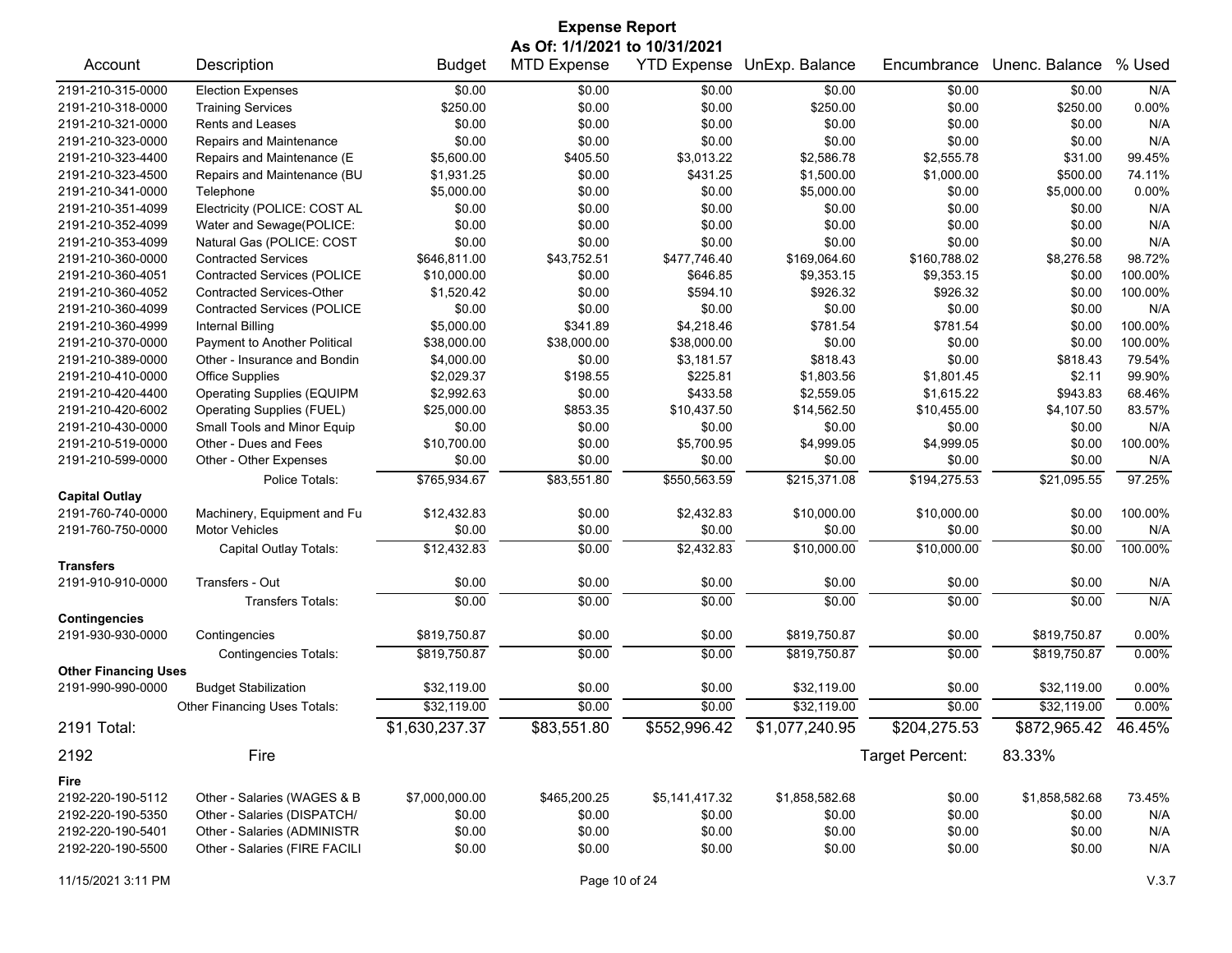# Expense Report

**As Of: 1/1/2021 to 10/31/2021**

| Account | Description | Budget | MTD Expense | YTD Expense | UnExp. Balance | Encumbrance | Unenc. Balance | % Used |
|---|---|---|---|---|---|---|---|---|
| 2191-210-315-0000 | Election Expenses | $0.00 | $0.00 | $0.00 | $0.00 | $0.00 | $0.00 | N/A |
| 2191-210-318-0000 | Training Services | $250.00 | $0.00 | $0.00 | $250.00 | $0.00 | $250.00 | 0.00% |
| 2191-210-321-0000 | Rents and Leases | $0.00 | $0.00 | $0.00 | $0.00 | $0.00 | $0.00 | N/A |
| 2191-210-323-0000 | Repairs and Maintenance | $0.00 | $0.00 | $0.00 | $0.00 | $0.00 | $0.00 | N/A |
| 2191-210-323-4400 | Repairs and Maintenance (E | $5,600.00 | $405.50 | $3,013.22 | $2,586.78 | $2,555.78 | $31.00 | 99.45% |
| 2191-210-323-4500 | Repairs and Maintenance (BU | $1,931.25 | $0.00 | $431.25 | $1,500.00 | $1,000.00 | $500.00 | 74.11% |
| 2191-210-341-0000 | Telephone | $5,000.00 | $0.00 | $0.00 | $5,000.00 | $0.00 | $5,000.00 | 0.00% |
| 2191-210-351-4099 | Electricity (POLICE: COST AL | $0.00 | $0.00 | $0.00 | $0.00 | $0.00 | $0.00 | N/A |
| 2191-210-352-4099 | Water and Sewage(POLICE: | $0.00 | $0.00 | $0.00 | $0.00 | $0.00 | $0.00 | N/A |
| 2191-210-353-4099 | Natural Gas (POLICE: COST | $0.00 | $0.00 | $0.00 | $0.00 | $0.00 | $0.00 | N/A |
| 2191-210-360-0000 | Contracted Services | $646,811.00 | $43,752.51 | $477,746.40 | $169,064.60 | $160,788.02 | $8,276.58 | 98.72% |
| 2191-210-360-4051 | Contracted Services (POLICE | $10,000.00 | $0.00 | $646.85 | $9,353.15 | $9,353.15 | $0.00 | 100.00% |
| 2191-210-360-4052 | Contracted Services-Other | $1,520.42 | $0.00 | $594.10 | $926.32 | $926.32 | $0.00 | 100.00% |
| 2191-210-360-4099 | Contracted Services (POLICE | $0.00 | $0.00 | $0.00 | $0.00 | $0.00 | $0.00 | N/A |
| 2191-210-360-4999 | Internal Billing | $5,000.00 | $341.89 | $4,218.46 | $781.54 | $781.54 | $0.00 | 100.00% |
| 2191-210-370-0000 | Payment to Another Political | $38,000.00 | $38,000.00 | $38,000.00 | $0.00 | $0.00 | $0.00 | 100.00% |
| 2191-210-389-0000 | Other - Insurance and Bondin | $4,000.00 | $0.00 | $3,181.57 | $818.43 | $0.00 | $818.43 | 79.54% |
| 2191-210-410-0000 | Office Supplies | $2,029.37 | $198.55 | $225.81 | $1,803.56 | $1,801.45 | $2.11 | 99.90% |
| 2191-210-420-4400 | Operating Supplies (EQUIPM | $2,992.63 | $0.00 | $433.58 | $2,559.05 | $1,615.22 | $943.83 | 68.46% |
| 2191-210-420-6002 | Operating Supplies (FUEL) | $25,000.00 | $853.35 | $10,437.50 | $14,562.50 | $10,455.00 | $4,107.50 | 83.57% |
| 2191-210-430-0000 | Small Tools and Minor Equip | $0.00 | $0.00 | $0.00 | $0.00 | $0.00 | $0.00 | N/A |
| 2191-210-519-0000 | Other - Dues and Fees | $10,700.00 | $0.00 | $5,700.95 | $4,999.05 | $4,999.05 | $0.00 | 100.00% |
| 2191-210-599-0000 | Other - Other Expenses | $0.00 | $0.00 | $0.00 | $0.00 | $0.00 | $0.00 | N/A |
| | Police Totals: | $765,934.67 | $83,551.80 | $550,563.59 | $215,371.08 | $194,275.53 | $21,095.55 | 97.25% |
| **Capital Outlay** | | | | | | | | |
| 2191-760-740-0000 | Machinery, Equipment and Fu | $12,432.83 | $0.00 | $2,432.83 | $10,000.00 | $10,000.00 | $0.00 | 100.00% |
| 2191-760-750-0000 | Motor Vehicles | $0.00 | $0.00 | $0.00 | $0.00 | $0.00 | $0.00 | N/A |
| | Capital Outlay Totals: | $12,432.83 | $0.00 | $2,432.83 | $10,000.00 | $10,000.00 | $0.00 | 100.00% |
| **Transfers** | | | | | | | | |
| 2191-910-910-0000 | Transfers - Out | $0.00 | $0.00 | $0.00 | $0.00 | $0.00 | $0.00 | N/A |
| | Transfers Totals: | $0.00 | $0.00 | $0.00 | $0.00 | $0.00 | $0.00 | N/A |
| **Contingencies** | | | | | | | | |
| 2191-930-930-0000 | Contingencies | $819,750.87 | $0.00 | $0.00 | $819,750.87 | $0.00 | $819,750.87 | 0.00% |
| | Contingencies Totals: | $819,750.87 | $0.00 | $0.00 | $819,750.87 | $0.00 | $819,750.87 | 0.00% |
| **Other Financing Uses** | | | | | | | | |
| 2191-990-990-0000 | Budget Stabilization | $32,119.00 | $0.00 | $0.00 | $32,119.00 | $0.00 | $32,119.00 | 0.00% |
| | Other Financing Uses Totals: | $32,119.00 | $0.00 | $0.00 | $32,119.00 | $0.00 | $32,119.00 | 0.00% |
| **2191 Total:** | | **$1,630,237.37** | **$83,551.80** | **$552,996.42** | **$1,077,240.95** | **$204,275.53** | **$872,965.42** | **46.45%** |
| **2192** | **Fire** | | | | | Target Percent: | 83.33% | |
| **Fire** | | | | | | | | |
| 2192-220-190-5112 | Other - Salaries (WAGES & B | $7,000,000.00 | $465,200.25 | $5,141,417.32 | $1,858,582.68 | $0.00 | $1,858,582.68 | 73.45% |
| 2192-220-190-5350 | Other - Salaries (DISPATCH/ | $0.00 | $0.00 | $0.00 | $0.00 | $0.00 | $0.00 | N/A |
| 2192-220-190-5401 | Other - Salaries (ADMINISTR | $0.00 | $0.00 | $0.00 | $0.00 | $0.00 | $0.00 | N/A |
| 2192-220-190-5500 | Other - Salaries (FIRE FACILI | $0.00 | $0.00 | $0.00 | $0.00 | $0.00 | $0.00 | N/A |

11/15/2021 3:11 PM V.3.7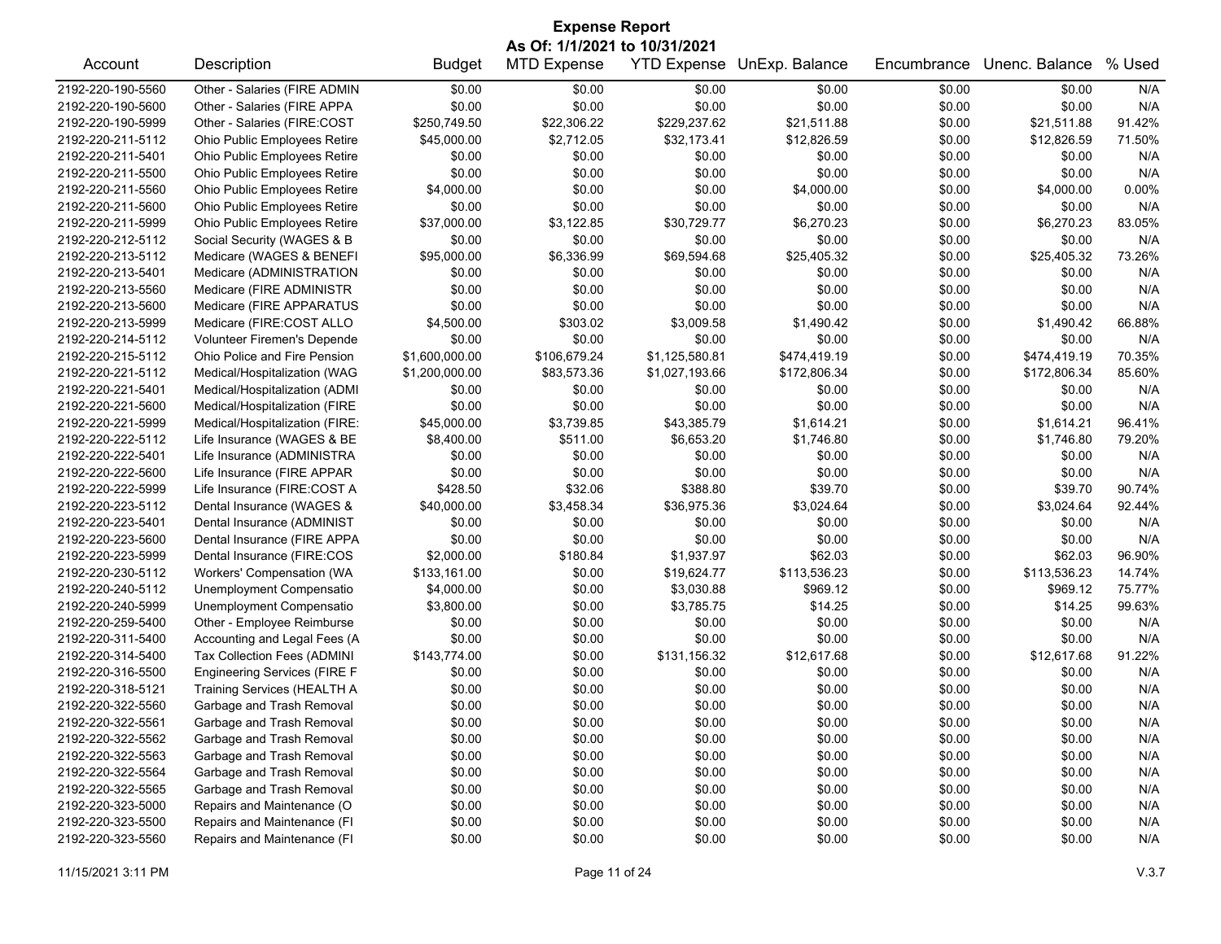# Expense Report

**As Of: 1/1/2021 to 10/31/2021**

| Account | Description | Budget | MTD Expense | YTD Expense | UnExp. Balance | Encumbrance | Unenc. Balance | % Used |
|---|---|---|---|---|---|---|---|---|
| 2192-220-190-5560 | Other - Salaries (FIRE ADMIN | $0.00 | $0.00 | $0.00 | $0.00 | $0.00 | $0.00 | N/A |
| 2192-220-190-5600 | Other - Salaries (FIRE APPA | $0.00 | $0.00 | $0.00 | $0.00 | $0.00 | $0.00 | N/A |
| 2192-220-190-5999 | Other - Salaries (FIRE:COST | $250,749.50 | $22,306.22 | $229,237.62 | $21,511.88 | $0.00 | $21,511.88 | 91.42% |
| 2192-220-211-5112 | Ohio Public Employees Retire | $45,000.00 | $2,712.05 | $32,173.41 | $12,826.59 | $0.00 | $12,826.59 | 71.50% |
| 2192-220-211-5401 | Ohio Public Employees Retire | $0.00 | $0.00 | $0.00 | $0.00 | $0.00 | $0.00 | N/A |
| 2192-220-211-5500 | Ohio Public Employees Retire | $0.00 | $0.00 | $0.00 | $0.00 | $0.00 | $0.00 | N/A |
| 2192-220-211-5560 | Ohio Public Employees Retire | $4,000.00 | $0.00 | $0.00 | $4,000.00 | $0.00 | $4,000.00 | 0.00% |
| 2192-220-211-5600 | Ohio Public Employees Retire | $0.00 | $0.00 | $0.00 | $0.00 | $0.00 | $0.00 | N/A |
| 2192-220-211-5999 | Ohio Public Employees Retire | $37,000.00 | $3,122.85 | $30,729.77 | $6,270.23 | $0.00 | $6,270.23 | 83.05% |
| 2192-220-212-5112 | Social Security (WAGES & B | $0.00 | $0.00 | $0.00 | $0.00 | $0.00 | $0.00 | N/A |
| 2192-220-213-5112 | Medicare (WAGES & BENEFI | $95,000.00 | $6,336.99 | $69,594.68 | $25,405.32 | $0.00 | $25,405.32 | 73.26% |
| 2192-220-213-5401 | Medicare (ADMINISTRATION | $0.00 | $0.00 | $0.00 | $0.00 | $0.00 | $0.00 | N/A |
| 2192-220-213-5560 | Medicare (FIRE ADMINISTR | $0.00 | $0.00 | $0.00 | $0.00 | $0.00 | $0.00 | N/A |
| 2192-220-213-5600 | Medicare (FIRE APPARATUS | $0.00 | $0.00 | $0.00 | $0.00 | $0.00 | $0.00 | N/A |
| 2192-220-213-5999 | Medicare (FIRE:COST ALLO | $4,500.00 | $303.02 | $3,009.58 | $1,490.42 | $0.00 | $1,490.42 | 66.88% |
| 2192-220-214-5112 | Volunteer Firemen's Depende | $0.00 | $0.00 | $0.00 | $0.00 | $0.00 | $0.00 | N/A |
| 2192-220-215-5112 | Ohio Police and Fire Pension | $1,600,000.00 | $106,679.24 | $1,125,580.81 | $474,419.19 | $0.00 | $474,419.19 | 70.35% |
| 2192-220-221-5112 | Medical/Hospitalization (WAG | $1,200,000.00 | $83,573.36 | $1,027,193.66 | $172,806.34 | $0.00 | $172,806.34 | 85.60% |
| 2192-220-221-5401 | Medical/Hospitalization (ADMI | $0.00 | $0.00 | $0.00 | $0.00 | $0.00 | $0.00 | N/A |
| 2192-220-221-5600 | Medical/Hospitalization (FIRE | $0.00 | $0.00 | $0.00 | $0.00 | $0.00 | $0.00 | N/A |
| 2192-220-221-5999 | Medical/Hospitalization (FIRE: | $45,000.00 | $3,739.85 | $43,385.79 | $1,614.21 | $0.00 | $1,614.21 | 96.41% |
| 2192-220-222-5112 | Life Insurance (WAGES & BE | $8,400.00 | $511.00 | $6,653.20 | $1,746.80 | $0.00 | $1,746.80 | 79.20% |
| 2192-220-222-5401 | Life Insurance (ADMINISTRA | $0.00 | $0.00 | $0.00 | $0.00 | $0.00 | $0.00 | N/A |
| 2192-220-222-5600 | Life Insurance (FIRE APPAR | $0.00 | $0.00 | $0.00 | $0.00 | $0.00 | $0.00 | N/A |
| 2192-220-222-5999 | Life Insurance (FIRE:COST A | $428.50 | $32.06 | $388.80 | $39.70 | $0.00 | $39.70 | 90.74% |
| 2192-220-223-5112 | Dental Insurance (WAGES & | $40,000.00 | $3,458.34 | $36,975.36 | $3,024.64 | $0.00 | $3,024.64 | 92.44% |
| 2192-220-223-5401 | Dental Insurance (ADMINIST | $0.00 | $0.00 | $0.00 | $0.00 | $0.00 | $0.00 | N/A |
| 2192-220-223-5600 | Dental Insurance (FIRE APPA | $0.00 | $0.00 | $0.00 | $0.00 | $0.00 | $0.00 | N/A |
| 2192-220-223-5999 | Dental Insurance (FIRE:COS | $2,000.00 | $180.84 | $1,937.97 | $62.03 | $0.00 | $62.03 | 96.90% |
| 2192-220-230-5112 | Workers' Compensation (WA | $133,161.00 | $0.00 | $19,624.77 | $113,536.23 | $0.00 | $113,536.23 | 14.74% |
| 2192-220-240-5112 | Unemployment Compensatio | $4,000.00 | $0.00 | $3,030.88 | $969.12 | $0.00 | $969.12 | 75.77% |
| 2192-220-240-5999 | Unemployment Compensatio | $3,800.00 | $0.00 | $3,785.75 | $14.25 | $0.00 | $14.25 | 99.63% |
| 2192-220-259-5400 | Other - Employee Reimburse | $0.00 | $0.00 | $0.00 | $0.00 | $0.00 | $0.00 | N/A |
| 2192-220-311-5400 | Accounting and Legal Fees (A | $0.00 | $0.00 | $0.00 | $0.00 | $0.00 | $0.00 | N/A |
| 2192-220-314-5400 | Tax Collection Fees (ADMINI | $143,774.00 | $0.00 | $131,156.32 | $12,617.68 | $0.00 | $12,617.68 | 91.22% |
| 2192-220-316-5500 | Engineering Services (FIRE F | $0.00 | $0.00 | $0.00 | $0.00 | $0.00 | $0.00 | N/A |
| 2192-220-318-5121 | Training Services (HEALTH A | $0.00 | $0.00 | $0.00 | $0.00 | $0.00 | $0.00 | N/A |
| 2192-220-322-5560 | Garbage and Trash Removal | $0.00 | $0.00 | $0.00 | $0.00 | $0.00 | $0.00 | N/A |
| 2192-220-322-5561 | Garbage and Trash Removal | $0.00 | $0.00 | $0.00 | $0.00 | $0.00 | $0.00 | N/A |
| 2192-220-322-5562 | Garbage and Trash Removal | $0.00 | $0.00 | $0.00 | $0.00 | $0.00 | $0.00 | N/A |
| 2192-220-322-5563 | Garbage and Trash Removal | $0.00 | $0.00 | $0.00 | $0.00 | $0.00 | $0.00 | N/A |
| 2192-220-322-5564 | Garbage and Trash Removal | $0.00 | $0.00 | $0.00 | $0.00 | $0.00 | $0.00 | N/A |
| 2192-220-322-5565 | Garbage and Trash Removal | $0.00 | $0.00 | $0.00 | $0.00 | $0.00 | $0.00 | N/A |
| 2192-220-323-5000 | Repairs and Maintenance (O | $0.00 | $0.00 | $0.00 | $0.00 | $0.00 | $0.00 | N/A |
| 2192-220-323-5500 | Repairs and Maintenance (FI | $0.00 | $0.00 | $0.00 | $0.00 | $0.00 | $0.00 | N/A |
| 2192-220-323-5560 | Repairs and Maintenance (FI | $0.00 | $0.00 | $0.00 | $0.00 | $0.00 | $0.00 | N/A |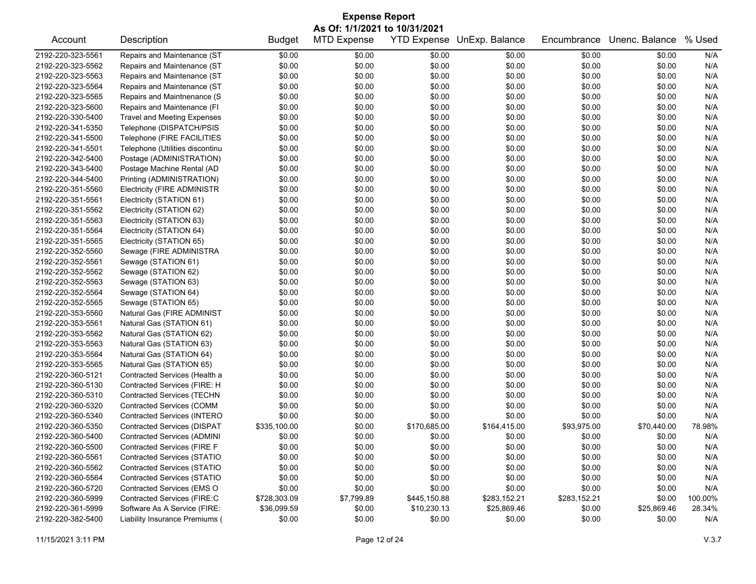# Expense Report

**As Of: 1/1/2021 to 10/31/2021**

| Account | Description | Budget | MTD Expense | YTD Expense | UnExp. Balance | Encumbrance | Unenc. Balance | % Used |
|---|---|---|---|---|---|---|---|---|
| 2192-220-323-5561 | Repairs and Maintenance (ST | $0.00 | $0.00 | $0.00 | $0.00 | $0.00 | $0.00 | N/A |
| 2192-220-323-5562 | Repairs and Maintenance (ST | $0.00 | $0.00 | $0.00 | $0.00 | $0.00 | $0.00 | N/A |
| 2192-220-323-5563 | Repairs and Maintenance (ST | $0.00 | $0.00 | $0.00 | $0.00 | $0.00 | $0.00 | N/A |
| 2192-220-323-5564 | Repairs and Maintenance (ST | $0.00 | $0.00 | $0.00 | $0.00 | $0.00 | $0.00 | N/A |
| 2192-220-323-5565 | Repairs and Maintnenance (S | $0.00 | $0.00 | $0.00 | $0.00 | $0.00 | $0.00 | N/A |
| 2192-220-323-5600 | Repairs and Maintenance (FI | $0.00 | $0.00 | $0.00 | $0.00 | $0.00 | $0.00 | N/A |
| 2192-220-330-5400 | Travel and Meeting Expenses | $0.00 | $0.00 | $0.00 | $0.00 | $0.00 | $0.00 | N/A |
| 2192-220-341-5350 | Telephone (DISPATCH/PSIS | $0.00 | $0.00 | $0.00 | $0.00 | $0.00 | $0.00 | N/A |
| 2192-220-341-5500 | Telephone (FIRE FACILITIES | $0.00 | $0.00 | $0.00 | $0.00 | $0.00 | $0.00 | N/A |
| 2192-220-341-5501 | Telephone (Utilities discontinu | $0.00 | $0.00 | $0.00 | $0.00 | $0.00 | $0.00 | N/A |
| 2192-220-342-5400 | Postage (ADMINISTRATION) | $0.00 | $0.00 | $0.00 | $0.00 | $0.00 | $0.00 | N/A |
| 2192-220-343-5400 | Postage Machine Rental (AD | $0.00 | $0.00 | $0.00 | $0.00 | $0.00 | $0.00 | N/A |
| 2192-220-344-5400 | Printing (ADMINISTRATION) | $0.00 | $0.00 | $0.00 | $0.00 | $0.00 | $0.00 | N/A |
| 2192-220-351-5560 | Electricity (FIRE ADMINISTR | $0.00 | $0.00 | $0.00 | $0.00 | $0.00 | $0.00 | N/A |
| 2192-220-351-5561 | Electricity (STATION 61) | $0.00 | $0.00 | $0.00 | $0.00 | $0.00 | $0.00 | N/A |
| 2192-220-351-5562 | Electricity (STATION 62) | $0.00 | $0.00 | $0.00 | $0.00 | $0.00 | $0.00 | N/A |
| 2192-220-351-5563 | Electricity (STATION 63) | $0.00 | $0.00 | $0.00 | $0.00 | $0.00 | $0.00 | N/A |
| 2192-220-351-5564 | Electricity (STATION 64) | $0.00 | $0.00 | $0.00 | $0.00 | $0.00 | $0.00 | N/A |
| 2192-220-351-5565 | Electricity (STATION 65) | $0.00 | $0.00 | $0.00 | $0.00 | $0.00 | $0.00 | N/A |
| 2192-220-352-5560 | Sewage (FIRE ADMINISTRA | $0.00 | $0.00 | $0.00 | $0.00 | $0.00 | $0.00 | N/A |
| 2192-220-352-5561 | Sewage (STATION 61) | $0.00 | $0.00 | $0.00 | $0.00 | $0.00 | $0.00 | N/A |
| 2192-220-352-5562 | Sewage (STATION 62) | $0.00 | $0.00 | $0.00 | $0.00 | $0.00 | $0.00 | N/A |
| 2192-220-352-5563 | Sewage (STATION 63) | $0.00 | $0.00 | $0.00 | $0.00 | $0.00 | $0.00 | N/A |
| 2192-220-352-5564 | Sewage (STATION 64) | $0.00 | $0.00 | $0.00 | $0.00 | $0.00 | $0.00 | N/A |
| 2192-220-352-5565 | Sewage (STATION 65) | $0.00 | $0.00 | $0.00 | $0.00 | $0.00 | $0.00 | N/A |
| 2192-220-353-5560 | Natural Gas (FIRE ADMINIST | $0.00 | $0.00 | $0.00 | $0.00 | $0.00 | $0.00 | N/A |
| 2192-220-353-5561 | Natural Gas (STATION 61) | $0.00 | $0.00 | $0.00 | $0.00 | $0.00 | $0.00 | N/A |
| 2192-220-353-5562 | Natural Gas (STATION 62) | $0.00 | $0.00 | $0.00 | $0.00 | $0.00 | $0.00 | N/A |
| 2192-220-353-5563 | Natural Gas (STATION 63) | $0.00 | $0.00 | $0.00 | $0.00 | $0.00 | $0.00 | N/A |
| 2192-220-353-5564 | Natural Gas (STATION 64) | $0.00 | $0.00 | $0.00 | $0.00 | $0.00 | $0.00 | N/A |
| 2192-220-353-5565 | Natural Gas (STATION 65) | $0.00 | $0.00 | $0.00 | $0.00 | $0.00 | $0.00 | N/A |
| 2192-220-360-5121 | Contracted Services (Health a | $0.00 | $0.00 | $0.00 | $0.00 | $0.00 | $0.00 | N/A |
| 2192-220-360-5130 | Contracted Services (FIRE: H | $0.00 | $0.00 | $0.00 | $0.00 | $0.00 | $0.00 | N/A |
| 2192-220-360-5310 | Contracted Services (TECHN | $0.00 | $0.00 | $0.00 | $0.00 | $0.00 | $0.00 | N/A |
| 2192-220-360-5320 | Contracted Services (COMM | $0.00 | $0.00 | $0.00 | $0.00 | $0.00 | $0.00 | N/A |
| 2192-220-360-5340 | Contracted Services (INTERO | $0.00 | $0.00 | $0.00 | $0.00 | $0.00 | $0.00 | N/A |
| 2192-220-360-5350 | Contracted Services (DISPAT | $335,100.00 | $0.00 | $170,685.00 | $164,415.00 | $93,975.00 | $70,440.00 | 78.98% |
| 2192-220-360-5400 | Contracted Services (ADMINI | $0.00 | $0.00 | $0.00 | $0.00 | $0.00 | $0.00 | N/A |
| 2192-220-360-5500 | Contracted Services (FIRE F | $0.00 | $0.00 | $0.00 | $0.00 | $0.00 | $0.00 | N/A |
| 2192-220-360-5561 | Contracted Services (STATIO | $0.00 | $0.00 | $0.00 | $0.00 | $0.00 | $0.00 | N/A |
| 2192-220-360-5562 | Contracted Services (STATIO | $0.00 | $0.00 | $0.00 | $0.00 | $0.00 | $0.00 | N/A |
| 2192-220-360-5564 | Contracted Services (STATIO | $0.00 | $0.00 | $0.00 | $0.00 | $0.00 | $0.00 | N/A |
| 2192-220-360-5720 | Contracted Services (EMS O | $0.00 | $0.00 | $0.00 | $0.00 | $0.00 | $0.00 | N/A |
| 2192-220-360-5999 | Contracted Services (FIRE:C | $728,303.09 | $7,799.89 | $445,150.88 | $283,152.21 | $283,152.21 | $0.00 | 100.00% |
| 2192-220-361-5999 | Software As A Service (FIRE: | $36,099.59 | $0.00 | $10,230.13 | $25,869.46 | $0.00 | $25,869.46 | 28.34% |
| 2192-220-382-5400 | Liability Insurance Premiums ( | $0.00 | $0.00 | $0.00 | $0.00 | $0.00 | $0.00 | N/A |

11/15/2021 3:11 PM V.3.7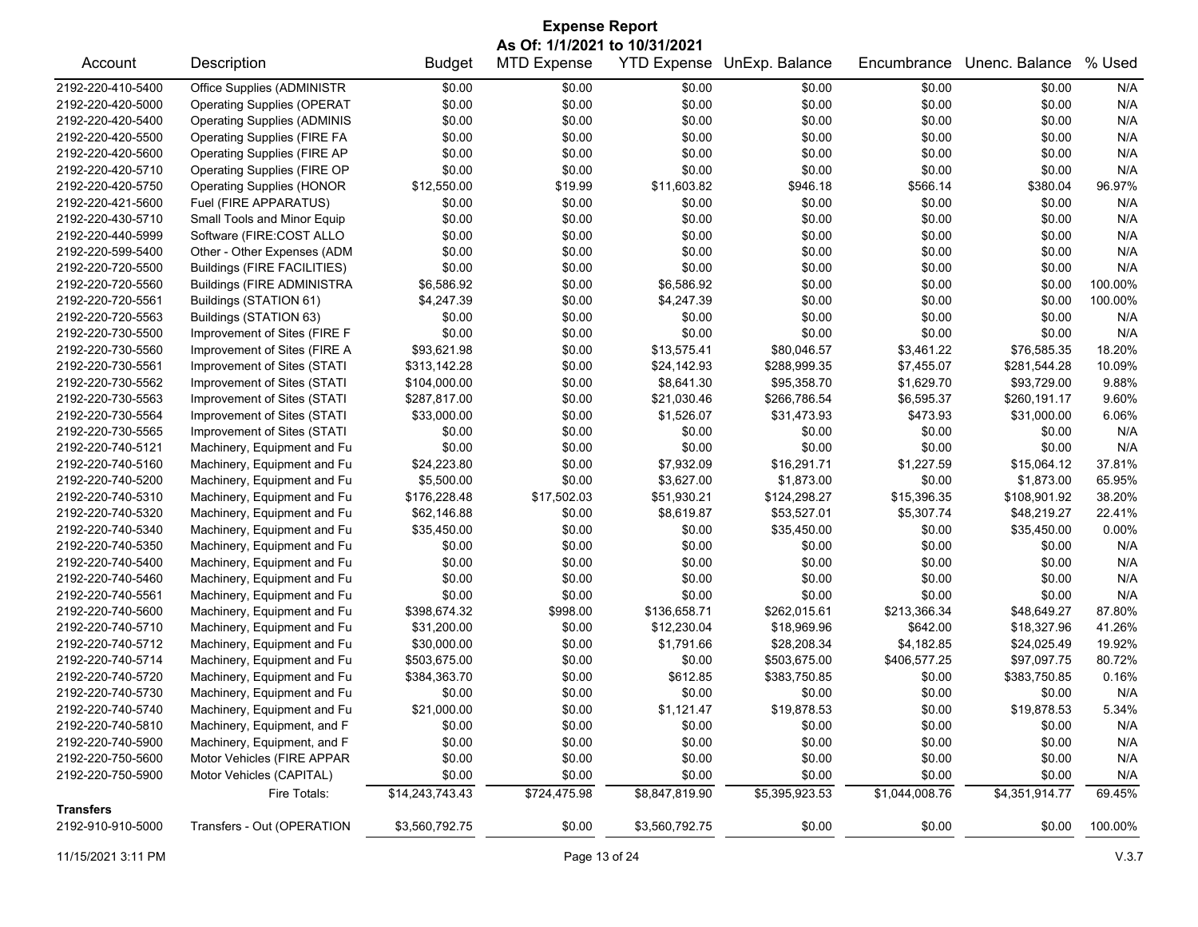# Expense Report

**As Of: 1/1/2021 to 10/31/2021**

| Account | Description | Budget | MTD Expense | YTD Expense | UnExp. Balance | Encumbrance | Unenc. Balance | % Used |
|---|---|---|---|---|---|---|---|---|
| 2192-220-410-5400 | Office Supplies (ADMINISTR | $0.00 | $0.00 | $0.00 | $0.00 | $0.00 | $0.00 | N/A |
| 2192-220-420-5000 | Operating Supplies (OPERAT | $0.00 | $0.00 | $0.00 | $0.00 | $0.00 | $0.00 | N/A |
| 2192-220-420-5400 | Operating Supplies (ADMINIS | $0.00 | $0.00 | $0.00 | $0.00 | $0.00 | $0.00 | N/A |
| 2192-220-420-5500 | Operating Supplies (FIRE FA | $0.00 | $0.00 | $0.00 | $0.00 | $0.00 | $0.00 | N/A |
| 2192-220-420-5600 | Operating Supplies (FIRE AP | $0.00 | $0.00 | $0.00 | $0.00 | $0.00 | $0.00 | N/A |
| 2192-220-420-5710 | Operating Supplies (FIRE OP | $0.00 | $0.00 | $0.00 | $0.00 | $0.00 | $0.00 | N/A |
| 2192-220-420-5750 | Operating Supplies (HONOR | $12,550.00 | $19.99 | $11,603.82 | $946.18 | $566.14 | $380.04 | 96.97% |
| 2192-220-421-5600 | Fuel (FIRE APPARATUS) | $0.00 | $0.00 | $0.00 | $0.00 | $0.00 | $0.00 | N/A |
| 2192-220-430-5710 | Small Tools and Minor Equip | $0.00 | $0.00 | $0.00 | $0.00 | $0.00 | $0.00 | N/A |
| 2192-220-440-5999 | Software (FIRE:COST ALLO | $0.00 | $0.00 | $0.00 | $0.00 | $0.00 | $0.00 | N/A |
| 2192-220-599-5400 | Other - Other Expenses (ADM | $0.00 | $0.00 | $0.00 | $0.00 | $0.00 | $0.00 | N/A |
| 2192-220-720-5500 | Buildings (FIRE FACILITIES) | $0.00 | $0.00 | $0.00 | $0.00 | $0.00 | $0.00 | N/A |
| 2192-220-720-5560 | Buildings (FIRE ADMINISTRA | $6,586.92 | $0.00 | $6,586.92 | $0.00 | $0.00 | $0.00 | 100.00% |
| 2192-220-720-5561 | Buildings (STATION 61) | $4,247.39 | $0.00 | $4,247.39 | $0.00 | $0.00 | $0.00 | 100.00% |
| 2192-220-720-5563 | Buildings (STATION 63) | $0.00 | $0.00 | $0.00 | $0.00 | $0.00 | $0.00 | N/A |
| 2192-220-730-5500 | Improvement of Sites (FIRE F | $0.00 | $0.00 | $0.00 | $0.00 | $0.00 | $0.00 | N/A |
| 2192-220-730-5560 | Improvement of Sites (FIRE A | $93,621.98 | $0.00 | $13,575.41 | $80,046.57 | $3,461.22 | $76,585.35 | 18.20% |
| 2192-220-730-5561 | Improvement of Sites (STATI | $313,142.28 | $0.00 | $24,142.93 | $288,999.35 | $7,455.07 | $281,544.28 | 10.09% |
| 2192-220-730-5562 | Improvement of Sites (STATI | $104,000.00 | $0.00 | $8,641.30 | $95,358.70 | $1,629.70 | $93,729.00 | 9.88% |
| 2192-220-730-5563 | Improvement of Sites (STATI | $287,817.00 | $0.00 | $21,030.46 | $266,786.54 | $6,595.37 | $260,191.17 | 9.60% |
| 2192-220-730-5564 | Improvement of Sites (STATI | $33,000.00 | $0.00 | $1,526.07 | $31,473.93 | $473.93 | $31,000.00 | 6.06% |
| 2192-220-730-5565 | Improvement of Sites (STATI | $0.00 | $0.00 | $0.00 | $0.00 | $0.00 | $0.00 | N/A |
| 2192-220-740-5121 | Machinery, Equipment and Fu | $0.00 | $0.00 | $0.00 | $0.00 | $0.00 | $0.00 | N/A |
| 2192-220-740-5160 | Machinery, Equipment and Fu | $24,223.80 | $0.00 | $7,932.09 | $16,291.71 | $1,227.59 | $15,064.12 | 37.81% |
| 2192-220-740-5200 | Machinery, Equipment and Fu | $5,500.00 | $0.00 | $3,627.00 | $1,873.00 | $0.00 | $1,873.00 | 65.95% |
| 2192-220-740-5310 | Machinery, Equipment and Fu | $176,228.48 | $17,502.03 | $51,930.21 | $124,298.27 | $15,396.35 | $108,901.92 | 38.20% |
| 2192-220-740-5320 | Machinery, Equipment and Fu | $62,146.88 | $0.00 | $8,619.87 | $53,527.01 | $5,307.74 | $48,219.27 | 22.41% |
| 2192-220-740-5340 | Machinery, Equipment and Fu | $35,450.00 | $0.00 | $0.00 | $35,450.00 | $0.00 | $35,450.00 | 0.00% |
| 2192-220-740-5350 | Machinery, Equipment and Fu | $0.00 | $0.00 | $0.00 | $0.00 | $0.00 | $0.00 | N/A |
| 2192-220-740-5400 | Machinery, Equipment and Fu | $0.00 | $0.00 | $0.00 | $0.00 | $0.00 | $0.00 | N/A |
| 2192-220-740-5460 | Machinery, Equipment and Fu | $0.00 | $0.00 | $0.00 | $0.00 | $0.00 | $0.00 | N/A |
| 2192-220-740-5561 | Machinery, Equipment and Fu | $0.00 | $0.00 | $0.00 | $0.00 | $0.00 | $0.00 | N/A |
| 2192-220-740-5600 | Machinery, Equipment and Fu | $398,674.32 | $998.00 | $136,658.71 | $262,015.61 | $213,366.34 | $48,649.27 | 87.80% |
| 2192-220-740-5710 | Machinery, Equipment and Fu | $31,200.00 | $0.00 | $12,230.04 | $18,969.96 | $642.00 | $18,327.96 | 41.26% |
| 2192-220-740-5712 | Machinery, Equipment and Fu | $30,000.00 | $0.00 | $1,791.66 | $28,208.34 | $4,182.85 | $24,025.49 | 19.92% |
| 2192-220-740-5714 | Machinery, Equipment and Fu | $503,675.00 | $0.00 | $0.00 | $503,675.00 | $406,577.25 | $97,097.75 | 80.72% |
| 2192-220-740-5720 | Machinery, Equipment and Fu | $384,363.70 | $0.00 | $612.85 | $383,750.85 | $0.00 | $383,750.85 | 0.16% |
| 2192-220-740-5730 | Machinery, Equipment and Fu | $0.00 | $0.00 | $0.00 | $0.00 | $0.00 | $0.00 | N/A |
| 2192-220-740-5740 | Machinery, Equipment and Fu | $21,000.00 | $0.00 | $1,121.47 | $19,878.53 | $0.00 | $19,878.53 | 5.34% |
| 2192-220-740-5810 | Machinery, Equipment, and F | $0.00 | $0.00 | $0.00 | $0.00 | $0.00 | $0.00 | N/A |
| 2192-220-740-5900 | Machinery, Equipment, and F | $0.00 | $0.00 | $0.00 | $0.00 | $0.00 | $0.00 | N/A |
| 2192-220-750-5600 | Motor Vehicles (FIRE APPAR | $0.00 | $0.00 | $0.00 | $0.00 | $0.00 | $0.00 | N/A |
| 2192-220-750-5900 | Motor Vehicles (CAPITAL) | $0.00 | $0.00 | $0.00 | $0.00 | $0.00 | $0.00 | N/A |
| | Fire Totals: | $14,243,743.43 | $724,475.98 | $8,847,819.90 | $5,395,923.53 | $1,044,008.76 | $4,351,914.77 | 69.45% |
| **Transfers** | | | | | | | | |
| 2192-910-910-5000 | Transfers - Out (OPERATION | $3,560,792.75 | $0.00 | $3,560,792.75 | $0.00 | $0.00 | $0.00 | 100.00% |

11/15/2021 3:11 PM — V.3.7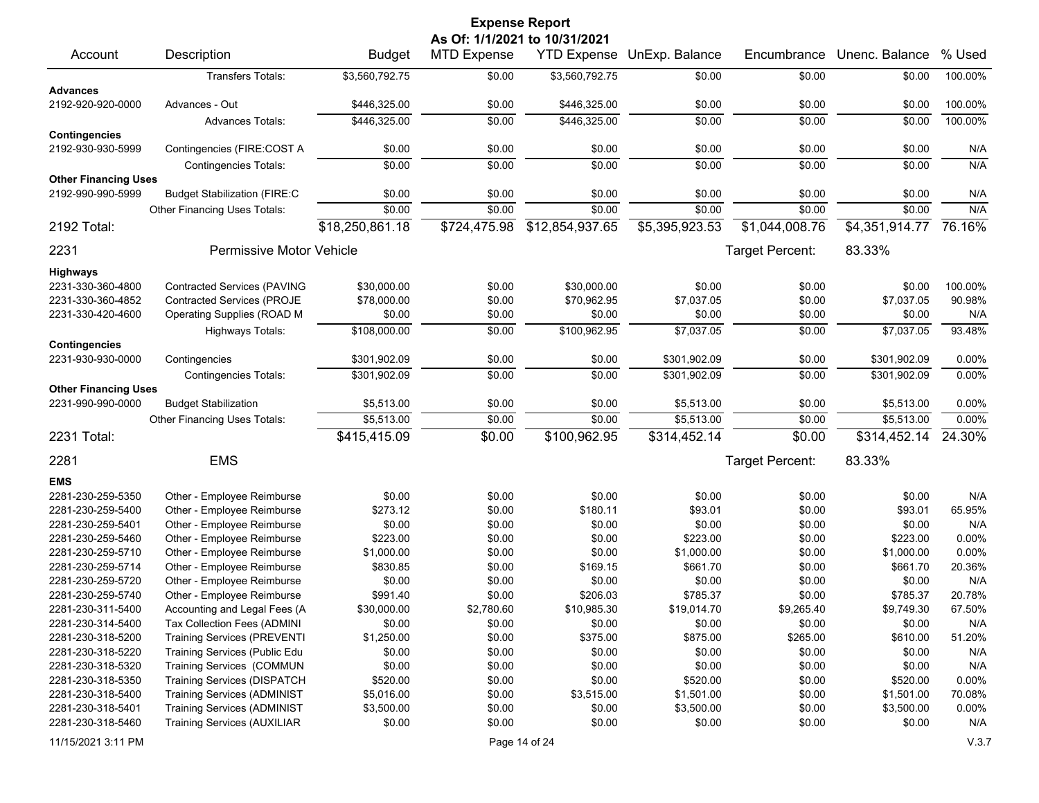# Expense Report

**As Of: 1/1/2021 to 10/31/2021**

| Account | Description | Budget | MTD Expense | YTD Expense | UnExp. Balance | Encumbrance | Unenc. Balance | % Used |
|---|---|---|---|---|---|---|---|---|
| | Transfers Totals: | $3,560,792.75 | $0.00 | $3,560,792.75 | $0.00 | $0.00 | $0.00 | 100.00% |
| **Advances** | | | | | | | | |
| 2192-920-920-0000 | Advances - Out | $446,325.00 | $0.00 | $446,325.00 | $0.00 | $0.00 | $0.00 | 100.00% |
| | Advances Totals: | $446,325.00 | $0.00 | $446,325.00 | $0.00 | $0.00 | $0.00 | 100.00% |
| **Contingencies** | | | | | | | | |
| 2192-930-930-5999 | Contingencies (FIRE:COST A | $0.00 | $0.00 | $0.00 | $0.00 | $0.00 | $0.00 | N/A |
| | Contingencies Totals: | $0.00 | $0.00 | $0.00 | $0.00 | $0.00 | $0.00 | N/A |
| **Other Financing Uses** | | | | | | | | |
| 2192-990-990-5999 | Budget Stabilization (FIRE:C | $0.00 | $0.00 | $0.00 | $0.00 | $0.00 | $0.00 | N/A |
| | Other Financing Uses Totals: | $0.00 | $0.00 | $0.00 | $0.00 | $0.00 | $0.00 | N/A |
| **2192 Total:** | | $18,250,861.18 | $724,475.98 | $12,854,937.65 | $5,395,923.53 | $1,044,008.76 | $4,351,914.77 | 76.16% |
| **2231** | **Permissive Motor Vehicle** | | | | | Target Percent: | 83.33% | |
| **Highways** | | | | | | | | |
| 2231-330-360-4800 | Contracted Services (PAVING | $30,000.00 | $0.00 | $30,000.00 | $0.00 | $0.00 | $0.00 | 100.00% |
| 2231-330-360-4852 | Contracted Services (PROJE | $78,000.00 | $0.00 | $70,962.95 | $7,037.05 | $0.00 | $7,037.05 | 90.98% |
| 2231-330-420-4600 | Operating Supplies (ROAD M | $0.00 | $0.00 | $0.00 | $0.00 | $0.00 | $0.00 | N/A |
| | Highways Totals: | $108,000.00 | $0.00 | $100,962.95 | $7,037.05 | $0.00 | $7,037.05 | 93.48% |
| **Contingencies** | | | | | | | | |
| 2231-930-930-0000 | Contingencies | $301,902.09 | $0.00 | $0.00 | $301,902.09 | $0.00 | $301,902.09 | 0.00% |
| | Contingencies Totals: | $301,902.09 | $0.00 | $0.00 | $301,902.09 | $0.00 | $301,902.09 | 0.00% |
| **Other Financing Uses** | | | | | | | | |
| 2231-990-990-0000 | Budget Stabilization | $5,513.00 | $0.00 | $0.00 | $5,513.00 | $0.00 | $5,513.00 | 0.00% |
| | Other Financing Uses Totals: | $5,513.00 | $0.00 | $0.00 | $5,513.00 | $0.00 | $5,513.00 | 0.00% |
| **2231 Total:** | | $415,415.09 | $0.00 | $100,962.95 | $314,452.14 | $0.00 | $314,452.14 | 24.30% |
| **2281** | **EMS** | | | | | Target Percent: | 83.33% | |
| **EMS** | | | | | | | | |
| 2281-230-259-5350 | Other - Employee Reimburse | $0.00 | $0.00 | $0.00 | $0.00 | $0.00 | $0.00 | N/A |
| 2281-230-259-5400 | Other - Employee Reimburse | $273.12 | $0.00 | $180.11 | $93.01 | $0.00 | $93.01 | 65.95% |
| 2281-230-259-5401 | Other - Employee Reimburse | $0.00 | $0.00 | $0.00 | $0.00 | $0.00 | $0.00 | N/A |
| 2281-230-259-5460 | Other - Employee Reimburse | $223.00 | $0.00 | $0.00 | $223.00 | $0.00 | $223.00 | 0.00% |
| 2281-230-259-5710 | Other - Employee Reimburse | $1,000.00 | $0.00 | $0.00 | $1,000.00 | $0.00 | $1,000.00 | 0.00% |
| 2281-230-259-5714 | Other - Employee Reimburse | $830.85 | $0.00 | $169.15 | $661.70 | $0.00 | $661.70 | 20.36% |
| 2281-230-259-5720 | Other - Employee Reimburse | $0.00 | $0.00 | $0.00 | $0.00 | $0.00 | $0.00 | N/A |
| 2281-230-259-5740 | Other - Employee Reimburse | $991.40 | $0.00 | $206.03 | $785.37 | $0.00 | $785.37 | 20.78% |
| 2281-230-311-5400 | Accounting and Legal Fees (A | $30,000.00 | $2,780.60 | $10,985.30 | $19,014.70 | $9,265.40 | $9,749.30 | 67.50% |
| 2281-230-314-5400 | Tax Collection Fees (ADMINI | $0.00 | $0.00 | $0.00 | $0.00 | $0.00 | $0.00 | N/A |
| 2281-230-318-5200 | Training Services (PREVENTI | $1,250.00 | $0.00 | $375.00 | $875.00 | $265.00 | $610.00 | 51.20% |
| 2281-230-318-5220 | Training Services (Public Edu | $0.00 | $0.00 | $0.00 | $0.00 | $0.00 | $0.00 | N/A |
| 2281-230-318-5320 | Training Services (COMMUN | $0.00 | $0.00 | $0.00 | $0.00 | $0.00 | $0.00 | N/A |
| 2281-230-318-5350 | Training Services (DISPATCH | $520.00 | $0.00 | $0.00 | $520.00 | $0.00 | $520.00 | 0.00% |
| 2281-230-318-5400 | Training Services (ADMINIST | $5,016.00 | $0.00 | $3,515.00 | $1,501.00 | $0.00 | $1,501.00 | 70.08% |
| 2281-230-318-5401 | Training Services (ADMINIST | $3,500.00 | $0.00 | $0.00 | $3,500.00 | $0.00 | $3,500.00 | 0.00% |
| 2281-230-318-5460 | Training Services (AUXILIAR | $0.00 | $0.00 | $0.00 | $0.00 | $0.00 | $0.00 | N/A |

11/15/2021 3:11 PM — V.3.7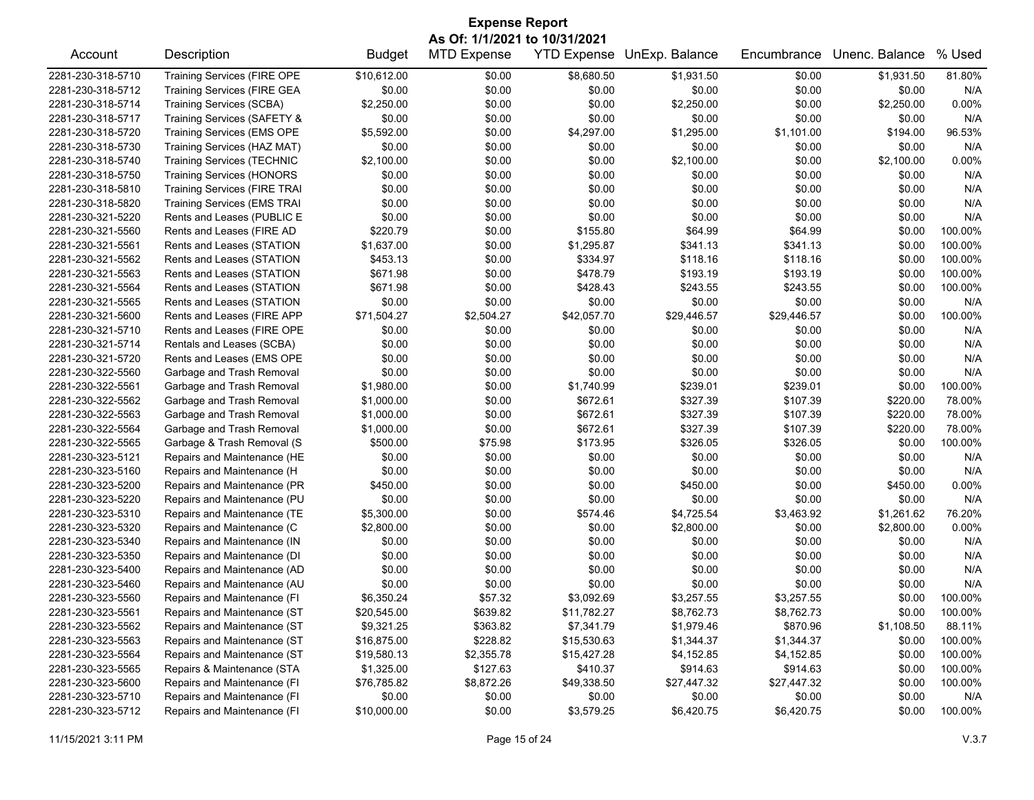# Expense Report

## As Of: 1/1/2021 to 10/31/2021

| Account | Description | Budget | MTD Expense | YTD Expense | UnExp. Balance | Encumbrance | Unenc. Balance | % Used |
|---|---|---|---|---|---|---|---|---|
| 2281-230-318-5710 | Training Services (FIRE OPE | $10,612.00 | $0.00 | $8,680.50 | $1,931.50 | $0.00 | $1,931.50 | 81.80% |
| 2281-230-318-5712 | Training Services (FIRE GEA | $0.00 | $0.00 | $0.00 | $0.00 | $0.00 | $0.00 | N/A |
| 2281-230-318-5714 | Training Services (SCBA) | $2,250.00 | $0.00 | $0.00 | $2,250.00 | $0.00 | $2,250.00 | 0.00% |
| 2281-230-318-5717 | Training Services (SAFETY & | $0.00 | $0.00 | $0.00 | $0.00 | $0.00 | $0.00 | N/A |
| 2281-230-318-5720 | Training Services (EMS OPE | $5,592.00 | $0.00 | $4,297.00 | $1,295.00 | $1,101.00 | $194.00 | 96.53% |
| 2281-230-318-5730 | Training Services (HAZ MAT) | $0.00 | $0.00 | $0.00 | $0.00 | $0.00 | $0.00 | N/A |
| 2281-230-318-5740 | Training Services (TECHNIC | $2,100.00 | $0.00 | $0.00 | $2,100.00 | $0.00 | $2,100.00 | 0.00% |
| 2281-230-318-5750 | Training Services (HONORS | $0.00 | $0.00 | $0.00 | $0.00 | $0.00 | $0.00 | N/A |
| 2281-230-318-5810 | Training Services (FIRE TRAI | $0.00 | $0.00 | $0.00 | $0.00 | $0.00 | $0.00 | N/A |
| 2281-230-318-5820 | Training Services (EMS TRAI | $0.00 | $0.00 | $0.00 | $0.00 | $0.00 | $0.00 | N/A |
| 2281-230-321-5220 | Rents and Leases (PUBLIC E | $0.00 | $0.00 | $0.00 | $0.00 | $0.00 | $0.00 | N/A |
| 2281-230-321-5560 | Rents and Leases (FIRE AD | $220.79 | $0.00 | $155.80 | $64.99 | $64.99 | $0.00 | 100.00% |
| 2281-230-321-5561 | Rents and Leases (STATION | $1,637.00 | $0.00 | $1,295.87 | $341.13 | $341.13 | $0.00 | 100.00% |
| 2281-230-321-5562 | Rents and Leases (STATION | $453.13 | $0.00 | $334.97 | $118.16 | $118.16 | $0.00 | 100.00% |
| 2281-230-321-5563 | Rents and Leases (STATION | $671.98 | $0.00 | $478.79 | $193.19 | $193.19 | $0.00 | 100.00% |
| 2281-230-321-5564 | Rents and Leases (STATION | $671.98 | $0.00 | $428.43 | $243.55 | $243.55 | $0.00 | 100.00% |
| 2281-230-321-5565 | Rents and Leases (STATION | $0.00 | $0.00 | $0.00 | $0.00 | $0.00 | $0.00 | N/A |
| 2281-230-321-5600 | Rents and Leases (FIRE APP | $71,504.27 | $2,504.27 | $42,057.70 | $29,446.57 | $29,446.57 | $0.00 | 100.00% |
| 2281-230-321-5710 | Rents and Leases (FIRE OPE | $0.00 | $0.00 | $0.00 | $0.00 | $0.00 | $0.00 | N/A |
| 2281-230-321-5714 | Rentals and Leases (SCBA) | $0.00 | $0.00 | $0.00 | $0.00 | $0.00 | $0.00 | N/A |
| 2281-230-321-5720 | Rents and Leases (EMS OPE | $0.00 | $0.00 | $0.00 | $0.00 | $0.00 | $0.00 | N/A |
| 2281-230-322-5560 | Garbage and Trash Removal | $0.00 | $0.00 | $0.00 | $0.00 | $0.00 | $0.00 | N/A |
| 2281-230-322-5561 | Garbage and Trash Removal | $1,980.00 | $0.00 | $1,740.99 | $239.01 | $239.01 | $0.00 | 100.00% |
| 2281-230-322-5562 | Garbage and Trash Removal | $1,000.00 | $0.00 | $672.61 | $327.39 | $107.39 | $220.00 | 78.00% |
| 2281-230-322-5563 | Garbage and Trash Removal | $1,000.00 | $0.00 | $672.61 | $327.39 | $107.39 | $220.00 | 78.00% |
| 2281-230-322-5564 | Garbage and Trash Removal | $1,000.00 | $0.00 | $672.61 | $327.39 | $107.39 | $220.00 | 78.00% |
| 2281-230-322-5565 | Garbage & Trash Removal (S | $500.00 | $75.98 | $173.95 | $326.05 | $326.05 | $0.00 | 100.00% |
| 2281-230-323-5121 | Repairs and Maintenance (HE | $0.00 | $0.00 | $0.00 | $0.00 | $0.00 | $0.00 | N/A |
| 2281-230-323-5160 | Repairs and Maintenance (H | $0.00 | $0.00 | $0.00 | $0.00 | $0.00 | $0.00 | N/A |
| 2281-230-323-5200 | Repairs and Maintenance (PR | $450.00 | $0.00 | $0.00 | $450.00 | $0.00 | $450.00 | 0.00% |
| 2281-230-323-5220 | Repairs and Maintenance (PU | $0.00 | $0.00 | $0.00 | $0.00 | $0.00 | $0.00 | N/A |
| 2281-230-323-5310 | Repairs and Maintenance (TE | $5,300.00 | $0.00 | $574.46 | $4,725.54 | $3,463.92 | $1,261.62 | 76.20% |
| 2281-230-323-5320 | Repairs and Maintenance (C | $2,800.00 | $0.00 | $0.00 | $2,800.00 | $0.00 | $2,800.00 | 0.00% |
| 2281-230-323-5340 | Repairs and Maintenance (IN | $0.00 | $0.00 | $0.00 | $0.00 | $0.00 | $0.00 | N/A |
| 2281-230-323-5350 | Repairs and Maintenance (DI | $0.00 | $0.00 | $0.00 | $0.00 | $0.00 | $0.00 | N/A |
| 2281-230-323-5400 | Repairs and Maintenance (AD | $0.00 | $0.00 | $0.00 | $0.00 | $0.00 | $0.00 | N/A |
| 2281-230-323-5460 | Repairs and Maintenance (AU | $0.00 | $0.00 | $0.00 | $0.00 | $0.00 | $0.00 | N/A |
| 2281-230-323-5560 | Repairs and Maintenance (FI | $6,350.24 | $57.32 | $3,092.69 | $3,257.55 | $3,257.55 | $0.00 | 100.00% |
| 2281-230-323-5561 | Repairs and Maintenance (ST | $20,545.00 | $639.82 | $11,782.27 | $8,762.73 | $8,762.73 | $0.00 | 100.00% |
| 2281-230-323-5562 | Repairs and Maintenance (ST | $9,321.25 | $363.82 | $7,341.79 | $1,979.46 | $870.96 | $1,108.50 | 88.11% |
| 2281-230-323-5563 | Repairs and Maintenance (ST | $16,875.00 | $228.82 | $15,530.63 | $1,344.37 | $1,344.37 | $0.00 | 100.00% |
| 2281-230-323-5564 | Repairs and Maintenance (ST | $19,580.13 | $2,355.78 | $15,427.28 | $4,152.85 | $4,152.85 | $0.00 | 100.00% |
| 2281-230-323-5565 | Repairs & Maintenance (STA | $1,325.00 | $127.63 | $410.37 | $914.63 | $914.63 | $0.00 | 100.00% |
| 2281-230-323-5600 | Repairs and Maintenance (FI | $76,785.82 | $8,872.26 | $49,338.50 | $27,447.32 | $27,447.32 | $0.00 | 100.00% |
| 2281-230-323-5710 | Repairs and Maintenance (FI | $0.00 | $0.00 | $0.00 | $0.00 | $0.00 | $0.00 | N/A |
| 2281-230-323-5712 | Repairs and Maintenance (FI | $10,000.00 | $0.00 | $3,579.25 | $6,420.75 | $6,420.75 | $0.00 | 100.00% |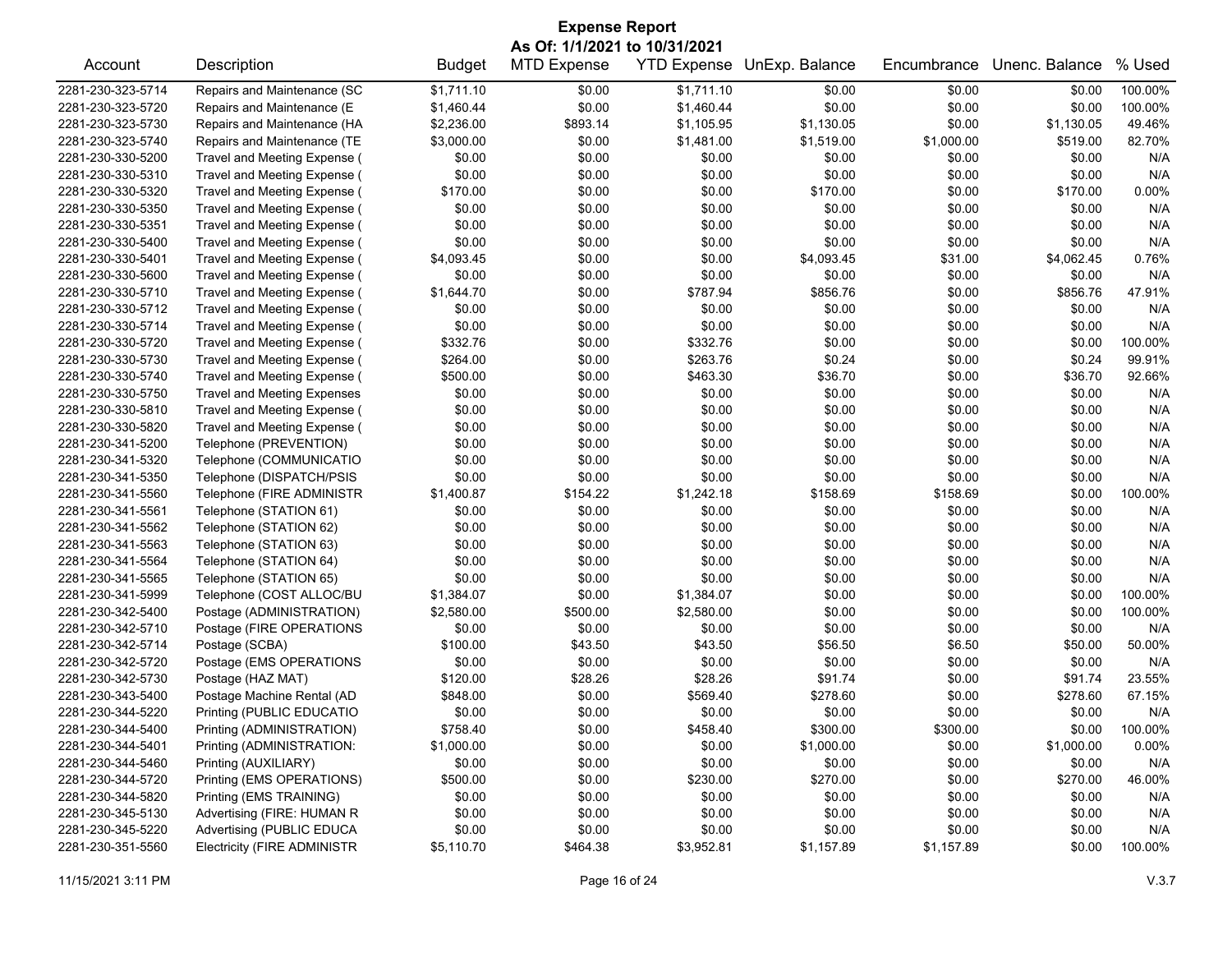# Expense Report

**As Of: 1/1/2021 to 10/31/2021**

| Account | Description | Budget | MTD Expense | YTD Expense | UnExp. Balance | Encumbrance | Unenc. Balance | % Used |
|---|---|---|---|---|---|---|---|---|
| 2281-230-323-5714 | Repairs and Maintenance (SC | $1,711.10 | $0.00 | $1,711.10 | $0.00 | $0.00 | $0.00 | 100.00% |
| 2281-230-323-5720 | Repairs and Maintenance (E | $1,460.44 | $0.00 | $1,460.44 | $0.00 | $0.00 | $0.00 | 100.00% |
| 2281-230-323-5730 | Repairs and Maintenance (HA | $2,236.00 | $893.14 | $1,105.95 | $1,130.05 | $0.00 | $1,130.05 | 49.46% |
| 2281-230-323-5740 | Repairs and Maintenance (TE | $3,000.00 | $0.00 | $1,481.00 | $1,519.00 | $1,000.00 | $519.00 | 82.70% |
| 2281-230-330-5200 | Travel and Meeting Expense ( | $0.00 | $0.00 | $0.00 | $0.00 | $0.00 | $0.00 | N/A |
| 2281-230-330-5310 | Travel and Meeting Expense ( | $0.00 | $0.00 | $0.00 | $0.00 | $0.00 | $0.00 | N/A |
| 2281-230-330-5320 | Travel and Meeting Expense ( | $170.00 | $0.00 | $0.00 | $170.00 | $0.00 | $170.00 | 0.00% |
| 2281-230-330-5350 | Travel and Meeting Expense ( | $0.00 | $0.00 | $0.00 | $0.00 | $0.00 | $0.00 | N/A |
| 2281-230-330-5351 | Travel and Meeting Expense ( | $0.00 | $0.00 | $0.00 | $0.00 | $0.00 | $0.00 | N/A |
| 2281-230-330-5400 | Travel and Meeting Expense ( | $0.00 | $0.00 | $0.00 | $0.00 | $0.00 | $0.00 | N/A |
| 2281-230-330-5401 | Travel and Meeting Expense ( | $4,093.45 | $0.00 | $0.00 | $4,093.45 | $31.00 | $4,062.45 | 0.76% |
| 2281-230-330-5600 | Travel and Meeting Expense ( | $0.00 | $0.00 | $0.00 | $0.00 | $0.00 | $0.00 | N/A |
| 2281-230-330-5710 | Travel and Meeting Expense ( | $1,644.70 | $0.00 | $787.94 | $856.76 | $0.00 | $856.76 | 47.91% |
| 2281-230-330-5712 | Travel and Meeting Expense ( | $0.00 | $0.00 | $0.00 | $0.00 | $0.00 | $0.00 | N/A |
| 2281-230-330-5714 | Travel and Meeting Expense ( | $0.00 | $0.00 | $0.00 | $0.00 | $0.00 | $0.00 | N/A |
| 2281-230-330-5720 | Travel and Meeting Expense ( | $332.76 | $0.00 | $332.76 | $0.00 | $0.00 | $0.00 | 100.00% |
| 2281-230-330-5730 | Travel and Meeting Expense ( | $264.00 | $0.00 | $263.76 | $0.24 | $0.00 | $0.24 | 99.91% |
| 2281-230-330-5740 | Travel and Meeting Expense ( | $500.00 | $0.00 | $463.30 | $36.70 | $0.00 | $36.70 | 92.66% |
| 2281-230-330-5750 | Travel and Meeting Expenses | $0.00 | $0.00 | $0.00 | $0.00 | $0.00 | $0.00 | N/A |
| 2281-230-330-5810 | Travel and Meeting Expense ( | $0.00 | $0.00 | $0.00 | $0.00 | $0.00 | $0.00 | N/A |
| 2281-230-330-5820 | Travel and Meeting Expense ( | $0.00 | $0.00 | $0.00 | $0.00 | $0.00 | $0.00 | N/A |
| 2281-230-341-5200 | Telephone (PREVENTION) | $0.00 | $0.00 | $0.00 | $0.00 | $0.00 | $0.00 | N/A |
| 2281-230-341-5320 | Telephone (COMMUNICATIO | $0.00 | $0.00 | $0.00 | $0.00 | $0.00 | $0.00 | N/A |
| 2281-230-341-5350 | Telephone (DISPATCH/PSIS | $0.00 | $0.00 | $0.00 | $0.00 | $0.00 | $0.00 | N/A |
| 2281-230-341-5560 | Telephone (FIRE ADMINISTR | $1,400.87 | $154.22 | $1,242.18 | $158.69 | $158.69 | $0.00 | 100.00% |
| 2281-230-341-5561 | Telephone (STATION 61) | $0.00 | $0.00 | $0.00 | $0.00 | $0.00 | $0.00 | N/A |
| 2281-230-341-5562 | Telephone (STATION 62) | $0.00 | $0.00 | $0.00 | $0.00 | $0.00 | $0.00 | N/A |
| 2281-230-341-5563 | Telephone (STATION 63) | $0.00 | $0.00 | $0.00 | $0.00 | $0.00 | $0.00 | N/A |
| 2281-230-341-5564 | Telephone (STATION 64) | $0.00 | $0.00 | $0.00 | $0.00 | $0.00 | $0.00 | N/A |
| 2281-230-341-5565 | Telephone (STATION 65) | $0.00 | $0.00 | $0.00 | $0.00 | $0.00 | $0.00 | N/A |
| 2281-230-341-5999 | Telephone (COST ALLOC/BU | $1,384.07 | $0.00 | $1,384.07 | $0.00 | $0.00 | $0.00 | 100.00% |
| 2281-230-342-5400 | Postage (ADMINISTRATION) | $2,580.00 | $500.00 | $2,580.00 | $0.00 | $0.00 | $0.00 | 100.00% |
| 2281-230-342-5710 | Postage (FIRE OPERATIONS | $0.00 | $0.00 | $0.00 | $0.00 | $0.00 | $0.00 | N/A |
| 2281-230-342-5714 | Postage (SCBA) | $100.00 | $43.50 | $43.50 | $56.50 | $6.50 | $50.00 | 50.00% |
| 2281-230-342-5720 | Postage (EMS OPERATIONS | $0.00 | $0.00 | $0.00 | $0.00 | $0.00 | $0.00 | N/A |
| 2281-230-342-5730 | Postage (HAZ MAT) | $120.00 | $28.26 | $28.26 | $91.74 | $0.00 | $91.74 | 23.55% |
| 2281-230-343-5400 | Postage Machine Rental (AD | $848.00 | $0.00 | $569.40 | $278.60 | $0.00 | $278.60 | 67.15% |
| 2281-230-344-5220 | Printing (PUBLIC EDUCATIO | $0.00 | $0.00 | $0.00 | $0.00 | $0.00 | $0.00 | N/A |
| 2281-230-344-5400 | Printing (ADMINISTRATION) | $758.40 | $0.00 | $458.40 | $300.00 | $300.00 | $0.00 | 100.00% |
| 2281-230-344-5401 | Printing (ADMINISTRATION: | $1,000.00 | $0.00 | $0.00 | $1,000.00 | $0.00 | $1,000.00 | 0.00% |
| 2281-230-344-5460 | Printing (AUXILIARY) | $0.00 | $0.00 | $0.00 | $0.00 | $0.00 | $0.00 | N/A |
| 2281-230-344-5720 | Printing (EMS OPERATIONS) | $500.00 | $0.00 | $230.00 | $270.00 | $0.00 | $270.00 | 46.00% |
| 2281-230-344-5820 | Printing (EMS TRAINING) | $0.00 | $0.00 | $0.00 | $0.00 | $0.00 | $0.00 | N/A |
| 2281-230-345-5130 | Advertising (FIRE: HUMAN R | $0.00 | $0.00 | $0.00 | $0.00 | $0.00 | $0.00 | N/A |
| 2281-230-345-5220 | Advertising (PUBLIC EDUCA | $0.00 | $0.00 | $0.00 | $0.00 | $0.00 | $0.00 | N/A |
| 2281-230-351-5560 | Electricity (FIRE ADMINISTR | $5,110.70 | $464.38 | $3,952.81 | $1,157.89 | $1,157.89 | $0.00 | 100.00% |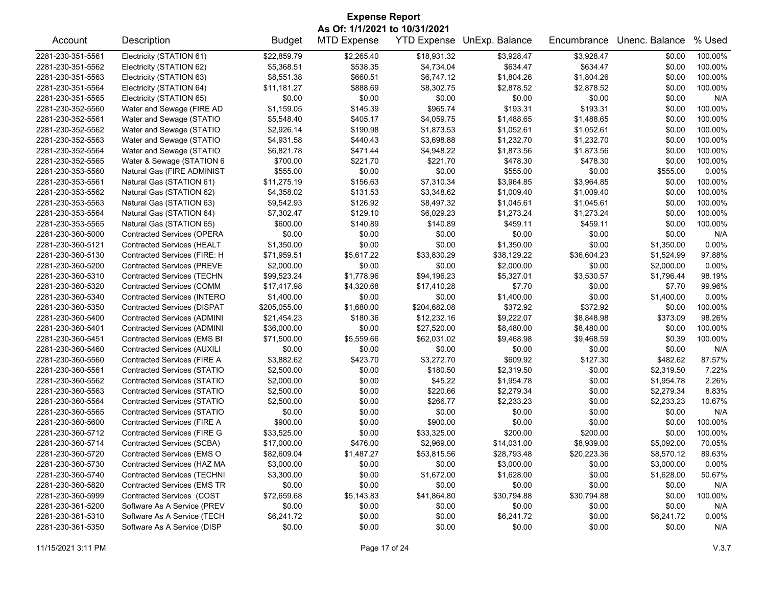# Expense Report

**As Of: 1/1/2021 to 10/31/2021**

| Account | Description | Budget | MTD Expense | YTD Expense | UnExp. Balance | Encumbrance | Unenc. Balance | % Used |
|---|---|---|---|---|---|---|---|---|
| 2281-230-351-5561 | Electricity (STATION 61) | $22,859.79 | $2,265.40 | $18,931.32 | $3,928.47 | $3,928.47 | $0.00 | 100.00% |
| 2281-230-351-5562 | Electricity (STATION 62) | $5,368.51 | $538.35 | $4,734.04 | $634.47 | $634.47 | $0.00 | 100.00% |
| 2281-230-351-5563 | Electricity (STATION 63) | $8,551.38 | $660.51 | $6,747.12 | $1,804.26 | $1,804.26 | $0.00 | 100.00% |
| 2281-230-351-5564 | Electricity (STATION 64) | $11,181.27 | $888.69 | $8,302.75 | $2,878.52 | $2,878.52 | $0.00 | 100.00% |
| 2281-230-351-5565 | Electricity (STATION 65) | $0.00 | $0.00 | $0.00 | $0.00 | $0.00 | $0.00 | N/A |
| 2281-230-352-5560 | Water and Sewage (FIRE AD | $1,159.05 | $145.39 | $965.74 | $193.31 | $193.31 | $0.00 | 100.00% |
| 2281-230-352-5561 | Water and Sewage (STATIO | $5,548.40 | $405.17 | $4,059.75 | $1,488.65 | $1,488.65 | $0.00 | 100.00% |
| 2281-230-352-5562 | Water and Sewage (STATIO | $2,926.14 | $190.98 | $1,873.53 | $1,052.61 | $1,052.61 | $0.00 | 100.00% |
| 2281-230-352-5563 | Water and Sewage (STATIO | $4,931.58 | $440.43 | $3,698.88 | $1,232.70 | $1,232.70 | $0.00 | 100.00% |
| 2281-230-352-5564 | Water and Sewage (STATIO | $6,821.78 | $471.44 | $4,948.22 | $1,873.56 | $1,873.56 | $0.00 | 100.00% |
| 2281-230-352-5565 | Water & Sewage (STATION 6 | $700.00 | $221.70 | $221.70 | $478.30 | $478.30 | $0.00 | 100.00% |
| 2281-230-353-5560 | Natural Gas (FIRE ADMINIST | $555.00 | $0.00 | $0.00 | $555.00 | $0.00 | $555.00 | 0.00% |
| 2281-230-353-5561 | Natural Gas (STATION 61) | $11,275.19 | $156.63 | $7,310.34 | $3,964.85 | $3,964.85 | $0.00 | 100.00% |
| 2281-230-353-5562 | Natural Gas (STATION 62) | $4,358.02 | $131.53 | $3,348.62 | $1,009.40 | $1,009.40 | $0.00 | 100.00% |
| 2281-230-353-5563 | Natural Gas (STATION 63) | $9,542.93 | $126.92 | $8,497.32 | $1,045.61 | $1,045.61 | $0.00 | 100.00% |
| 2281-230-353-5564 | Natural Gas (STATION 64) | $7,302.47 | $129.10 | $6,029.23 | $1,273.24 | $1,273.24 | $0.00 | 100.00% |
| 2281-230-353-5565 | Natural Gas (STATION 65) | $600.00 | $140.89 | $140.89 | $459.11 | $459.11 | $0.00 | 100.00% |
| 2281-230-360-5000 | Contracted Services (OPERA | $0.00 | $0.00 | $0.00 | $0.00 | $0.00 | $0.00 | N/A |
| 2281-230-360-5121 | Contracted Services (HEALT | $1,350.00 | $0.00 | $0.00 | $1,350.00 | $0.00 | $1,350.00 | 0.00% |
| 2281-230-360-5130 | Contracted Services (FIRE: H | $71,959.51 | $5,617.22 | $33,830.29 | $38,129.22 | $36,604.23 | $1,524.99 | 97.88% |
| 2281-230-360-5200 | Contracted Services (PREVE | $2,000.00 | $0.00 | $0.00 | $2,000.00 | $0.00 | $2,000.00 | 0.00% |
| 2281-230-360-5310 | Contracted Services (TECHN | $99,523.24 | $1,778.96 | $94,196.23 | $5,327.01 | $3,530.57 | $1,796.44 | 98.19% |
| 2281-230-360-5320 | Contracted Services (COMM | $17,417.98 | $4,320.68 | $17,410.28 | $7.70 | $0.00 | $7.70 | 99.96% |
| 2281-230-360-5340 | Contracted Services (INTERO | $1,400.00 | $0.00 | $0.00 | $1,400.00 | $0.00 | $1,400.00 | 0.00% |
| 2281-230-360-5350 | Contracted Services (DISPAT | $205,055.00 | $1,680.00 | $204,682.08 | $372.92 | $372.92 | $0.00 | 100.00% |
| 2281-230-360-5400 | Contracted Services (ADMINI | $21,454.23 | $180.36 | $12,232.16 | $9,222.07 | $8,848.98 | $373.09 | 98.26% |
| 2281-230-360-5401 | Contracted Services (ADMINI | $36,000.00 | $0.00 | $27,520.00 | $8,480.00 | $8,480.00 | $0.00 | 100.00% |
| 2281-230-360-5451 | Contracted Services (EMS BI | $71,500.00 | $5,559.66 | $62,031.02 | $9,468.98 | $9,468.59 | $0.39 | 100.00% |
| 2281-230-360-5460 | Contracted Services (AUXILI | $0.00 | $0.00 | $0.00 | $0.00 | $0.00 | $0.00 | N/A |
| 2281-230-360-5560 | Contracted Services (FIRE A | $3,882.62 | $423.70 | $3,272.70 | $609.92 | $127.30 | $482.62 | 87.57% |
| 2281-230-360-5561 | Contracted Services (STATIO | $2,500.00 | $0.00 | $180.50 | $2,319.50 | $0.00 | $2,319.50 | 7.22% |
| 2281-230-360-5562 | Contracted Services (STATIO | $2,000.00 | $0.00 | $45.22 | $1,954.78 | $0.00 | $1,954.78 | 2.26% |
| 2281-230-360-5563 | Contracted Services (STATIO | $2,500.00 | $0.00 | $220.66 | $2,279.34 | $0.00 | $2,279.34 | 8.83% |
| 2281-230-360-5564 | Contracted Services (STATIO | $2,500.00 | $0.00 | $266.77 | $2,233.23 | $0.00 | $2,233.23 | 10.67% |
| 2281-230-360-5565 | Contracted Services (STATIO | $0.00 | $0.00 | $0.00 | $0.00 | $0.00 | $0.00 | N/A |
| 2281-230-360-5600 | Contracted Services (FIRE A | $900.00 | $0.00 | $900.00 | $0.00 | $0.00 | $0.00 | 100.00% |
| 2281-230-360-5712 | Contracted Services (FIRE G | $33,525.00 | $0.00 | $33,325.00 | $200.00 | $200.00 | $0.00 | 100.00% |
| 2281-230-360-5714 | Contracted Services (SCBA) | $17,000.00 | $476.00 | $2,969.00 | $14,031.00 | $8,939.00 | $5,092.00 | 70.05% |
| 2281-230-360-5720 | Contracted Services (EMS O | $82,609.04 | $1,487.27 | $53,815.56 | $28,793.48 | $20,223.36 | $8,570.12 | 89.63% |
| 2281-230-360-5730 | Contracted Services (HAZ MA | $3,000.00 | $0.00 | $0.00 | $3,000.00 | $0.00 | $3,000.00 | 0.00% |
| 2281-230-360-5740 | Contracted Services (TECHNI | $3,300.00 | $0.00 | $1,672.00 | $1,628.00 | $0.00 | $1,628.00 | 50.67% |
| 2281-230-360-5820 | Contracted Services (EMS TR | $0.00 | $0.00 | $0.00 | $0.00 | $0.00 | $0.00 | N/A |
| 2281-230-360-5999 | Contracted Services (COST | $72,659.68 | $5,143.83 | $41,864.80 | $30,794.88 | $30,794.88 | $0.00 | 100.00% |
| 2281-230-361-5200 | Software As A Service (PREV | $0.00 | $0.00 | $0.00 | $0.00 | $0.00 | $0.00 | N/A |
| 2281-230-361-5310 | Software As A Service (TECH | $6,241.72 | $0.00 | $0.00 | $6,241.72 | $0.00 | $6,241.72 | 0.00% |
| 2281-230-361-5350 | Software As A Service (DISP | $0.00 | $0.00 | $0.00 | $0.00 | $0.00 | $0.00 | N/A |

11/15/2021 3:11 PM V.3.7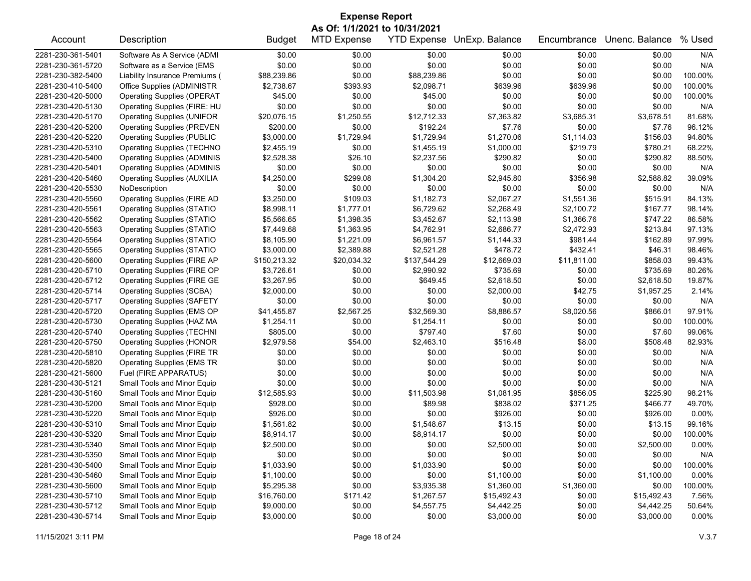# Expense Report

**As Of: 1/1/2021 to 10/31/2021**

| Account | Description | Budget | MTD Expense | YTD Expense | UnExp. Balance | Encumbrance | Unenc. Balance | % Used |
|---|---|---|---|---|---|---|---|---|
| 2281-230-361-5401 | Software As A Service (ADMI | $0.00 | $0.00 | $0.00 | $0.00 | $0.00 | $0.00 | N/A |
| 2281-230-361-5720 | Software as a Service (EMS | $0.00 | $0.00 | $0.00 | $0.00 | $0.00 | $0.00 | N/A |
| 2281-230-382-5400 | Liability Insurance Premiums ( | $88,239.86 | $0.00 | $88,239.86 | $0.00 | $0.00 | $0.00 | 100.00% |
| 2281-230-410-5400 | Office Supplies (ADMINISTR | $2,738.67 | $393.93 | $2,098.71 | $639.96 | $639.96 | $0.00 | 100.00% |
| 2281-230-420-5000 | Operating Supplies (OPERAT | $45.00 | $0.00 | $45.00 | $0.00 | $0.00 | $0.00 | 100.00% |
| 2281-230-420-5130 | Operating Supplies (FIRE: HU | $0.00 | $0.00 | $0.00 | $0.00 | $0.00 | $0.00 | N/A |
| 2281-230-420-5170 | Operating Supplies (UNIFOR | $20,076.15 | $1,250.55 | $12,712.33 | $7,363.82 | $3,685.31 | $3,678.51 | 81.68% |
| 2281-230-420-5200 | Operating Supplies (PREVEN | $200.00 | $0.00 | $192.24 | $7.76 | $0.00 | $7.76 | 96.12% |
| 2281-230-420-5220 | Operating Supplies (PUBLIC | $3,000.00 | $1,729.94 | $1,729.94 | $1,270.06 | $1,114.03 | $156.03 | 94.80% |
| 2281-230-420-5310 | Operating Supplies (TECHNO | $2,455.19 | $0.00 | $1,455.19 | $1,000.00 | $219.79 | $780.21 | 68.22% |
| 2281-230-420-5400 | Operating Supplies (ADMINIS | $2,528.38 | $26.10 | $2,237.56 | $290.82 | $0.00 | $290.82 | 88.50% |
| 2281-230-420-5401 | Operating Supplies (ADMINIS | $0.00 | $0.00 | $0.00 | $0.00 | $0.00 | $0.00 | N/A |
| 2281-230-420-5460 | Operating Supplies (AUXILIA | $4,250.00 | $299.08 | $1,304.20 | $2,945.80 | $356.98 | $2,588.82 | 39.09% |
| 2281-230-420-5530 | NoDescription | $0.00 | $0.00 | $0.00 | $0.00 | $0.00 | $0.00 | N/A |
| 2281-230-420-5560 | Operating Supplies (FIRE AD | $3,250.00 | $109.03 | $1,182.73 | $2,067.27 | $1,551.36 | $515.91 | 84.13% |
| 2281-230-420-5561 | Operating Supplies (STATIO | $8,998.11 | $1,777.01 | $6,729.62 | $2,268.49 | $2,100.72 | $167.77 | 98.14% |
| 2281-230-420-5562 | Operating Supplies (STATIO | $5,566.65 | $1,398.35 | $3,452.67 | $2,113.98 | $1,366.76 | $747.22 | 86.58% |
| 2281-230-420-5563 | Operating Supplies (STATIO | $7,449.68 | $1,363.95 | $4,762.91 | $2,686.77 | $2,472.93 | $213.84 | 97.13% |
| 2281-230-420-5564 | Operating Supplies (STATIO | $8,105.90 | $1,221.09 | $6,961.57 | $1,144.33 | $981.44 | $162.89 | 97.99% |
| 2281-230-420-5565 | Operating Supplies (STATIO | $3,000.00 | $2,389.88 | $2,521.28 | $478.72 | $432.41 | $46.31 | 98.46% |
| 2281-230-420-5600 | Operating Supplies (FIRE AP | $150,213.32 | $20,034.32 | $137,544.29 | $12,669.03 | $11,811.00 | $858.03 | 99.43% |
| 2281-230-420-5710 | Operating Supplies (FIRE OP | $3,726.61 | $0.00 | $2,990.92 | $735.69 | $0.00 | $735.69 | 80.26% |
| 2281-230-420-5712 | Operating Supplies (FIRE GE | $3,267.95 | $0.00 | $649.45 | $2,618.50 | $0.00 | $2,618.50 | 19.87% |
| 2281-230-420-5714 | Operating Supplies (SCBA) | $2,000.00 | $0.00 | $0.00 | $2,000.00 | $42.75 | $1,957.25 | 2.14% |
| 2281-230-420-5717 | Operating Supplies (SAFETY | $0.00 | $0.00 | $0.00 | $0.00 | $0.00 | $0.00 | N/A |
| 2281-230-420-5720 | Operating Supplies (EMS OP | $41,455.87 | $2,567.25 | $32,569.30 | $8,886.57 | $8,020.56 | $866.01 | 97.91% |
| 2281-230-420-5730 | Operating Supplies (HAZ MA | $1,254.11 | $0.00 | $1,254.11 | $0.00 | $0.00 | $0.00 | 100.00% |
| 2281-230-420-5740 | Operating Supplies (TECHNI | $805.00 | $0.00 | $797.40 | $7.60 | $0.00 | $7.60 | 99.06% |
| 2281-230-420-5750 | Operating Supplies (HONOR | $2,979.58 | $54.00 | $2,463.10 | $516.48 | $8.00 | $508.48 | 82.93% |
| 2281-230-420-5810 | Operating Supplies (FIRE TR | $0.00 | $0.00 | $0.00 | $0.00 | $0.00 | $0.00 | N/A |
| 2281-230-420-5820 | Operating Supplies (EMS TR | $0.00 | $0.00 | $0.00 | $0.00 | $0.00 | $0.00 | N/A |
| 2281-230-421-5600 | Fuel (FIRE APPARATUS) | $0.00 | $0.00 | $0.00 | $0.00 | $0.00 | $0.00 | N/A |
| 2281-230-430-5121 | Small Tools and Minor Equip | $0.00 | $0.00 | $0.00 | $0.00 | $0.00 | $0.00 | N/A |
| 2281-230-430-5160 | Small Tools and Minor Equip | $12,585.93 | $0.00 | $11,503.98 | $1,081.95 | $856.05 | $225.90 | 98.21% |
| 2281-230-430-5200 | Small Tools and Minor Equip | $928.00 | $0.00 | $89.98 | $838.02 | $371.25 | $466.77 | 49.70% |
| 2281-230-430-5220 | Small Tools and Minor Equip | $926.00 | $0.00 | $0.00 | $926.00 | $0.00 | $926.00 | 0.00% |
| 2281-230-430-5310 | Small Tools and Minor Equip | $1,561.82 | $0.00 | $1,548.67 | $13.15 | $0.00 | $13.15 | 99.16% |
| 2281-230-430-5320 | Small Tools and Minor Equip | $8,914.17 | $0.00 | $8,914.17 | $0.00 | $0.00 | $0.00 | 100.00% |
| 2281-230-430-5340 | Small Tools and Minor Equip | $2,500.00 | $0.00 | $0.00 | $2,500.00 | $0.00 | $2,500.00 | 0.00% |
| 2281-230-430-5350 | Small Tools and Minor Equip | $0.00 | $0.00 | $0.00 | $0.00 | $0.00 | $0.00 | N/A |
| 2281-230-430-5400 | Small Tools and Minor Equip | $1,033.90 | $0.00 | $1,033.90 | $0.00 | $0.00 | $0.00 | 100.00% |
| 2281-230-430-5460 | Small Tools and Minor Equip | $1,100.00 | $0.00 | $0.00 | $1,100.00 | $0.00 | $1,100.00 | 0.00% |
| 2281-230-430-5600 | Small Tools and Minor Equip | $5,295.38 | $0.00 | $3,935.38 | $1,360.00 | $1,360.00 | $0.00 | 100.00% |
| 2281-230-430-5710 | Small Tools and Minor Equip | $16,760.00 | $171.42 | $1,267.57 | $15,492.43 | $0.00 | $15,492.43 | 7.56% |
| 2281-230-430-5712 | Small Tools and Minor Equip | $9,000.00 | $0.00 | $4,557.75 | $4,442.25 | $0.00 | $4,442.25 | 50.64% |
| 2281-230-430-5714 | Small Tools and Minor Equip | $3,000.00 | $0.00 | $0.00 | $3,000.00 | $0.00 | $3,000.00 | 0.00% |

11/15/2021 3:11 PM V.3.7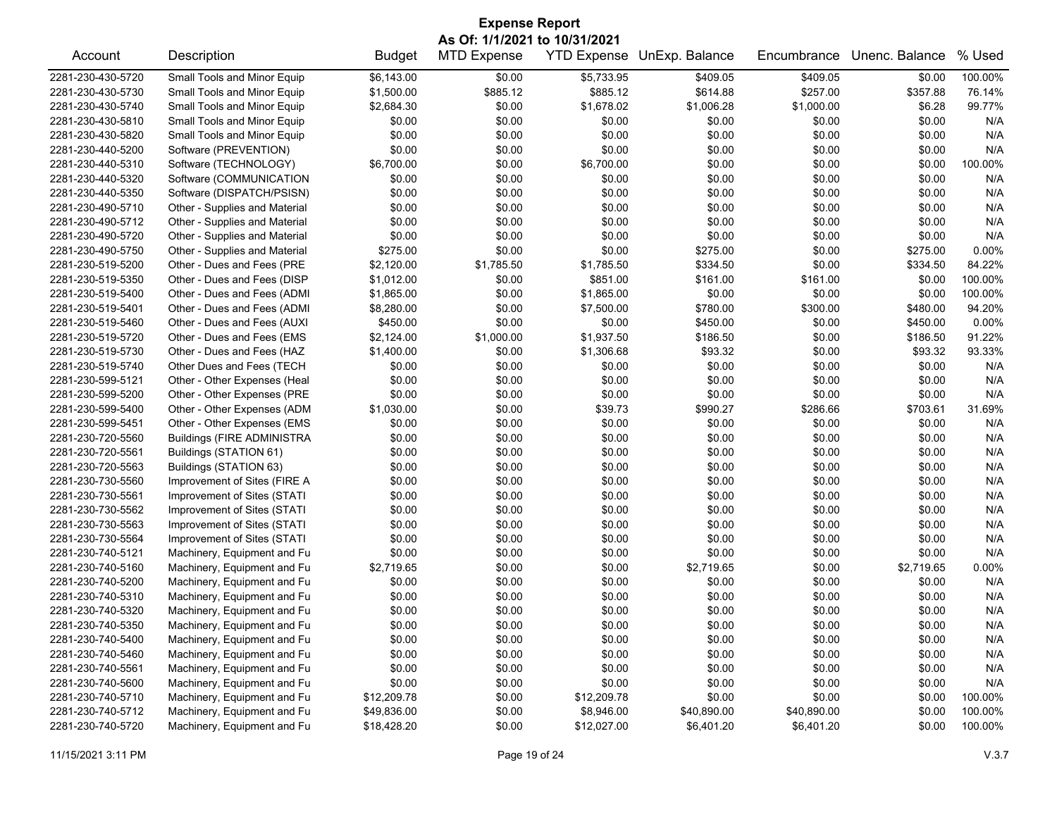# Expense Report

**As Of: 1/1/2021 to 10/31/2021**

| Account | Description | Budget | MTD Expense | YTD Expense | UnExp. Balance | Encumbrance | Unenc. Balance | % Used |
|---|---|---|---|---|---|---|---|---|
| 2281-230-430-5720 | Small Tools and Minor Equip | $6,143.00 | $0.00 | $5,733.95 | $409.05 | $409.05 | $0.00 | 100.00% |
| 2281-230-430-5730 | Small Tools and Minor Equip | $1,500.00 | $885.12 | $885.12 | $614.88 | $257.00 | $357.88 | 76.14% |
| 2281-230-430-5740 | Small Tools and Minor Equip | $2,684.30 | $0.00 | $1,678.02 | $1,006.28 | $1,000.00 | $6.28 | 99.77% |
| 2281-230-430-5810 | Small Tools and Minor Equip | $0.00 | $0.00 | $0.00 | $0.00 | $0.00 | $0.00 | N/A |
| 2281-230-430-5820 | Small Tools and Minor Equip | $0.00 | $0.00 | $0.00 | $0.00 | $0.00 | $0.00 | N/A |
| 2281-230-440-5200 | Software (PREVENTION) | $0.00 | $0.00 | $0.00 | $0.00 | $0.00 | $0.00 | N/A |
| 2281-230-440-5310 | Software (TECHNOLOGY) | $6,700.00 | $0.00 | $6,700.00 | $0.00 | $0.00 | $0.00 | 100.00% |
| 2281-230-440-5320 | Software (COMMUNICATION | $0.00 | $0.00 | $0.00 | $0.00 | $0.00 | $0.00 | N/A |
| 2281-230-440-5350 | Software (DISPATCH/PSISN) | $0.00 | $0.00 | $0.00 | $0.00 | $0.00 | $0.00 | N/A |
| 2281-230-490-5710 | Other - Supplies and Material | $0.00 | $0.00 | $0.00 | $0.00 | $0.00 | $0.00 | N/A |
| 2281-230-490-5712 | Other - Supplies and Material | $0.00 | $0.00 | $0.00 | $0.00 | $0.00 | $0.00 | N/A |
| 2281-230-490-5720 | Other - Supplies and Material | $0.00 | $0.00 | $0.00 | $0.00 | $0.00 | $0.00 | N/A |
| 2281-230-490-5750 | Other - Supplies and Material | $275.00 | $0.00 | $0.00 | $275.00 | $0.00 | $275.00 | 0.00% |
| 2281-230-519-5200 | Other - Dues and Fees (PRE | $2,120.00 | $1,785.50 | $1,785.50 | $334.50 | $0.00 | $334.50 | 84.22% |
| 2281-230-519-5350 | Other - Dues and Fees (DISP | $1,012.00 | $0.00 | $851.00 | $161.00 | $161.00 | $0.00 | 100.00% |
| 2281-230-519-5400 | Other - Dues and Fees (ADMI | $1,865.00 | $0.00 | $1,865.00 | $0.00 | $0.00 | $0.00 | 100.00% |
| 2281-230-519-5401 | Other - Dues and Fees (ADMI | $8,280.00 | $0.00 | $7,500.00 | $780.00 | $300.00 | $480.00 | 94.20% |
| 2281-230-519-5460 | Other - Dues and Fees (AUXI | $450.00 | $0.00 | $0.00 | $450.00 | $0.00 | $450.00 | 0.00% |
| 2281-230-519-5720 | Other - Dues and Fees (EMS | $2,124.00 | $1,000.00 | $1,937.50 | $186.50 | $0.00 | $186.50 | 91.22% |
| 2281-230-519-5730 | Other - Dues and Fees (HAZ | $1,400.00 | $0.00 | $1,306.68 | $93.32 | $0.00 | $93.32 | 93.33% |
| 2281-230-519-5740 | Other Dues and Fees (TECH | $0.00 | $0.00 | $0.00 | $0.00 | $0.00 | $0.00 | N/A |
| 2281-230-599-5121 | Other - Other Expenses (Heal | $0.00 | $0.00 | $0.00 | $0.00 | $0.00 | $0.00 | N/A |
| 2281-230-599-5200 | Other - Other Expenses (PRE | $0.00 | $0.00 | $0.00 | $0.00 | $0.00 | $0.00 | N/A |
| 2281-230-599-5400 | Other - Other Expenses (ADM | $1,030.00 | $0.00 | $39.73 | $990.27 | $286.66 | $703.61 | 31.69% |
| 2281-230-599-5451 | Other - Other Expenses (EMS | $0.00 | $0.00 | $0.00 | $0.00 | $0.00 | $0.00 | N/A |
| 2281-230-720-5560 | Buildings (FIRE ADMINISTRA | $0.00 | $0.00 | $0.00 | $0.00 | $0.00 | $0.00 | N/A |
| 2281-230-720-5561 | Buildings (STATION 61) | $0.00 | $0.00 | $0.00 | $0.00 | $0.00 | $0.00 | N/A |
| 2281-230-720-5563 | Buildings (STATION 63) | $0.00 | $0.00 | $0.00 | $0.00 | $0.00 | $0.00 | N/A |
| 2281-230-730-5560 | Improvement of Sites (FIRE A | $0.00 | $0.00 | $0.00 | $0.00 | $0.00 | $0.00 | N/A |
| 2281-230-730-5561 | Improvement of Sites (STATI | $0.00 | $0.00 | $0.00 | $0.00 | $0.00 | $0.00 | N/A |
| 2281-230-730-5562 | Improvement of Sites (STATI | $0.00 | $0.00 | $0.00 | $0.00 | $0.00 | $0.00 | N/A |
| 2281-230-730-5563 | Improvement of Sites (STATI | $0.00 | $0.00 | $0.00 | $0.00 | $0.00 | $0.00 | N/A |
| 2281-230-730-5564 | Improvement of Sites (STATI | $0.00 | $0.00 | $0.00 | $0.00 | $0.00 | $0.00 | N/A |
| 2281-230-740-5121 | Machinery, Equipment and Fu | $0.00 | $0.00 | $0.00 | $0.00 | $0.00 | $0.00 | N/A |
| 2281-230-740-5160 | Machinery, Equipment and Fu | $2,719.65 | $0.00 | $0.00 | $2,719.65 | $0.00 | $2,719.65 | 0.00% |
| 2281-230-740-5200 | Machinery, Equipment and Fu | $0.00 | $0.00 | $0.00 | $0.00 | $0.00 | $0.00 | N/A |
| 2281-230-740-5310 | Machinery, Equipment and Fu | $0.00 | $0.00 | $0.00 | $0.00 | $0.00 | $0.00 | N/A |
| 2281-230-740-5320 | Machinery, Equipment and Fu | $0.00 | $0.00 | $0.00 | $0.00 | $0.00 | $0.00 | N/A |
| 2281-230-740-5350 | Machinery, Equipment and Fu | $0.00 | $0.00 | $0.00 | $0.00 | $0.00 | $0.00 | N/A |
| 2281-230-740-5400 | Machinery, Equipment and Fu | $0.00 | $0.00 | $0.00 | $0.00 | $0.00 | $0.00 | N/A |
| 2281-230-740-5460 | Machinery, Equipment and Fu | $0.00 | $0.00 | $0.00 | $0.00 | $0.00 | $0.00 | N/A |
| 2281-230-740-5561 | Machinery, Equipment and Fu | $0.00 | $0.00 | $0.00 | $0.00 | $0.00 | $0.00 | N/A |
| 2281-230-740-5600 | Machinery, Equipment and Fu | $0.00 | $0.00 | $0.00 | $0.00 | $0.00 | $0.00 | N/A |
| 2281-230-740-5710 | Machinery, Equipment and Fu | $12,209.78 | $0.00 | $12,209.78 | $0.00 | $0.00 | $0.00 | 100.00% |
| 2281-230-740-5712 | Machinery, Equipment and Fu | $49,836.00 | $0.00 | $8,946.00 | $40,890.00 | $40,890.00 | $0.00 | 100.00% |
| 2281-230-740-5720 | Machinery, Equipment and Fu | $18,428.20 | $0.00 | $12,027.00 | $6,401.20 | $6,401.20 | $0.00 | 100.00% |

11/15/2021 3:11 PM V.3.7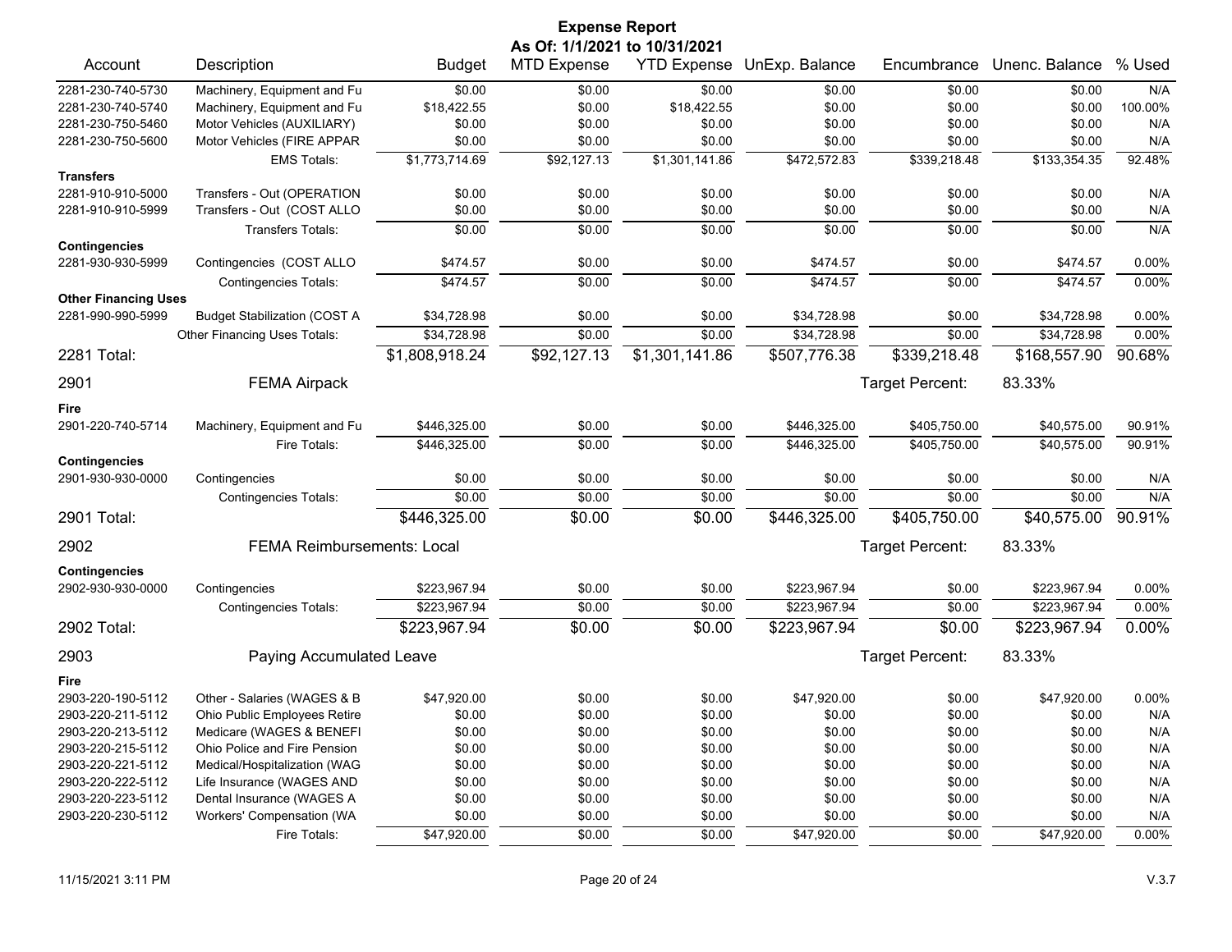# Expense Report

**As Of: 1/1/2021 to 10/31/2021**

| Account | Description | Budget | MTD Expense | YTD Expense | UnExp. Balance | Encumbrance | Unenc. Balance | % Used |
|---|---|---|---|---|---|---|---|---|
| 2281-230-740-5730 | Machinery, Equipment and Fu | $0.00 | $0.00 | $0.00 | $0.00 | $0.00 | $0.00 | N/A |
| 2281-230-740-5740 | Machinery, Equipment and Fu | $18,422.55 | $0.00 | $18,422.55 | $0.00 | $0.00 | $0.00 | 100.00% |
| 2281-230-750-5460 | Motor Vehicles (AUXILIARY) | $0.00 | $0.00 | $0.00 | $0.00 | $0.00 | $0.00 | N/A |
| 2281-230-750-5600 | Motor Vehicles (FIRE APPAR | $0.00 | $0.00 | $0.00 | $0.00 | $0.00 | $0.00 | N/A |
| | EMS Totals: | $1,773,714.69 | $92,127.13 | $1,301,141.86 | $472,572.83 | $339,218.48 | $133,354.35 | 92.48% |
| **Transfers** | | | | | | | | |
| 2281-910-910-5000 | Transfers - Out (OPERATION | $0.00 | $0.00 | $0.00 | $0.00 | $0.00 | $0.00 | N/A |
| 2281-910-910-5999 | Transfers - Out (COST ALLO | $0.00 | $0.00 | $0.00 | $0.00 | $0.00 | $0.00 | N/A |
| | Transfers Totals: | $0.00 | $0.00 | $0.00 | $0.00 | $0.00 | $0.00 | N/A |
| **Contingencies** | | | | | | | | |
| 2281-930-930-5999 | Contingencies (COST ALLO | $474.57 | $0.00 | $0.00 | $474.57 | $0.00 | $474.57 | 0.00% |
| | Contingencies Totals: | $474.57 | $0.00 | $0.00 | $474.57 | $0.00 | $474.57 | 0.00% |
| **Other Financing Uses** | | | | | | | | |
| 2281-990-990-5999 | Budget Stabilization (COST A | $34,728.98 | $0.00 | $0.00 | $34,728.98 | $0.00 | $34,728.98 | 0.00% |
| | Other Financing Uses Totals: | $34,728.98 | $0.00 | $0.00 | $34,728.98 | $0.00 | $34,728.98 | 0.00% |
| **2281 Total:** | | $1,808,918.24 | $92,127.13 | $1,301,141.86 | $507,776.38 | $339,218.48 | $168,557.90 | 90.68% |

## 2901 FEMA Airpack

Target Percent: 83.33%

| Account | Description | Budget | MTD Expense | YTD Expense | UnExp. Balance | Encumbrance | Unenc. Balance | % Used |
|---|---|---|---|---|---|---|---|---|
| **Fire** | | | | | | | | |
| 2901-220-740-5714 | Machinery, Equipment and Fu | $446,325.00 | $0.00 | $0.00 | $446,325.00 | $405,750.00 | $40,575.00 | 90.91% |
| | Fire Totals: | $446,325.00 | $0.00 | $0.00 | $446,325.00 | $405,750.00 | $40,575.00 | 90.91% |
| **Contingencies** | | | | | | | | |
| 2901-930-930-0000 | Contingencies | $0.00 | $0.00 | $0.00 | $0.00 | $0.00 | $0.00 | N/A |
| | Contingencies Totals: | $0.00 | $0.00 | $0.00 | $0.00 | $0.00 | $0.00 | N/A |
| **2901 Total:** | | $446,325.00 | $0.00 | $0.00 | $446,325.00 | $405,750.00 | $40,575.00 | 90.91% |

## 2902 FEMA Reimbursements: Local

Target Percent: 83.33%

| Account | Description | Budget | MTD Expense | YTD Expense | UnExp. Balance | Encumbrance | Unenc. Balance | % Used |
|---|---|---|---|---|---|---|---|---|
| **Contingencies** | | | | | | | | |
| 2902-930-930-0000 | Contingencies | $223,967.94 | $0.00 | $0.00 | $223,967.94 | $0.00 | $223,967.94 | 0.00% |
| | Contingencies Totals: | $223,967.94 | $0.00 | $0.00 | $223,967.94 | $0.00 | $223,967.94 | 0.00% |
| **2902 Total:** | | $223,967.94 | $0.00 | $0.00 | $223,967.94 | $0.00 | $223,967.94 | 0.00% |

## 2903 Paying Accumulated Leave

Target Percent: 83.33%

| Account | Description | Budget | MTD Expense | YTD Expense | UnExp. Balance | Encumbrance | Unenc. Balance | % Used |
|---|---|---|---|---|---|---|---|---|
| **Fire** | | | | | | | | |
| 2903-220-190-5112 | Other - Salaries (WAGES & B | $47,920.00 | $0.00 | $0.00 | $47,920.00 | $0.00 | $47,920.00 | 0.00% |
| 2903-220-211-5112 | Ohio Public Employees Retire | $0.00 | $0.00 | $0.00 | $0.00 | $0.00 | $0.00 | N/A |
| 2903-220-213-5112 | Medicare (WAGES & BENEFI | $0.00 | $0.00 | $0.00 | $0.00 | $0.00 | $0.00 | N/A |
| 2903-220-215-5112 | Ohio Police and Fire Pension | $0.00 | $0.00 | $0.00 | $0.00 | $0.00 | $0.00 | N/A |
| 2903-220-221-5112 | Medical/Hospitalization (WAG | $0.00 | $0.00 | $0.00 | $0.00 | $0.00 | $0.00 | N/A |
| 2903-220-222-5112 | Life Insurance (WAGES AND | $0.00 | $0.00 | $0.00 | $0.00 | $0.00 | $0.00 | N/A |
| 2903-220-223-5112 | Dental Insurance (WAGES A | $0.00 | $0.00 | $0.00 | $0.00 | $0.00 | $0.00 | N/A |
| 2903-220-230-5112 | Workers' Compensation (WA | $0.00 | $0.00 | $0.00 | $0.00 | $0.00 | $0.00 | N/A |
| | Fire Totals: | $47,920.00 | $0.00 | $0.00 | $47,920.00 | $0.00 | $47,920.00 | 0.00% |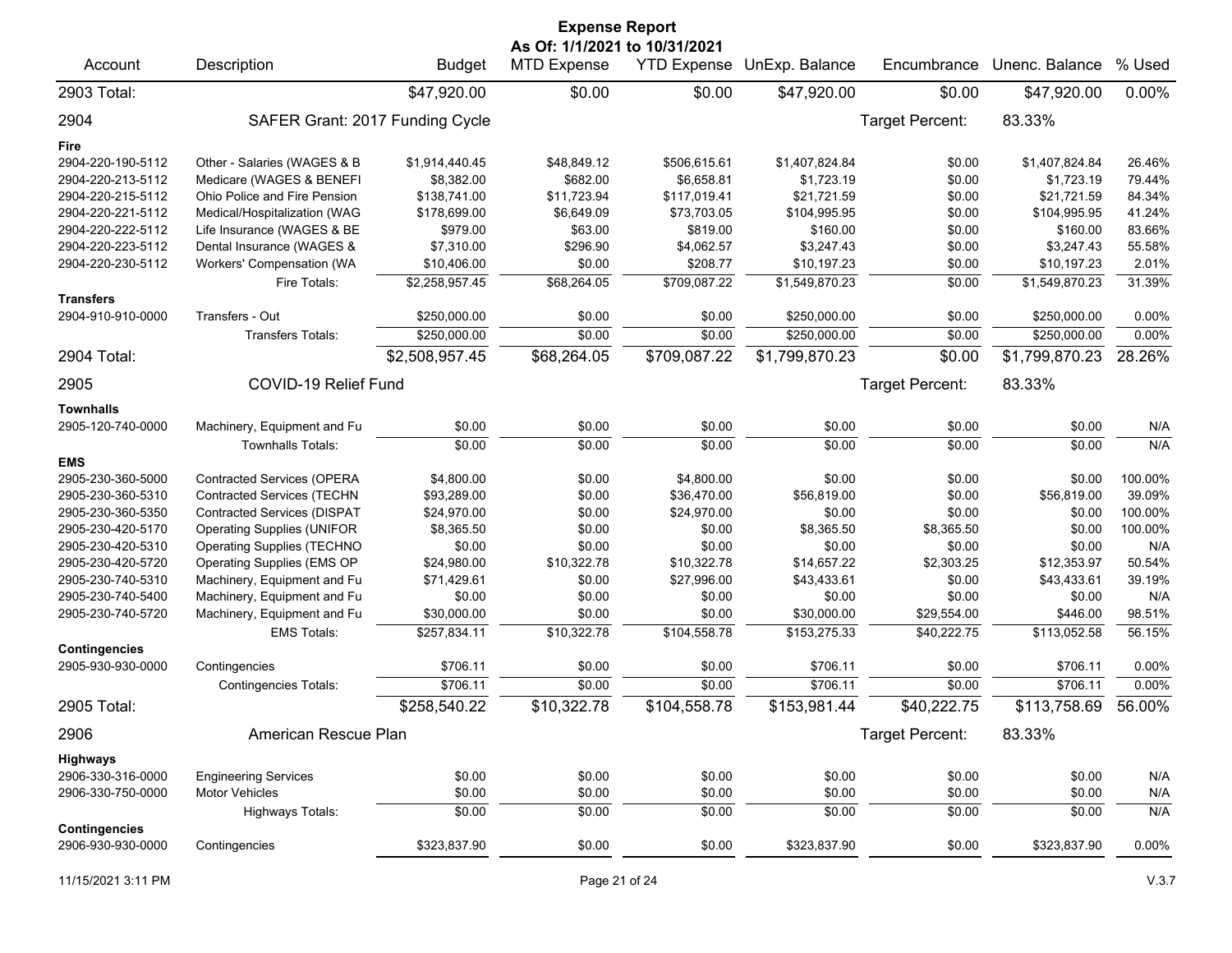# Expense Report

**As Of: 1/1/2021 to 10/31/2021**

| Account | Description | Budget | MTD Expense | YTD Expense | UnExp. Balance | Encumbrance | Unenc. Balance | % Used |
|---|---|---|---|---|---|---|---|---|
| 2903 Total: | | $47,920.00 | $0.00 | $0.00 | $47,920.00 | $0.00 | $47,920.00 | 0.00% |
| 2904 | SAFER Grant: 2017 Funding Cycle | | | | | Target Percent: | 83.33% | |
| **Fire** | | | | | | | | |
| 2904-220-190-5112 | Other - Salaries (WAGES & B | $1,914,440.45 | $48,849.12 | $506,615.61 | $1,407,824.84 | $0.00 | $1,407,824.84 | 26.46% |
| 2904-220-213-5112 | Medicare (WAGES & BENEFI | $8,382.00 | $682.00 | $6,658.81 | $1,723.19 | $0.00 | $1,723.19 | 79.44% |
| 2904-220-215-5112 | Ohio Police and Fire Pension | $138,741.00 | $11,723.94 | $117,019.41 | $21,721.59 | $0.00 | $21,721.59 | 84.34% |
| 2904-220-221-5112 | Medical/Hospitalization (WAG | $178,699.00 | $6,649.09 | $73,703.05 | $104,995.95 | $0.00 | $104,995.95 | 41.24% |
| 2904-220-222-5112 | Life Insurance (WAGES & BE | $979.00 | $63.00 | $819.00 | $160.00 | $0.00 | $160.00 | 83.66% |
| 2904-220-223-5112 | Dental Insurance (WAGES & | $7,310.00 | $296.90 | $4,062.57 | $3,247.43 | $0.00 | $3,247.43 | 55.58% |
| 2904-220-230-5112 | Workers' Compensation (WA | $10,406.00 | $0.00 | $208.77 | $10,197.23 | $0.00 | $10,197.23 | 2.01% |
| | Fire Totals: | $2,258,957.45 | $68,264.05 | $709,087.22 | $1,549,870.23 | $0.00 | $1,549,870.23 | 31.39% |
| **Transfers** | | | | | | | | |
| 2904-910-910-0000 | Transfers - Out | $250,000.00 | $0.00 | $0.00 | $250,000.00 | $0.00 | $250,000.00 | 0.00% |
| | Transfers Totals: | $250,000.00 | $0.00 | $0.00 | $250,000.00 | $0.00 | $250,000.00 | 0.00% |
| 2904 Total: | | $2,508,957.45 | $68,264.05 | $709,087.22 | $1,799,870.23 | $0.00 | $1,799,870.23 | 28.26% |
| 2905 | COVID-19 Relief Fund | | | | | Target Percent: | 83.33% | |
| **Townhalls** | | | | | | | | |
| 2905-120-740-0000 | Machinery, Equipment and Fu | $0.00 | $0.00 | $0.00 | $0.00 | $0.00 | $0.00 | N/A |
| | Townhalls Totals: | $0.00 | $0.00 | $0.00 | $0.00 | $0.00 | $0.00 | N/A |
| **EMS** | | | | | | | | |
| 2905-230-360-5000 | Contracted Services (OPERA | $4,800.00 | $0.00 | $4,800.00 | $0.00 | $0.00 | $0.00 | 100.00% |
| 2905-230-360-5310 | Contracted Services (TECHN | $93,289.00 | $0.00 | $36,470.00 | $56,819.00 | $0.00 | $56,819.00 | 39.09% |
| 2905-230-360-5350 | Contracted Services (DISPAT | $24,970.00 | $0.00 | $24,970.00 | $0.00 | $0.00 | $0.00 | 100.00% |
| 2905-230-420-5170 | Operating Supplies (UNIFOR | $8,365.50 | $0.00 | $0.00 | $8,365.50 | $8,365.50 | $0.00 | 100.00% |
| 2905-230-420-5310 | Operating Supplies (TECHNO | $0.00 | $0.00 | $0.00 | $0.00 | $0.00 | $0.00 | N/A |
| 2905-230-420-5720 | Operating Supplies (EMS OP | $24,980.00 | $10,322.78 | $10,322.78 | $14,657.22 | $2,303.25 | $12,353.97 | 50.54% |
| 2905-230-740-5310 | Machinery, Equipment and Fu | $71,429.61 | $0.00 | $27,996.00 | $43,433.61 | $0.00 | $43,433.61 | 39.19% |
| 2905-230-740-5400 | Machinery, Equipment and Fu | $0.00 | $0.00 | $0.00 | $0.00 | $0.00 | $0.00 | N/A |
| 2905-230-740-5720 | Machinery, Equipment and Fu | $30,000.00 | $0.00 | $0.00 | $30,000.00 | $29,554.00 | $446.00 | 98.51% |
| | EMS Totals: | $257,834.11 | $10,322.78 | $104,558.78 | $153,275.33 | $40,222.75 | $113,052.58 | 56.15% |
| **Contingencies** | | | | | | | | |
| 2905-930-930-0000 | Contingencies | $706.11 | $0.00 | $0.00 | $706.11 | $0.00 | $706.11 | 0.00% |
| | Contingencies Totals: | $706.11 | $0.00 | $0.00 | $706.11 | $0.00 | $706.11 | 0.00% |
| 2905 Total: | | $258,540.22 | $10,322.78 | $104,558.78 | $153,981.44 | $40,222.75 | $113,758.69 | 56.00% |
| 2906 | American Rescue Plan | | | | | Target Percent: | 83.33% | |
| **Highways** | | | | | | | | |
| 2906-330-316-0000 | Engineering Services | $0.00 | $0.00 | $0.00 | $0.00 | $0.00 | $0.00 | N/A |
| 2906-330-750-0000 | Motor Vehicles | $0.00 | $0.00 | $0.00 | $0.00 | $0.00 | $0.00 | N/A |
| | Highways Totals: | $0.00 | $0.00 | $0.00 | $0.00 | $0.00 | $0.00 | N/A |
| **Contingencies** | | | | | | | | |
| 2906-930-930-0000 | Contingencies | $323,837.90 | $0.00 | $0.00 | $323,837.90 | $0.00 | $323,837.90 | 0.00% |

11/15/2021 3:11 PM

V.3.7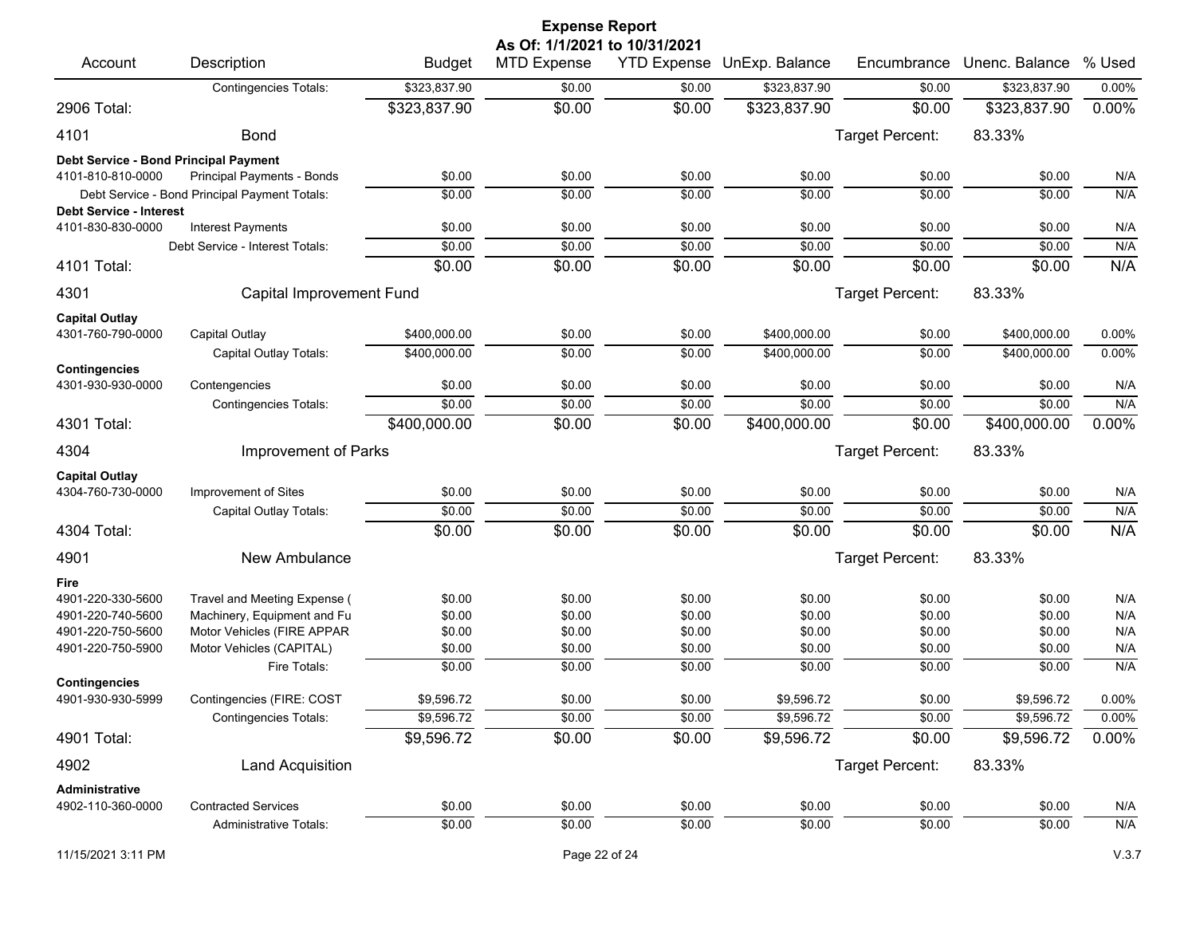# Expense Report

**As Of: 1/1/2021 to 10/31/2021**

| Account | Description | Budget | MTD Expense | YTD Expense | UnExp. Balance | Encumbrance | Unenc. Balance | % Used |
|---|---|---|---|---|---|---|---|---|
| | Contingencies Totals: | $323,837.90 | $0.00 | $0.00 | $323,837.90 | $0.00 | $323,837.90 | 0.00% |
| 2906 Total: | | $323,837.90 | $0.00 | $0.00 | $323,837.90 | $0.00 | $323,837.90 | 0.00% |
| 4101 | Bond | | | | | Target Percent: | 83.33% | |
| **Debt Service - Bond Principal Payment** | | | | | | | | |
| 4101-810-810-0000 | Principal Payments - Bonds | $0.00 | $0.00 | $0.00 | $0.00 | $0.00 | $0.00 | N/A |
| | Debt Service - Bond Principal Payment Totals: | $0.00 | $0.00 | $0.00 | $0.00 | $0.00 | $0.00 | N/A |
| **Debt Service - Interest** | | | | | | | | |
| 4101-830-830-0000 | Interest Payments | $0.00 | $0.00 | $0.00 | $0.00 | $0.00 | $0.00 | N/A |
| | Debt Service - Interest Totals: | $0.00 | $0.00 | $0.00 | $0.00 | $0.00 | $0.00 | N/A |
| 4101 Total: | | $0.00 | $0.00 | $0.00 | $0.00 | $0.00 | $0.00 | N/A |
| 4301 | Capital Improvement Fund | | | | | Target Percent: | 83.33% | |
| **Capital Outlay** | | | | | | | | |
| 4301-760-790-0000 | Capital Outlay | $400,000.00 | $0.00 | $0.00 | $400,000.00 | $0.00 | $400,000.00 | 0.00% |
| | Capital Outlay Totals: | $400,000.00 | $0.00 | $0.00 | $400,000.00 | $0.00 | $400,000.00 | 0.00% |
| **Contingencies** | | | | | | | | |
| 4301-930-930-0000 | Contengencies | $0.00 | $0.00 | $0.00 | $0.00 | $0.00 | $0.00 | N/A |
| | Contingencies Totals: | $0.00 | $0.00 | $0.00 | $0.00 | $0.00 | $0.00 | N/A |
| 4301 Total: | | $400,000.00 | $0.00 | $0.00 | $400,000.00 | $0.00 | $400,000.00 | 0.00% |
| 4304 | Improvement of Parks | | | | | Target Percent: | 83.33% | |
| **Capital Outlay** | | | | | | | | |
| 4304-760-730-0000 | Improvement of Sites | $0.00 | $0.00 | $0.00 | $0.00 | $0.00 | $0.00 | N/A |
| | Capital Outlay Totals: | $0.00 | $0.00 | $0.00 | $0.00 | $0.00 | $0.00 | N/A |
| 4304 Total: | | $0.00 | $0.00 | $0.00 | $0.00 | $0.00 | $0.00 | N/A |
| 4901 | New Ambulance | | | | | Target Percent: | 83.33% | |
| **Fire** | | | | | | | | |
| 4901-220-330-5600 | Travel and Meeting Expense ( | $0.00 | $0.00 | $0.00 | $0.00 | $0.00 | $0.00 | N/A |
| 4901-220-740-5600 | Machinery, Equipment and Fu | $0.00 | $0.00 | $0.00 | $0.00 | $0.00 | $0.00 | N/A |
| 4901-220-750-5600 | Motor Vehicles (FIRE APPAR | $0.00 | $0.00 | $0.00 | $0.00 | $0.00 | $0.00 | N/A |
| 4901-220-750-5900 | Motor Vehicles (CAPITAL) | $0.00 | $0.00 | $0.00 | $0.00 | $0.00 | $0.00 | N/A |
| | Fire Totals: | $0.00 | $0.00 | $0.00 | $0.00 | $0.00 | $0.00 | N/A |
| **Contingencies** | | | | | | | | |
| 4901-930-930-5999 | Contingencies (FIRE: COST | $9,596.72 | $0.00 | $0.00 | $9,596.72 | $0.00 | $9,596.72 | 0.00% |
| | Contingencies Totals: | $9,596.72 | $0.00 | $0.00 | $9,596.72 | $0.00 | $9,596.72 | 0.00% |
| 4901 Total: | | $9,596.72 | $0.00 | $0.00 | $9,596.72 | $0.00 | $9,596.72 | 0.00% |
| 4902 | Land Acquisition | | | | | Target Percent: | 83.33% | |
| **Administrative** | | | | | | | | |
| 4902-110-360-0000 | Contracted Services | $0.00 | $0.00 | $0.00 | $0.00 | $0.00 | $0.00 | N/A |
| | Administrative Totals: | $0.00 | $0.00 | $0.00 | $0.00 | $0.00 | $0.00 | N/A |

11/15/2021 3:11 PM

V.3.7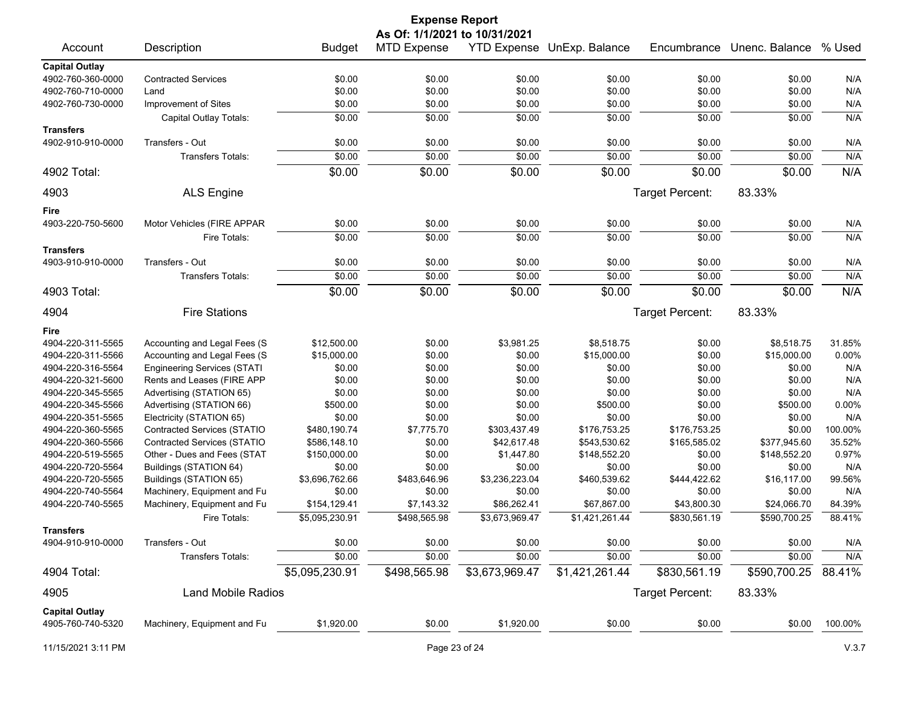# Expense Report

**As Of: 1/1/2021 to 10/31/2021**

| Account | Description | Budget | MTD Expense | YTD Expense | UnExp. Balance | Encumbrance | Unenc. Balance | % Used |
|---|---|---|---|---|---|---|---|---|
| **Capital Outlay** | | | | | | | | |
| 4902-760-360-0000 | Contracted Services | $0.00 | $0.00 | $0.00 | $0.00 | $0.00 | $0.00 | N/A |
| 4902-760-710-0000 | Land | $0.00 | $0.00 | $0.00 | $0.00 | $0.00 | $0.00 | N/A |
| 4902-760-730-0000 | Improvement of Sites | $0.00 | $0.00 | $0.00 | $0.00 | $0.00 | $0.00 | N/A |
| | Capital Outlay Totals: | $0.00 | $0.00 | $0.00 | $0.00 | $0.00 | $0.00 | N/A |
| **Transfers** | | | | | | | | |
| 4902-910-910-0000 | Transfers - Out | $0.00 | $0.00 | $0.00 | $0.00 | $0.00 | $0.00 | N/A |
| | Transfers Totals: | $0.00 | $0.00 | $0.00 | $0.00 | $0.00 | $0.00 | N/A |
| **4902 Total:** | | $0.00 | $0.00 | $0.00 | $0.00 | $0.00 | $0.00 | N/A |
| **4903** | **ALS Engine** | | | | | Target Percent: | 83.33% | |
| **Fire** | | | | | | | | |
| 4903-220-750-5600 | Motor Vehicles (FIRE APPAR | $0.00 | $0.00 | $0.00 | $0.00 | $0.00 | $0.00 | N/A |
| | Fire Totals: | $0.00 | $0.00 | $0.00 | $0.00 | $0.00 | $0.00 | N/A |
| **Transfers** | | | | | | | | |
| 4903-910-910-0000 | Transfers - Out | $0.00 | $0.00 | $0.00 | $0.00 | $0.00 | $0.00 | N/A |
| | Transfers Totals: | $0.00 | $0.00 | $0.00 | $0.00 | $0.00 | $0.00 | N/A |
| **4903 Total:** | | $0.00 | $0.00 | $0.00 | $0.00 | $0.00 | $0.00 | N/A |
| **4904** | **Fire Stations** | | | | | Target Percent: | 83.33% | |
| **Fire** | | | | | | | | |
| 4904-220-311-5565 | Accounting and Legal Fees (S | $12,500.00 | $0.00 | $3,981.25 | $8,518.75 | $0.00 | $8,518.75 | 31.85% |
| 4904-220-311-5566 | Accounting and Legal Fees (S | $15,000.00 | $0.00 | $0.00 | $15,000.00 | $0.00 | $15,000.00 | 0.00% |
| 4904-220-316-5564 | Engineering Services (STATI | $0.00 | $0.00 | $0.00 | $0.00 | $0.00 | $0.00 | N/A |
| 4904-220-321-5600 | Rents and Leases (FIRE APP | $0.00 | $0.00 | $0.00 | $0.00 | $0.00 | $0.00 | N/A |
| 4904-220-345-5565 | Advertising (STATION 65) | $0.00 | $0.00 | $0.00 | $0.00 | $0.00 | $0.00 | N/A |
| 4904-220-345-5566 | Advertising (STATION 66) | $500.00 | $0.00 | $0.00 | $500.00 | $0.00 | $500.00 | 0.00% |
| 4904-220-351-5565 | Electricity (STATION 65) | $0.00 | $0.00 | $0.00 | $0.00 | $0.00 | $0.00 | N/A |
| 4904-220-360-5565 | Contracted Services (STATIO | $480,190.74 | $7,775.70 | $303,437.49 | $176,753.25 | $176,753.25 | $0.00 | 100.00% |
| 4904-220-360-5566 | Contracted Services (STATIO | $586,148.10 | $0.00 | $42,617.48 | $543,530.62 | $165,585.02 | $377,945.60 | 35.52% |
| 4904-220-519-5565 | Other - Dues and Fees (STAT | $150,000.00 | $0.00 | $1,447.80 | $148,552.20 | $0.00 | $148,552.20 | 0.97% |
| 4904-220-720-5564 | Buildings (STATION 64) | $0.00 | $0.00 | $0.00 | $0.00 | $0.00 | $0.00 | N/A |
| 4904-220-720-5565 | Buildings (STATION 65) | $3,696,762.66 | $483,646.96 | $3,236,223.04 | $460,539.62 | $444,422.62 | $16,117.00 | 99.56% |
| 4904-220-740-5564 | Machinery, Equipment and Fu | $0.00 | $0.00 | $0.00 | $0.00 | $0.00 | $0.00 | N/A |
| 4904-220-740-5565 | Machinery, Equipment and Fu | $154,129.41 | $7,143.32 | $86,262.41 | $67,867.00 | $43,800.30 | $24,066.70 | 84.39% |
| | Fire Totals: | $5,095,230.91 | $498,565.98 | $3,673,969.47 | $1,421,261.44 | $830,561.19 | $590,700.25 | 88.41% |
| **Transfers** | | | | | | | | |
| 4904-910-910-0000 | Transfers - Out | $0.00 | $0.00 | $0.00 | $0.00 | $0.00 | $0.00 | N/A |
| | Transfers Totals: | $0.00 | $0.00 | $0.00 | $0.00 | $0.00 | $0.00 | N/A |
| **4904 Total:** | | $5,095,230.91 | $498,565.98 | $3,673,969.47 | $1,421,261.44 | $830,561.19 | $590,700.25 | 88.41% |
| **4905** | **Land Mobile Radios** | | | | | Target Percent: | 83.33% | |
| **Capital Outlay** | | | | | | | | |
| 4905-760-740-5320 | Machinery, Equipment and Fu | $1,920.00 | $0.00 | $1,920.00 | $0.00 | $0.00 | $0.00 | 100.00% |

11/15/2021 3:11 PM V.3.7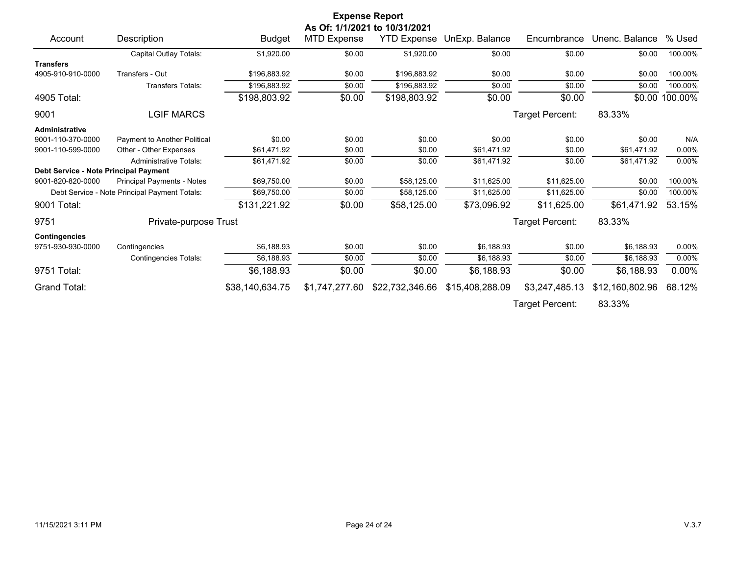# Expense Report

**As Of: 1/1/2021 to 10/31/2021**

| Account | Description | Budget | MTD Expense | YTD Expense | UnExp. Balance | Encumbrance | Unenc. Balance | % Used |
|---|---|---|---|---|---|---|---|---|
| | Capital Outlay Totals: | $1,920.00 | $0.00 | $1,920.00 | $0.00 | $0.00 | $0.00 | 100.00% |
| **Transfers** | | | | | | | | |
| 4905-910-910-0000 | Transfers - Out | $196,883.92 | $0.00 | $196,883.92 | $0.00 | $0.00 | $0.00 | 100.00% |
| | Transfers Totals: | $196,883.92 | $0.00 | $196,883.92 | $0.00 | $0.00 | $0.00 | 100.00% |
| 4905 Total: | | $198,803.92 | $0.00 | $198,803.92 | $0.00 | $0.00 | $0.00 | 100.00% |
| 9001 | LGIF MARCS | | | | | Target Percent: | 83.33% | |
| **Administrative** | | | | | | | | |
| 9001-110-370-0000 | Payment to Another Political | $0.00 | $0.00 | $0.00 | $0.00 | $0.00 | $0.00 | N/A |
| 9001-110-599-0000 | Other - Other Expenses | $61,471.92 | $0.00 | $0.00 | $61,471.92 | $0.00 | $61,471.92 | 0.00% |
| | Administrative Totals: | $61,471.92 | $0.00 | $0.00 | $61,471.92 | $0.00 | $61,471.92 | 0.00% |
| **Debt Service - Note Principal Payment** | | | | | | | | |
| 9001-820-820-0000 | Principal Payments - Notes | $69,750.00 | $0.00 | $58,125.00 | $11,625.00 | $11,625.00 | $0.00 | 100.00% |
| | Debt Service - Note Principal Payment Totals: | $69,750.00 | $0.00 | $58,125.00 | $11,625.00 | $11,625.00 | $0.00 | 100.00% |
| 9001 Total: | | $131,221.92 | $0.00 | $58,125.00 | $73,096.92 | $11,625.00 | $61,471.92 | 53.15% |
| 9751 | Private-purpose Trust | | | | | Target Percent: | 83.33% | |
| **Contingencies** | | | | | | | | |
| 9751-930-930-0000 | Contingencies | $6,188.93 | $0.00 | $0.00 | $6,188.93 | $0.00 | $6,188.93 | 0.00% |
| | Contingencies Totals: | $6,188.93 | $0.00 | $0.00 | $6,188.93 | $0.00 | $6,188.93 | 0.00% |
| 9751 Total: | | $6,188.93 | $0.00 | $0.00 | $6,188.93 | $0.00 | $6,188.93 | 0.00% |
| Grand Total: | | $38,140,634.75 | $1,747,277.60 | $22,732,346.66 | $15,408,288.09 | $3,247,485.13 | $12,160,802.96 | 68.12% |
| | | | | | | Target Percent: | 83.33% | |